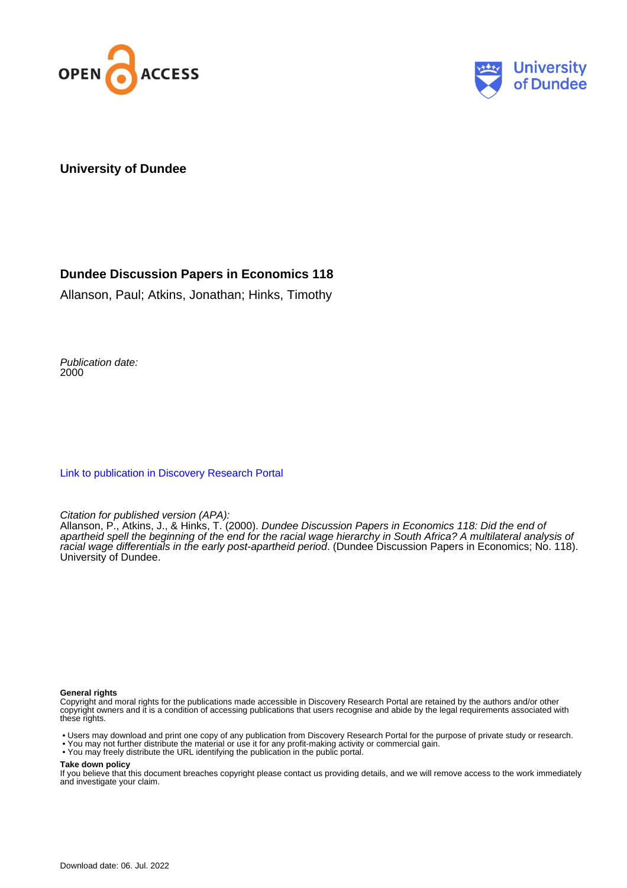University of Dundee

# Dundee Discussion Papers in Economics 118

Allanson, Paul; Atkins, Jonathan; Hinks, Timothy

*Publication date:*
2000

Link to publication in Discovery Research Portal

*Citation for published version (APA):*
Allanson, P., Atkins, J., & Hinks, T. (2000). *Dundee Discussion Papers in Economics 118: Did the end of apartheid spell the beginning of the end for the racial wage hierarchy in South Africa? A multilateral analysis of racial wage differentials in the early post-apartheid period*. (Dundee Discussion Papers in Economics; No. 118). University of Dundee.

**General rights**
Copyright and moral rights for the publications made accessible in Discovery Research Portal are retained by the authors and/or other copyright owners and it is a condition of accessing publications that users recognise and abide by the legal requirements associated with these rights.

- Users may download and print one copy of any publication from Discovery Research Portal for the purpose of private study or research.
- You may not further distribute the material or use it for any profit-making activity or commercial gain.
- You may freely distribute the URL identifying the publication in the public portal.

**Take down policy**
If you believe that this document breaches copyright please contact us providing details, and we will remove access to the work immediately and investigate your claim.

Download date: 06. Jul. 2022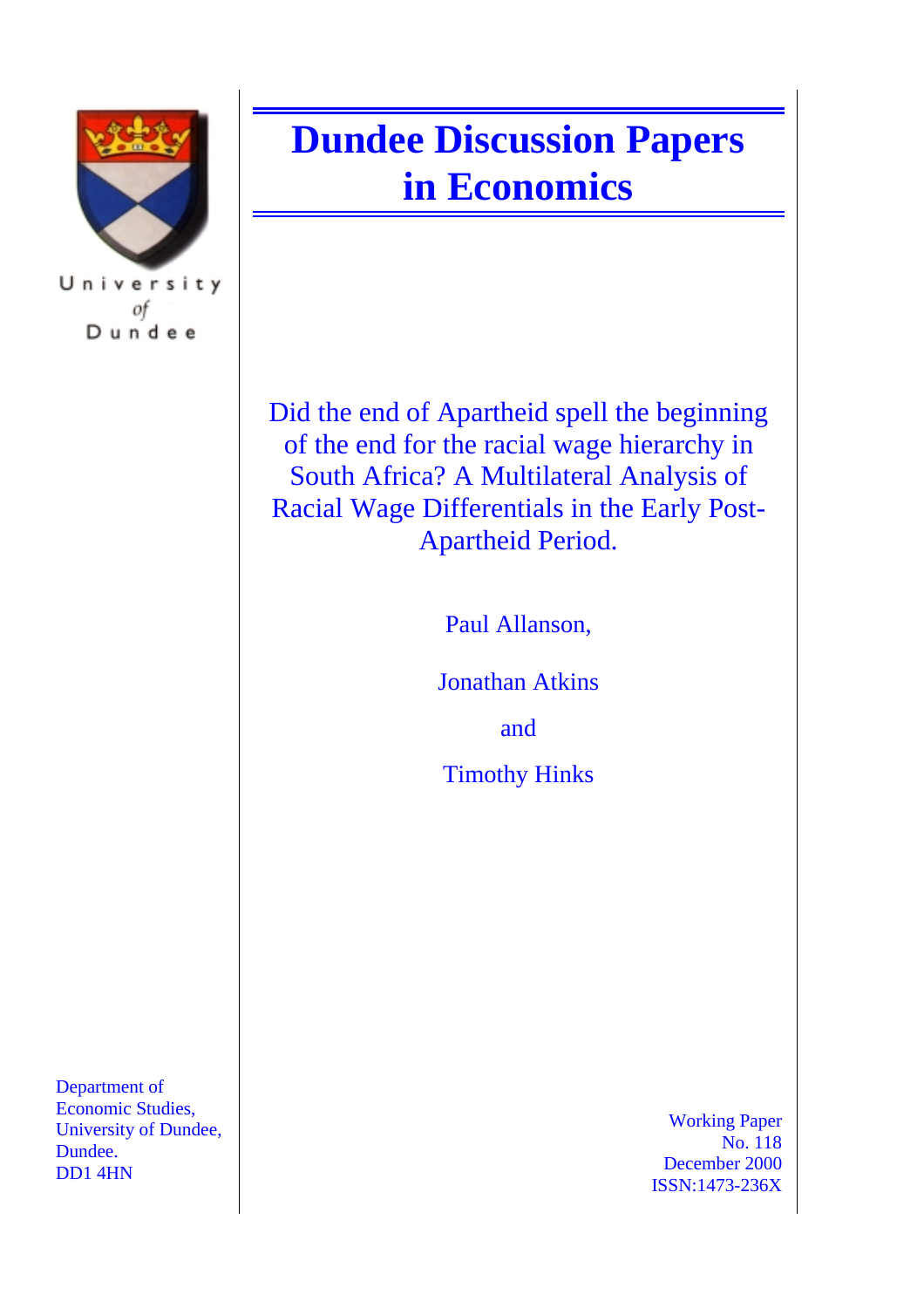University of Dundee

# Dundee Discussion Papers in Economics

## Did the end of Apartheid spell the beginning of the end for the racial wage hierarchy in South Africa? A Multilateral Analysis of Racial Wage Differentials in the Early Post-Apartheid Period.

Paul Allanson,

Jonathan Atkins

and

Timothy Hinks

Department of Economic Studies,
University of Dundee,
Dundee.
DD1 4HN

Working Paper
No. 118
December 2000
ISSN:1473-236X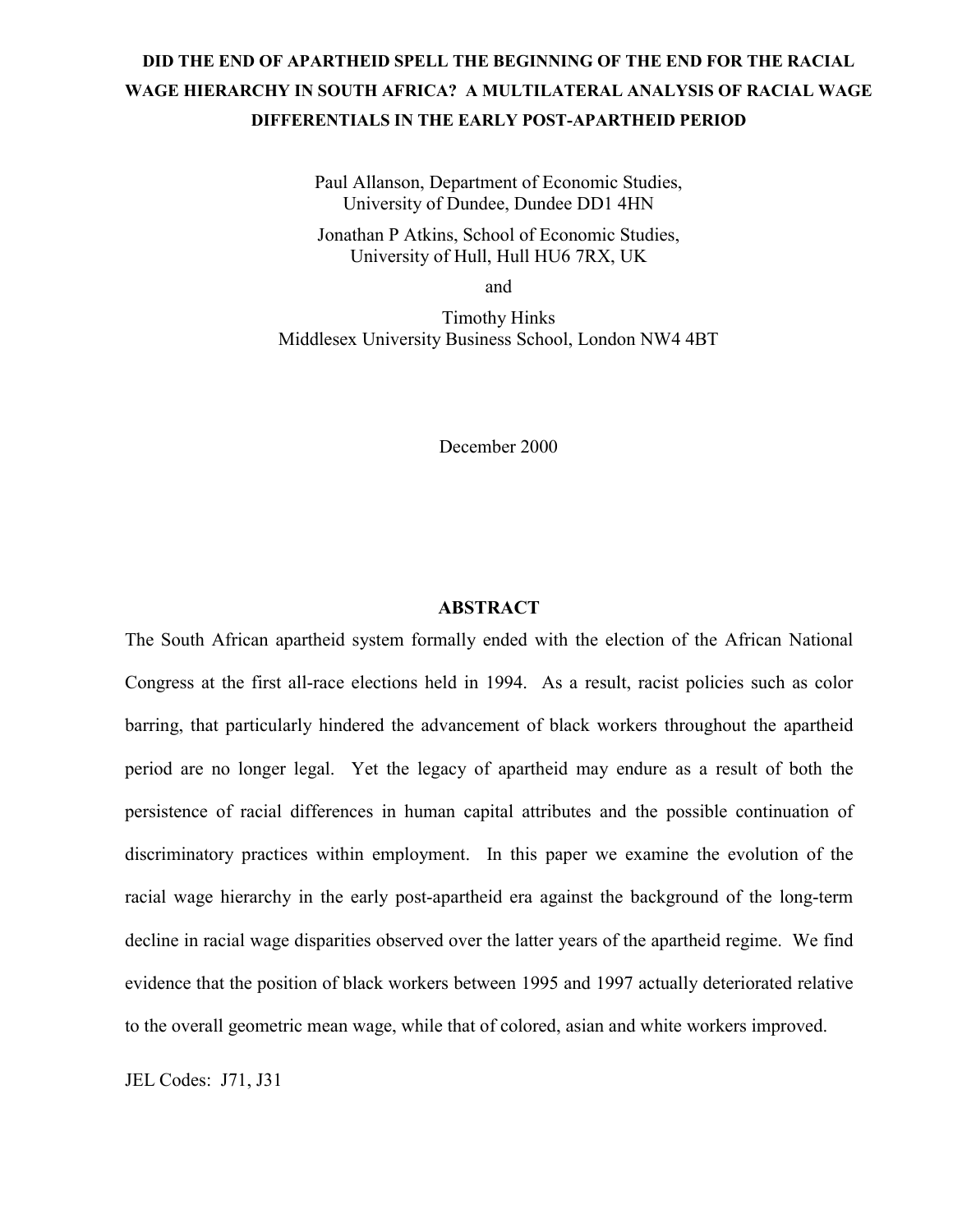# DID THE END OF APARTHEID SPELL THE BEGINNING OF THE END FOR THE RACIAL WAGE HIERARCHY IN SOUTH AFRICA? A MULTILATERAL ANALYSIS OF RACIAL WAGE DIFFERENTIALS IN THE EARLY POST-APARTHEID PERIOD

Paul Allanson, Department of Economic Studies,
University of Dundee, Dundee DD1 4HN

Jonathan P Atkins, School of Economic Studies,
University of Hull, Hull HU6 7RX, UK

and

Timothy Hinks
Middlesex University Business School, London NW4 4BT

December 2000

## ABSTRACT

The South African apartheid system formally ended with the election of the African National Congress at the first all-race elections held in 1994. As a result, racist policies such as color barring, that particularly hindered the advancement of black workers throughout the apartheid period are no longer legal. Yet the legacy of apartheid may endure as a result of both the persistence of racial differences in human capital attributes and the possible continuation of discriminatory practices within employment. In this paper we examine the evolution of the racial wage hierarchy in the early post-apartheid era against the background of the long-term decline in racial wage disparities observed over the latter years of the apartheid regime. We find evidence that the position of black workers between 1995 and 1997 actually deteriorated relative to the overall geometric mean wage, while that of colored, asian and white workers improved.

JEL Codes: J71, J31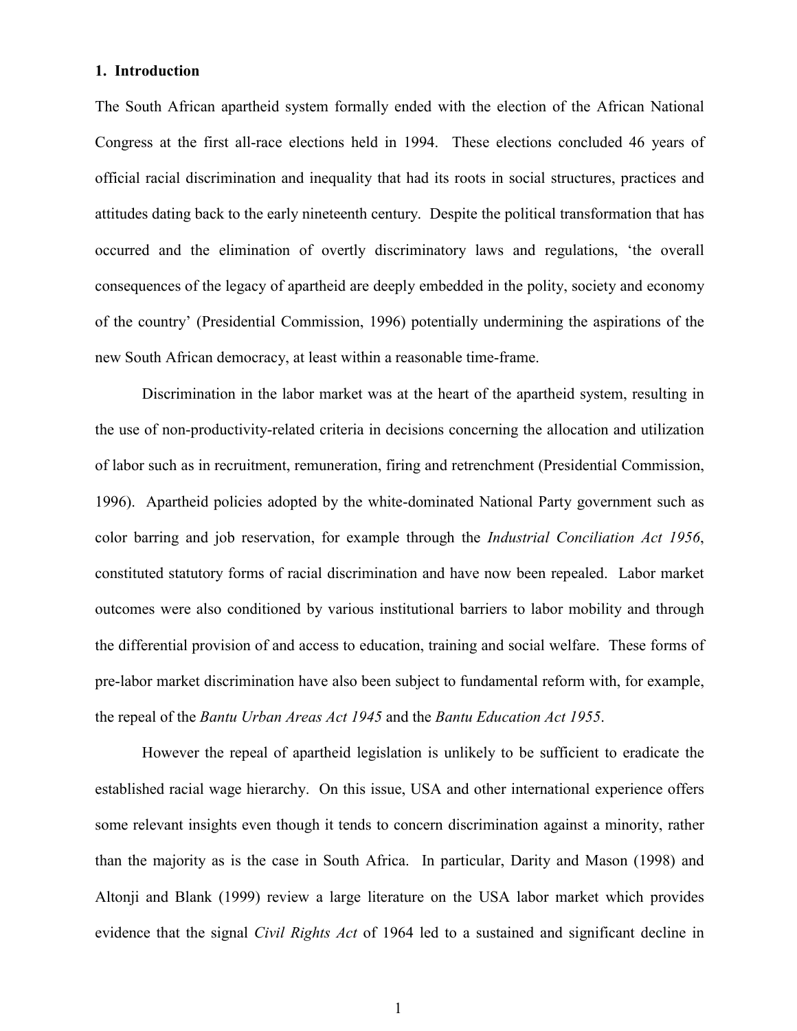## 1. Introduction

The South African apartheid system formally ended with the election of the African National Congress at the first all-race elections held in 1994. These elections concluded 46 years of official racial discrimination and inequality that had its roots in social structures, practices and attitudes dating back to the early nineteenth century. Despite the political transformation that has occurred and the elimination of overtly discriminatory laws and regulations, 'the overall consequences of the legacy of apartheid are deeply embedded in the polity, society and economy of the country' (Presidential Commission, 1996) potentially undermining the aspirations of the new South African democracy, at least within a reasonable time-frame.

Discrimination in the labor market was at the heart of the apartheid system, resulting in the use of non-productivity-related criteria in decisions concerning the allocation and utilization of labor such as in recruitment, remuneration, firing and retrenchment (Presidential Commission, 1996). Apartheid policies adopted by the white-dominated National Party government such as color barring and job reservation, for example through the *Industrial Conciliation Act 1956*, constituted statutory forms of racial discrimination and have now been repealed. Labor market outcomes were also conditioned by various institutional barriers to labor mobility and through the differential provision of and access to education, training and social welfare. These forms of pre-labor market discrimination have also been subject to fundamental reform with, for example, the repeal of the *Bantu Urban Areas Act 1945* and the *Bantu Education Act 1955*.

However the repeal of apartheid legislation is unlikely to be sufficient to eradicate the established racial wage hierarchy. On this issue, USA and other international experience offers some relevant insights even though it tends to concern discrimination against a minority, rather than the majority as is the case in South Africa. In particular, Darity and Mason (1998) and Altonji and Blank (1999) review a large literature on the USA labor market which provides evidence that the signal *Civil Rights Act* of 1964 led to a sustained and significant decline in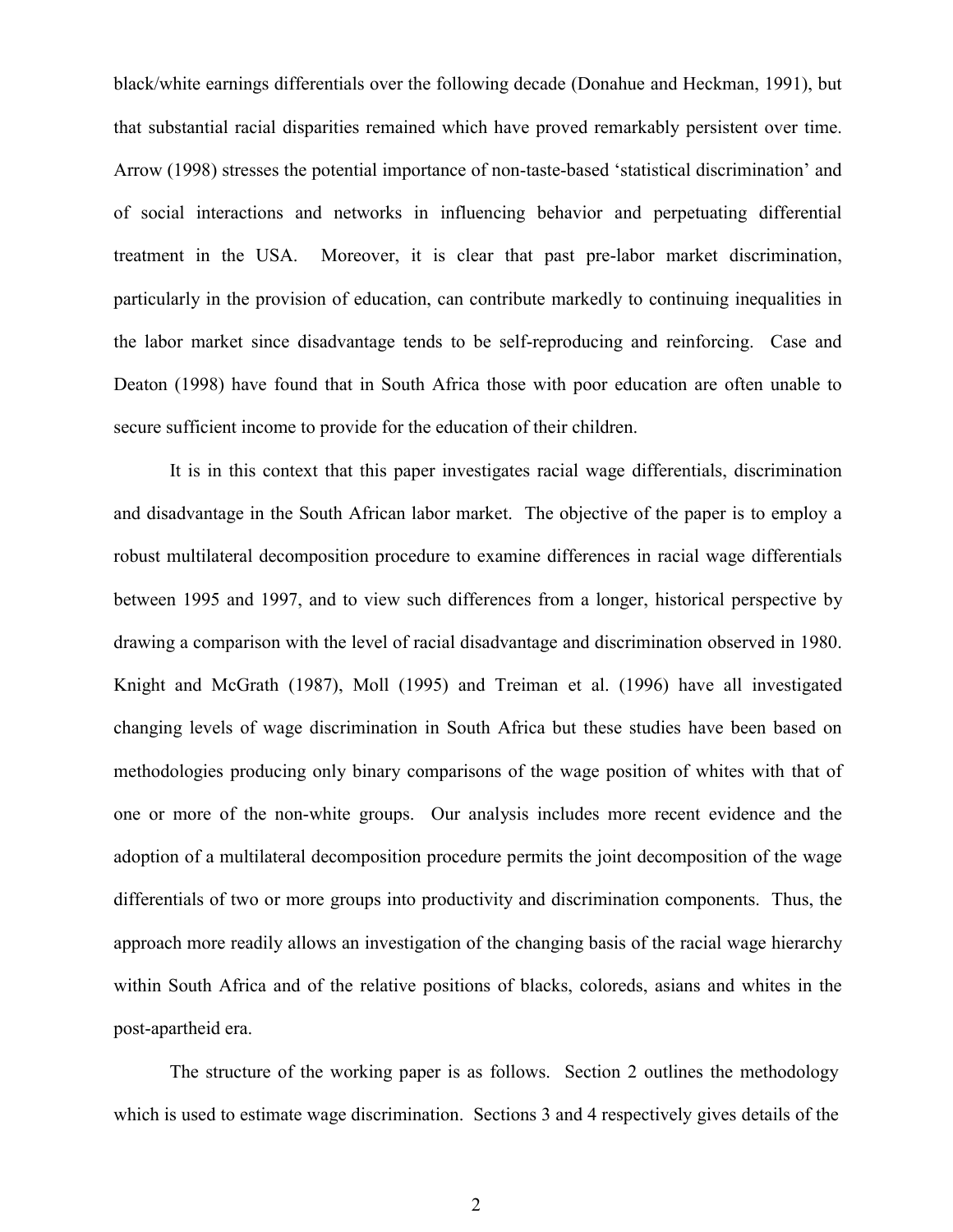black/white earnings differentials over the following decade (Donahue and Heckman, 1991), but that substantial racial disparities remained which have proved remarkably persistent over time. Arrow (1998) stresses the potential importance of non-taste-based 'statistical discrimination' and of social interactions and networks in influencing behavior and perpetuating differential treatment in the USA. Moreover, it is clear that past pre-labor market discrimination, particularly in the provision of education, can contribute markedly to continuing inequalities in the labor market since disadvantage tends to be self-reproducing and reinforcing. Case and Deaton (1998) have found that in South Africa those with poor education are often unable to secure sufficient income to provide for the education of their children.

It is in this context that this paper investigates racial wage differentials, discrimination and disadvantage in the South African labor market. The objective of the paper is to employ a robust multilateral decomposition procedure to examine differences in racial wage differentials between 1995 and 1997, and to view such differences from a longer, historical perspective by drawing a comparison with the level of racial disadvantage and discrimination observed in 1980. Knight and McGrath (1987), Moll (1995) and Treiman et al. (1996) have all investigated changing levels of wage discrimination in South Africa but these studies have been based on methodologies producing only binary comparisons of the wage position of whites with that of one or more of the non-white groups. Our analysis includes more recent evidence and the adoption of a multilateral decomposition procedure permits the joint decomposition of the wage differentials of two or more groups into productivity and discrimination components. Thus, the approach more readily allows an investigation of the changing basis of the racial wage hierarchy within South Africa and of the relative positions of blacks, coloreds, asians and whites in the post-apartheid era.

The structure of the working paper is as follows. Section 2 outlines the methodology which is used to estimate wage discrimination. Sections 3 and 4 respectively gives details of the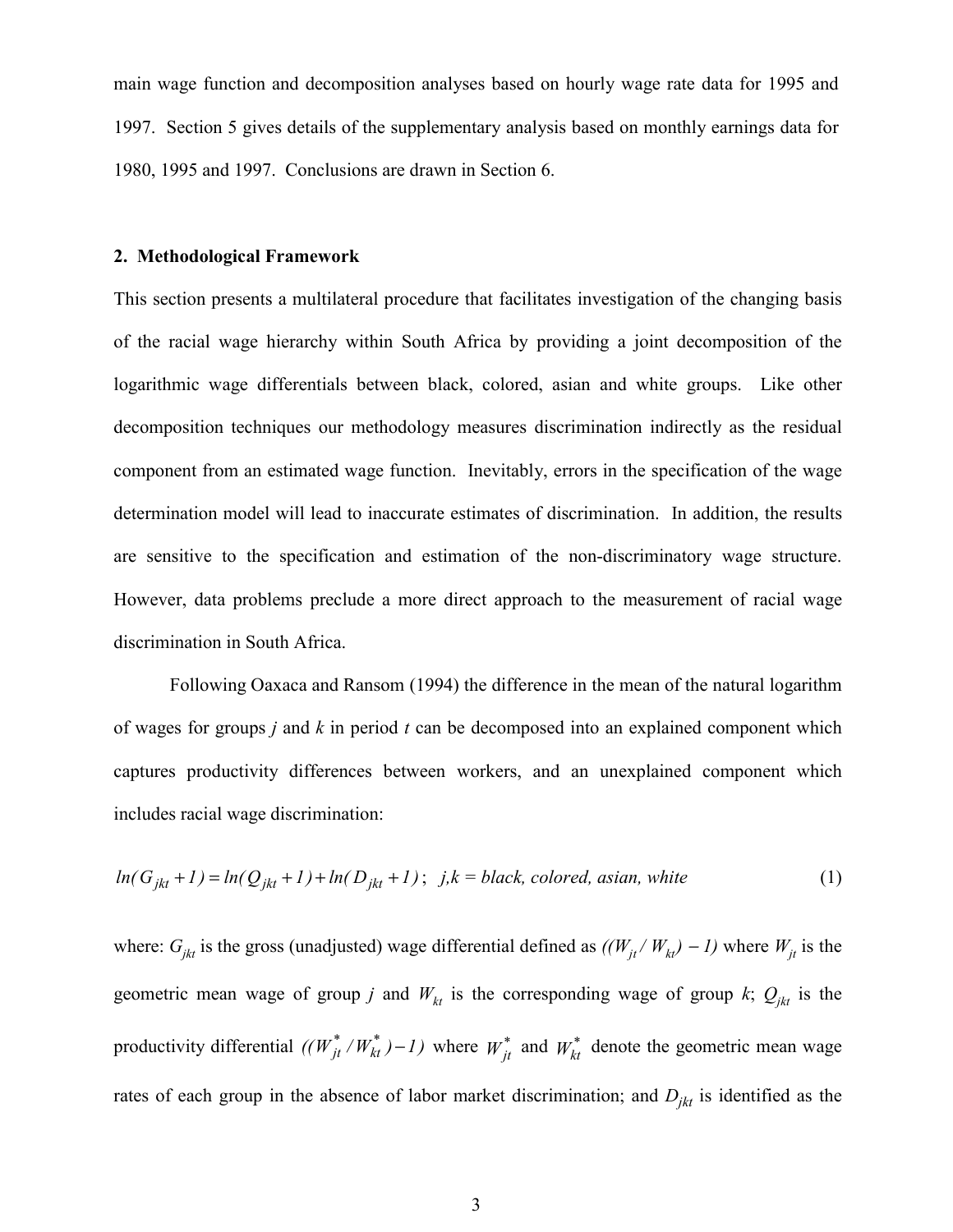main wage function and decomposition analyses based on hourly wage rate data for 1995 and 1997. Section 5 gives details of the supplementary analysis based on monthly earnings data for 1980, 1995 and 1997. Conclusions are drawn in Section 6.

## 2. Methodological Framework

This section presents a multilateral procedure that facilitates investigation of the changing basis of the racial wage hierarchy within South Africa by providing a joint decomposition of the logarithmic wage differentials between black, colored, asian and white groups. Like other decomposition techniques our methodology measures discrimination indirectly as the residual component from an estimated wage function. Inevitably, errors in the specification of the wage determination model will lead to inaccurate estimates of discrimination. In addition, the results are sensitive to the specification and estimation of the non-discriminatory wage structure. However, data problems preclude a more direct approach to the measurement of racial wage discrimination in South Africa.

Following Oaxaca and Ransom (1994) the difference in the mean of the natural logarithm of wages for groups *j* and *k* in period *t* can be decomposed into an explained component which captures productivity differences between workers, and an unexplained component which includes racial wage discrimination:

$$ln(G_{jkt}+1) = ln(Q_{jkt}+1) + ln(D_{jkt}+1)\,; \quad j,k = black,\ colored,\ asian,\ white \tag{1}$$

where: $G_{jkt}$ is the gross (unadjusted) wage differential defined as $((W_{jt}/W_{kt})-1)$ where $W_{jt}$ is the geometric mean wage of group $j$ and $W_{kt}$ is the corresponding wage of group $k$; $Q_{jkt}$ is the productivity differential $((W^*_{jt}/W^*_{kt})-1)$ where $W^*_{jt}$ and $W^*_{kt}$ denote the geometric mean wage rates of each group in the absence of labor market discrimination; and $D_{jkt}$ is identified as the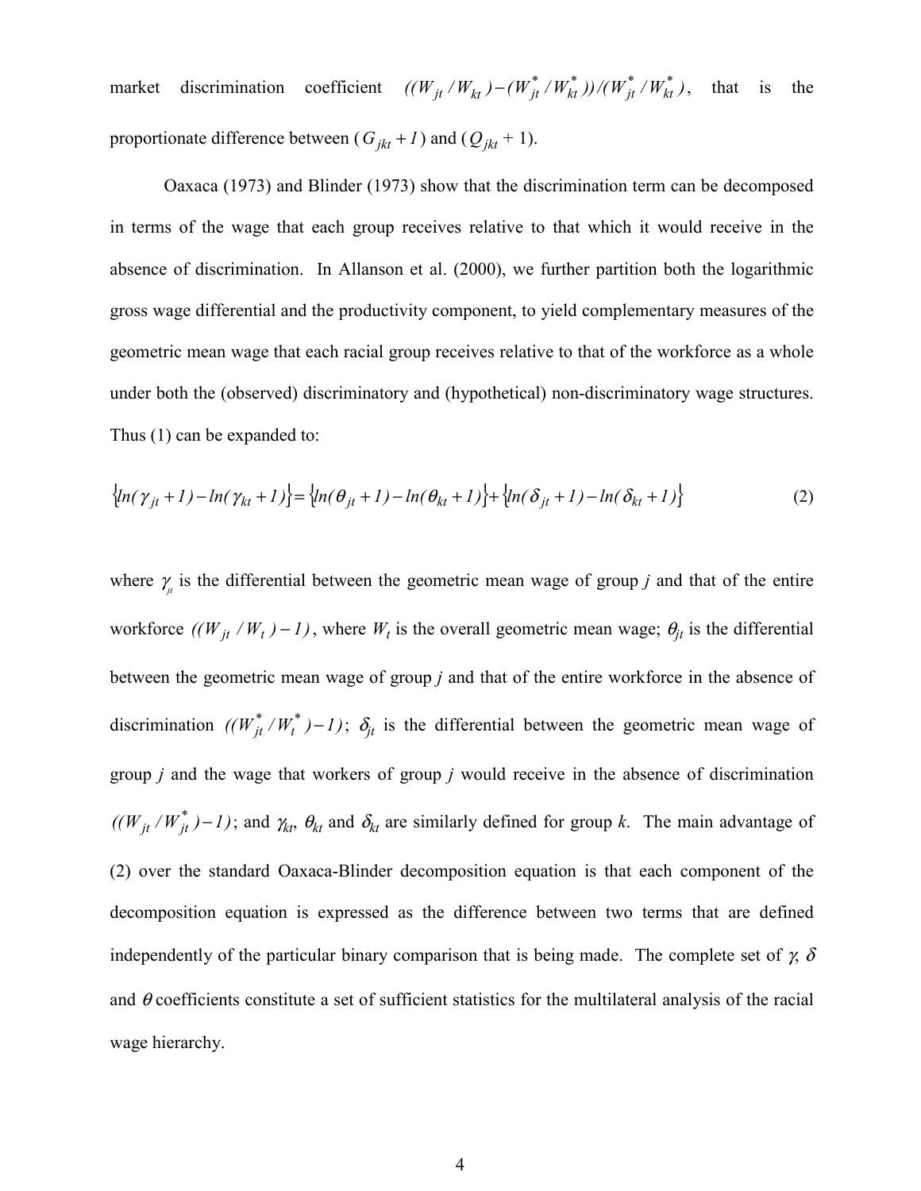market discrimination coefficient $((W_{jt}/W_{kt})-(W^*_{jt}/W^*_{kt}))/(W^*_{jt}/W^*_{kt})$, that is the proportionate difference between $(G_{jkt}+1)$ and $(Q_{jkt}+1)$.

Oaxaca (1973) and Blinder (1973) show that the discrimination term can be decomposed in terms of the wage that each group receives relative to that which it would receive in the absence of discrimination. In Allanson et al. (2000), we further partition both the logarithmic gross wage differential and the productivity component, to yield complementary measures of the geometric mean wage that each racial group receives relative to that of the workforce as a whole under both the (observed) discriminatory and (hypothetical) non-discriminatory wage structures. Thus (1) can be expanded to:

$$\{ln(\gamma_{jt}+1)-ln(\gamma_{kt}+1)\}=\{ln(\theta_{jt}+1)-ln(\theta_{kt}+1)\}+\{ln(\delta_{jt}+1)-ln(\delta_{kt}+1)\} \tag{2}$$

where $\gamma_{jt}$ is the differential between the geometric mean wage of group $j$ and that of the entire workforce $((W_{jt}/W_t)-1)$, where $W_t$ is the overall geometric mean wage; $\theta_{jt}$ is the differential between the geometric mean wage of group $j$ and that of the entire workforce in the absence of discrimination $((W^*_{jt}/W^*_t)-1)$; $\delta_{jt}$ is the differential between the geometric mean wage of group $j$ and the wage that workers of group $j$ would receive in the absence of discrimination $((W_{jt}/W^*_{jt})-1)$; and $\gamma_{kt}$, $\theta_{kt}$ and $\delta_{kt}$ are similarly defined for group $k$. The main advantage of (2) over the standard Oaxaca-Blinder decomposition equation is that each component of the decomposition equation is expressed as the difference between two terms that are defined independently of the particular binary comparison that is being made. The complete set of $\gamma$, $\delta$ and $\theta$ coefficients constitute a set of sufficient statistics for the multilateral analysis of the racial wage hierarchy.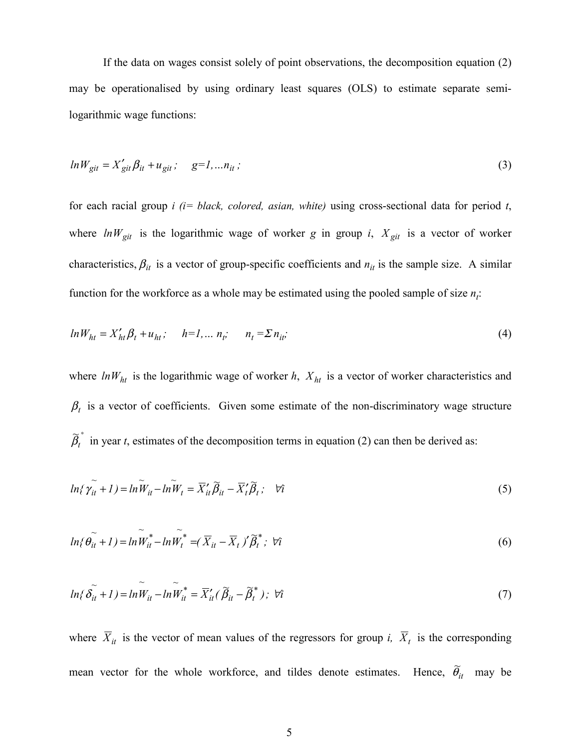If the data on wages consist solely of point observations, the decomposition equation (2) may be operationalised by using ordinary least squares (OLS) to estimate separate semi-logarithmic wage functions:

$$lnW_{git} = X'_{git}\beta_{it} + u_{git}\,; \quad g=1,...n_{it}\,; \tag{3}$$

for each racial group *i (i= black, colored, asian, white)* using cross-sectional data for period *t*, where $lnW_{git}$ is the logarithmic wage of worker *g* in group *i*, $X_{git}$ is a vector of worker characteristics, $\beta_{it}$ is a vector of group-specific coefficients and $n_{it}$ is the sample size. A similar function for the workforce as a whole may be estimated using the pooled sample of size $n_t$:

$$lnW_{ht} = X'_{ht}\beta_t + u_{ht}\,; \quad h=1,...\,n_t; \quad n_t = \Sigma\, n_{it}; \tag{4}$$

where $lnW_{ht}$ is the logarithmic wage of worker *h*, $X_{ht}$ is a vector of worker characteristics and $\beta_t$ is a vector of coefficients. Given some estimate of the non-discriminatory wage structure $\widetilde{\beta}_t^{\,*}$ in year *t*, estimates of the decomposition terms in equation (2) can then be derived as:

$$ln\{\widetilde{\gamma}_{it} + 1) = ln\widetilde{W}_{it} - ln\widetilde{W}_t = \overline{X}'_{it}\widetilde{\beta}_{it} - \overline{X}'_t\widetilde{\beta}_t\,; \quad \forall i \tag{5}$$

$$ln\{\widetilde{\theta}_{it} + 1) = ln\widetilde{W}^*_{it} - ln\widetilde{W}^*_t = (\overline{X}_{it} - \overline{X}_t)'\widetilde{\beta}^*_t\,; \ \forall i \tag{6}$$

$$ln\{\widetilde{\delta}_{it} + 1) = ln\widetilde{W}_{it} - ln\widetilde{W}^*_{it} = \overline{X}'_{it}(\widetilde{\beta}_{it} - \widetilde{\beta}^*_t)\,; \ \forall i \tag{7}$$

where $\overline{X}_{it}$ is the vector of mean values of the regressors for group *i*, $\overline{X}_t$ is the corresponding mean vector for the whole workforce, and tildes denote estimates. Hence, $\widetilde{\theta}_{it}$ may be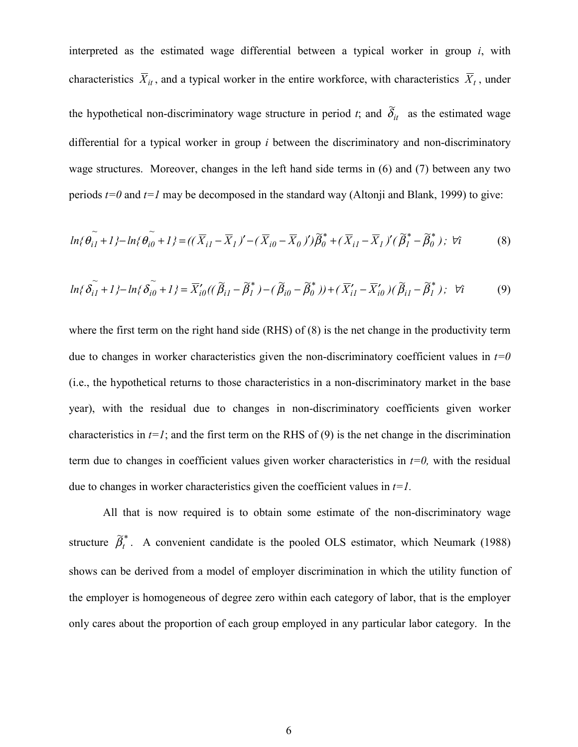interpreted as the estimated wage differential between a typical worker in group $i$, with characteristics $\overline{X}_{it}$, and a typical worker in the entire workforce, with characteristics $\overline{X}_t$, under the hypothetical non-discriminatory wage structure in period $t$; and $\widetilde{\delta}_{it}$ as the estimated wage differential for a typical worker in group $i$ between the discriminatory and non-discriminatory wage structures. Moreover, changes in the left hand side terms in (6) and (7) between any two periods $t=0$ and $t=1$ may be decomposed in the standard way (Altonji and Blank, 1999) to give:

$$ln\{\widetilde{\theta}_{i1}+1\}-ln\{\widetilde{\theta}_{i0}+1\}=((\overline{X}_{i1}-\overline{X}_1)'-(\overline{X}_{i0}-\overline{X}_0)')\widetilde{\beta}_0^*+(\overline{X}_{i1}-\overline{X}_1)'(\widetilde{\beta}_1^*-\widetilde{\beta}_0^*);\ \forall i \qquad (8)$$

$$ln\{\widetilde{\delta}_{i1}+1\}-ln\{\widetilde{\delta}_{i0}+1\}=\overline{X}_{i0}'((\widetilde{\beta}_{i1}-\widetilde{\beta}_1^*)-(\widetilde{\beta}_{i0}-\widetilde{\beta}_0^*))+(\overline{X}_{i1}'-\overline{X}_{i0}')(\widetilde{\beta}_{i1}-\widetilde{\beta}_1^*);\ \forall i \qquad (9)$$

where the first term on the right hand side (RHS) of (8) is the net change in the productivity term due to changes in worker characteristics given the non-discriminatory coefficient values in $t=0$ (i.e., the hypothetical returns to those characteristics in a non-discriminatory market in the base year), with the residual due to changes in non-discriminatory coefficients given worker characteristics in $t=1$; and the first term on the RHS of (9) is the net change in the discrimination term due to changes in coefficient values given worker characteristics in $t=0$, with the residual due to changes in worker characteristics given the coefficient values in $t=1$.

All that is now required is to obtain some estimate of the non-discriminatory wage structure $\widetilde{\beta}_t^*$. A convenient candidate is the pooled OLS estimator, which Neumark (1988) shows can be derived from a model of employer discrimination in which the utility function of the employer is homogeneous of degree zero within each category of labor, that is the employer only cares about the proportion of each group employed in any particular labor category. In the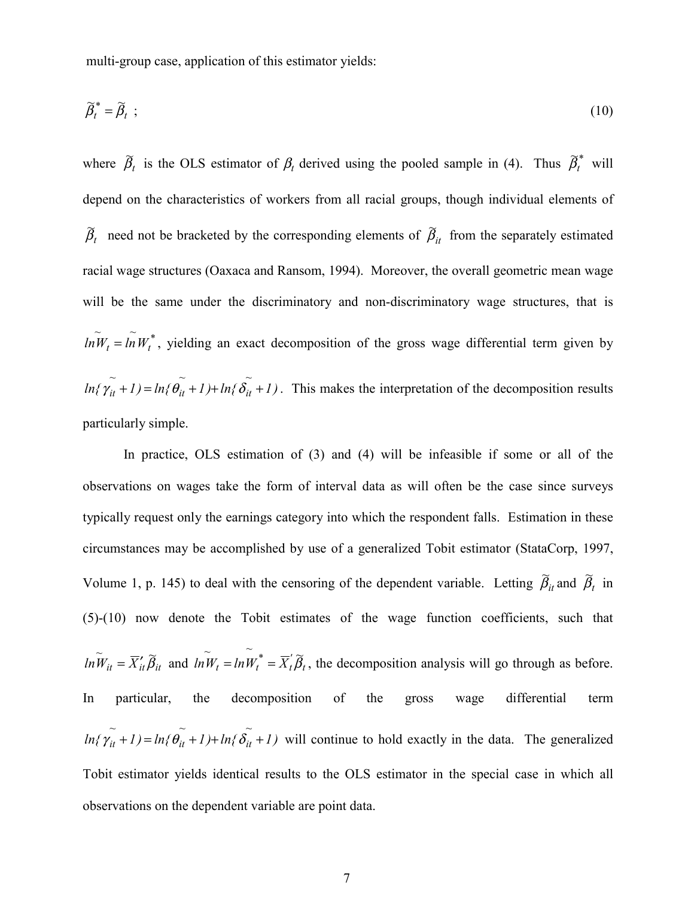multi-group case, application of this estimator yields:

$$\tilde{\beta}_t^* = \tilde{\beta}_t \ ; \tag{10}$$

where $\tilde{\beta}_t$ is the OLS estimator of $\beta_t$ derived using the pooled sample in (4). Thus $\tilde{\beta}_t^*$ will depend on the characteristics of workers from all racial groups, though individual elements of $\tilde{\beta}_t$ need not be bracketed by the corresponding elements of $\tilde{\beta}_{it}$ from the separately estimated racial wage structures (Oaxaca and Ransom, 1994). Moreover, the overall geometric mean wage will be the same under the discriminatory and non-discriminatory wage structures, that is $\widetilde{lnW}_t = \widetilde{lnW}_t^*$, yielding an exact decomposition of the gross wage differential term given by $ln(\tilde{\gamma}_{it} + 1) = ln(\tilde{\theta}_{it} + 1) + ln(\tilde{\delta}_{it} + 1)$. This makes the interpretation of the decomposition results particularly simple.

In practice, OLS estimation of (3) and (4) will be infeasible if some or all of the observations on wages take the form of interval data as will often be the case since surveys typically request only the earnings category into which the respondent falls. Estimation in these circumstances may be accomplished by use of a generalized Tobit estimator (StataCorp, 1997, Volume 1, p. 145) to deal with the censoring of the dependent variable. Letting $\tilde{\beta}_{it}$ and $\tilde{\beta}_t$ in (5)-(10) now denote the Tobit estimates of the wage function coefficients, such that $\widetilde{lnW}_{it} = \overline{X}'_{it}\tilde{\beta}_{it}$ and $\widetilde{lnW}_t = \widetilde{lnW}_t^* = \overline{X}'_t\tilde{\beta}_t$, the decomposition analysis will go through as before. In particular, the decomposition of the gross wage differential term $ln(\tilde{\gamma}_{it} + 1) = ln(\tilde{\theta}_{it} + 1) + ln(\tilde{\delta}_{it} + 1)$ will continue to hold exactly in the data. The generalized Tobit estimator yields identical results to the OLS estimator in the special case in which all observations on the dependent variable are point data.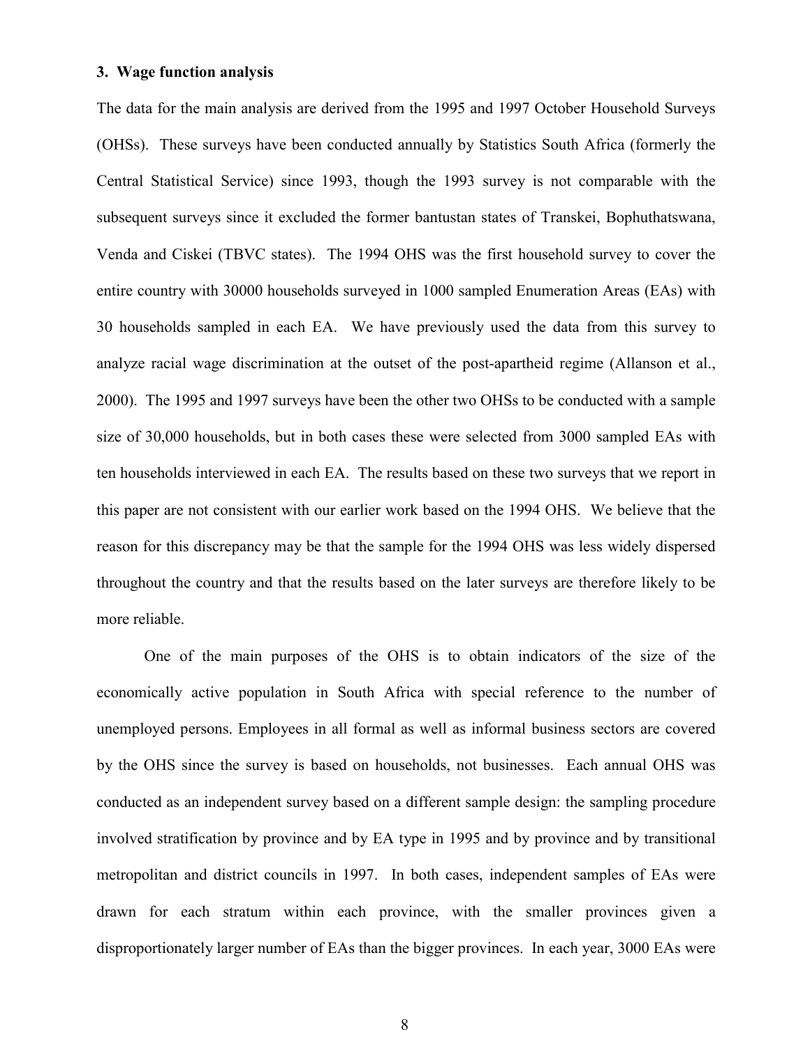### 3. Wage function analysis

The data for the main analysis are derived from the 1995 and 1997 October Household Surveys (OHSs). These surveys have been conducted annually by Statistics South Africa (formerly the Central Statistical Service) since 1993, though the 1993 survey is not comparable with the subsequent surveys since it excluded the former bantustan states of Transkei, Bophuthatswana, Venda and Ciskei (TBVC states). The 1994 OHS was the first household survey to cover the entire country with 30000 households surveyed in 1000 sampled Enumeration Areas (EAs) with 30 households sampled in each EA. We have previously used the data from this survey to analyze racial wage discrimination at the outset of the post-apartheid regime (Allanson et al., 2000). The 1995 and 1997 surveys have been the other two OHSs to be conducted with a sample size of 30,000 households, but in both cases these were selected from 3000 sampled EAs with ten households interviewed in each EA. The results based on these two surveys that we report in this paper are not consistent with our earlier work based on the 1994 OHS. We believe that the reason for this discrepancy may be that the sample for the 1994 OHS was less widely dispersed throughout the country and that the results based on the later surveys are therefore likely to be more reliable.

One of the main purposes of the OHS is to obtain indicators of the size of the economically active population in South Africa with special reference to the number of unemployed persons. Employees in all formal as well as informal business sectors are covered by the OHS since the survey is based on households, not businesses. Each annual OHS was conducted as an independent survey based on a different sample design: the sampling procedure involved stratification by province and by EA type in 1995 and by province and by transitional metropolitan and district councils in 1997. In both cases, independent samples of EAs were drawn for each stratum within each province, with the smaller provinces given a disproportionately larger number of EAs than the bigger provinces. In each year, 3000 EAs were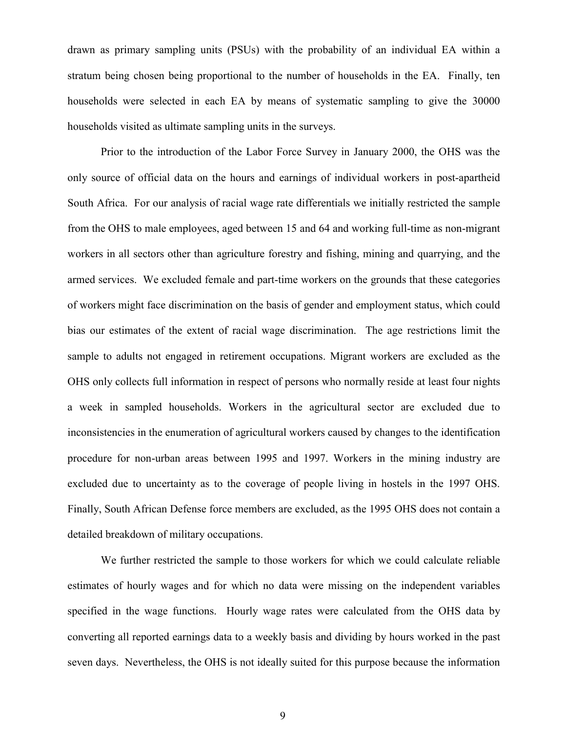drawn as primary sampling units (PSUs) with the probability of an individual EA within a stratum being chosen being proportional to the number of households in the EA. Finally, ten households were selected in each EA by means of systematic sampling to give the 30000 households visited as ultimate sampling units in the surveys.

Prior to the introduction of the Labor Force Survey in January 2000, the OHS was the only source of official data on the hours and earnings of individual workers in post-apartheid South Africa. For our analysis of racial wage rate differentials we initially restricted the sample from the OHS to male employees, aged between 15 and 64 and working full-time as non-migrant workers in all sectors other than agriculture forestry and fishing, mining and quarrying, and the armed services. We excluded female and part-time workers on the grounds that these categories of workers might face discrimination on the basis of gender and employment status, which could bias our estimates of the extent of racial wage discrimination. The age restrictions limit the sample to adults not engaged in retirement occupations. Migrant workers are excluded as the OHS only collects full information in respect of persons who normally reside at least four nights a week in sampled households. Workers in the agricultural sector are excluded due to inconsistencies in the enumeration of agricultural workers caused by changes to the identification procedure for non-urban areas between 1995 and 1997. Workers in the mining industry are excluded due to uncertainty as to the coverage of people living in hostels in the 1997 OHS. Finally, South African Defense force members are excluded, as the 1995 OHS does not contain a detailed breakdown of military occupations.

We further restricted the sample to those workers for which we could calculate reliable estimates of hourly wages and for which no data were missing on the independent variables specified in the wage functions. Hourly wage rates were calculated from the OHS data by converting all reported earnings data to a weekly basis and dividing by hours worked in the past seven days. Nevertheless, the OHS is not ideally suited for this purpose because the information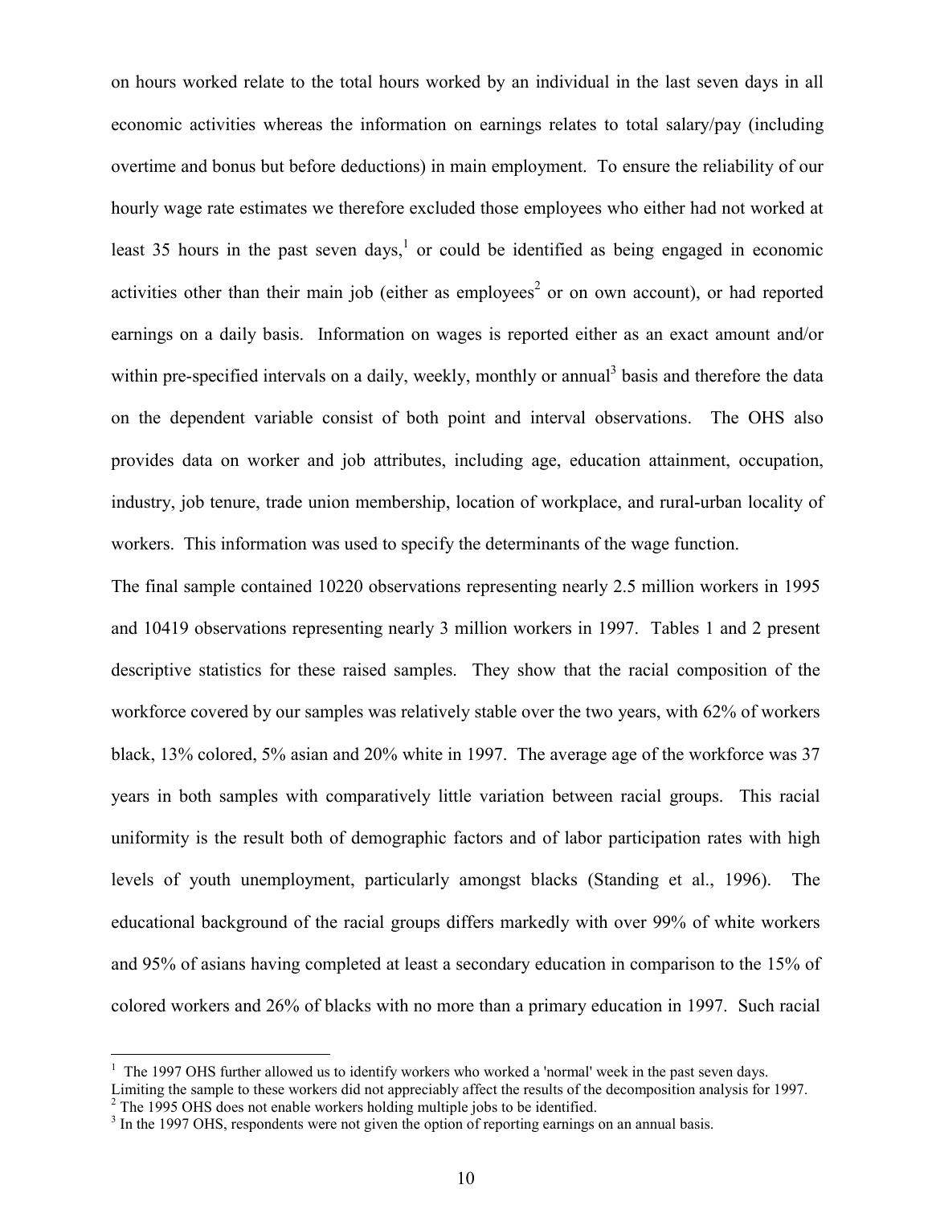on hours worked relate to the total hours worked by an individual in the last seven days in all economic activities whereas the information on earnings relates to total salary/pay (including overtime and bonus but before deductions) in main employment. To ensure the reliability of our hourly wage rate estimates we therefore excluded those employees who either had not worked at least 35 hours in the past seven days,[1] or could be identified as being engaged in economic activities other than their main job (either as employees[2] or on own account), or had reported earnings on a daily basis. Information on wages is reported either as an exact amount and/or within pre-specified intervals on a daily, weekly, monthly or annual[3] basis and therefore the data on the dependent variable consist of both point and interval observations. The OHS also provides data on worker and job attributes, including age, education attainment, occupation, industry, job tenure, trade union membership, location of workplace, and rural-urban locality of workers. This information was used to specify the determinants of the wage function.

The final sample contained 10220 observations representing nearly 2.5 million workers in 1995 and 10419 observations representing nearly 3 million workers in 1997. Tables 1 and 2 present descriptive statistics for these raised samples. They show that the racial composition of the workforce covered by our samples was relatively stable over the two years, with 62% of workers black, 13% colored, 5% asian and 20% white in 1997. The average age of the workforce was 37 years in both samples with comparatively little variation between racial groups. This racial uniformity is the result both of demographic factors and of labor participation rates with high levels of youth unemployment, particularly amongst blacks (Standing et al., 1996). The educational background of the racial groups differs markedly with over 99% of white workers and 95% of asians having completed at least a secondary education in comparison to the 15% of colored workers and 26% of blacks with no more than a primary education in 1997. Such racial

---

[1] The 1997 OHS further allowed us to identify workers who worked a 'normal' week in the past seven days. Limiting the sample to these workers did not appreciably affect the results of the decomposition analysis for 1997.

[2] The 1995 OHS does not enable workers holding multiple jobs to be identified.

[3] In the 1997 OHS, respondents were not given the option of reporting earnings on an annual basis.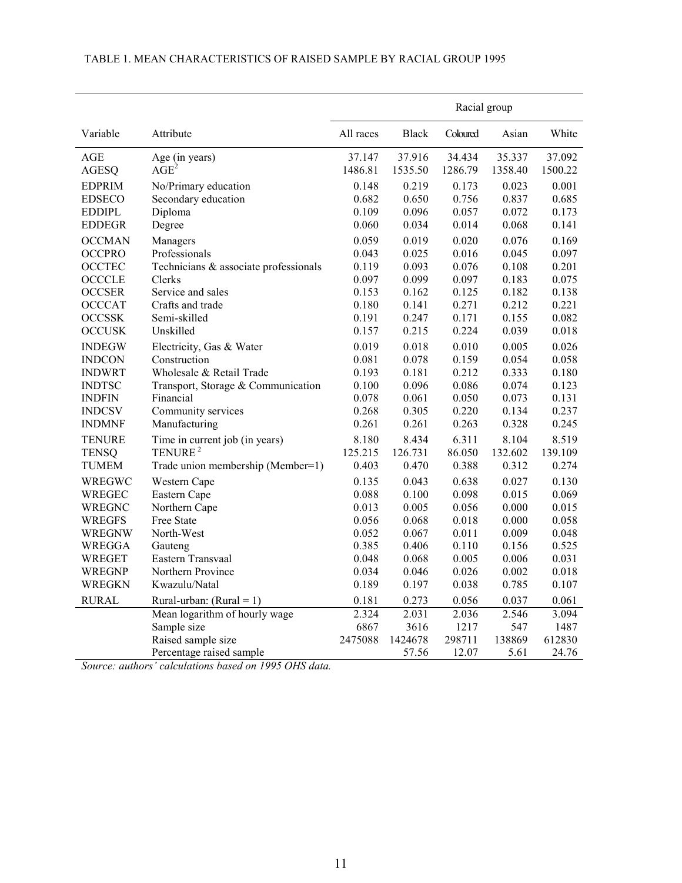TABLE 1. MEAN CHARACTERISTICS OF RAISED SAMPLE BY RACIAL GROUP 1995

| | | Racial group | | | | |
|---|---|---|---|---|---|---|
| Variable | Attribute | All races | Black | Coloured | Asian | White |
| AGE | Age (in years) | 37.147 | 37.916 | 34.434 | 35.337 | 37.092 |
| AGESQ | $AGE^2$ | 1486.81 | 1535.50 | 1286.79 | 1358.40 | 1500.22 |
| EDPRIM | No/Primary education | 0.148 | 0.219 | 0.173 | 0.023 | 0.001 |
| EDSECO | Secondary education | 0.682 | 0.650 | 0.756 | 0.837 | 0.685 |
| EDDIPL | Diploma | 0.109 | 0.096 | 0.057 | 0.072 | 0.173 |
| EDDEGR | Degree | 0.060 | 0.034 | 0.014 | 0.068 | 0.141 |
| OCCMAN | Managers | 0.059 | 0.019 | 0.020 | 0.076 | 0.169 |
| OCCPRO | Professionals | 0.043 | 0.025 | 0.016 | 0.045 | 0.097 |
| OCCTEC | Technicians & associate professionals | 0.119 | 0.093 | 0.076 | 0.108 | 0.201 |
| OCCCLE | Clerks | 0.097 | 0.099 | 0.097 | 0.183 | 0.075 |
| OCCSER | Service and sales | 0.153 | 0.162 | 0.125 | 0.182 | 0.138 |
| OCCCAT | Crafts and trade | 0.180 | 0.141 | 0.271 | 0.212 | 0.221 |
| OCCSSK | Semi-skilled | 0.191 | 0.247 | 0.171 | 0.155 | 0.082 |
| OCCUSK | Unskilled | 0.157 | 0.215 | 0.224 | 0.039 | 0.018 |
| INDEGW | Electricity, Gas & Water | 0.019 | 0.018 | 0.010 | 0.005 | 0.026 |
| INDCON | Construction | 0.081 | 0.078 | 0.159 | 0.054 | 0.058 |
| INDWRT | Wholesale & Retail Trade | 0.193 | 0.181 | 0.212 | 0.333 | 0.180 |
| INDTSC | Transport, Storage & Communication | 0.100 | 0.096 | 0.086 | 0.074 | 0.123 |
| INDFIN | Financial | 0.078 | 0.061 | 0.050 | 0.073 | 0.131 |
| INDCSV | Community services | 0.268 | 0.305 | 0.220 | 0.134 | 0.237 |
| INDMNF | Manufacturing | 0.261 | 0.261 | 0.263 | 0.328 | 0.245 |
| TENURE | Time in current job (in years) | 8.180 | 8.434 | 6.311 | 8.104 | 8.519 |
| TENSQ | $TENURE^2$ | 125.215 | 126.731 | 86.050 | 132.602 | 139.109 |
| TUMEM | Trade union membership (Member=1) | 0.403 | 0.470 | 0.388 | 0.312 | 0.274 |
| WREGWC | Western Cape | 0.135 | 0.043 | 0.638 | 0.027 | 0.130 |
| WREGEC | Eastern Cape | 0.088 | 0.100 | 0.098 | 0.015 | 0.069 |
| WREGNC | Northern Cape | 0.013 | 0.005 | 0.056 | 0.000 | 0.015 |
| WREGFS | Free State | 0.056 | 0.068 | 0.018 | 0.000 | 0.058 |
| WREGNW | North-West | 0.052 | 0.067 | 0.011 | 0.009 | 0.048 |
| WREGGA | Gauteng | 0.385 | 0.406 | 0.110 | 0.156 | 0.525 |
| WREGET | Eastern Transvaal | 0.048 | 0.068 | 0.005 | 0.006 | 0.031 |
| WREGNP | Northern Province | 0.034 | 0.046 | 0.026 | 0.002 | 0.018 |
| WREGKN | Kwazulu/Natal | 0.189 | 0.197 | 0.038 | 0.785 | 0.107 |
| RURAL | Rural-urban: (Rural = 1) | 0.181 | 0.273 | 0.056 | 0.037 | 0.061 |
| | Mean logarithm of hourly wage | 2.324 | 2.031 | 2.036 | 2.546 | 3.094 |
| | Sample size | 6867 | 3616 | 1217 | 547 | 1487 |
| | Raised sample size | 2475088 | 1424678 | 298711 | 138869 | 612830 |
| | Percentage raised sample | | 57.56 | 12.07 | 5.61 | 24.76 |

*Source: authors' calculations based on 1995 OHS data.*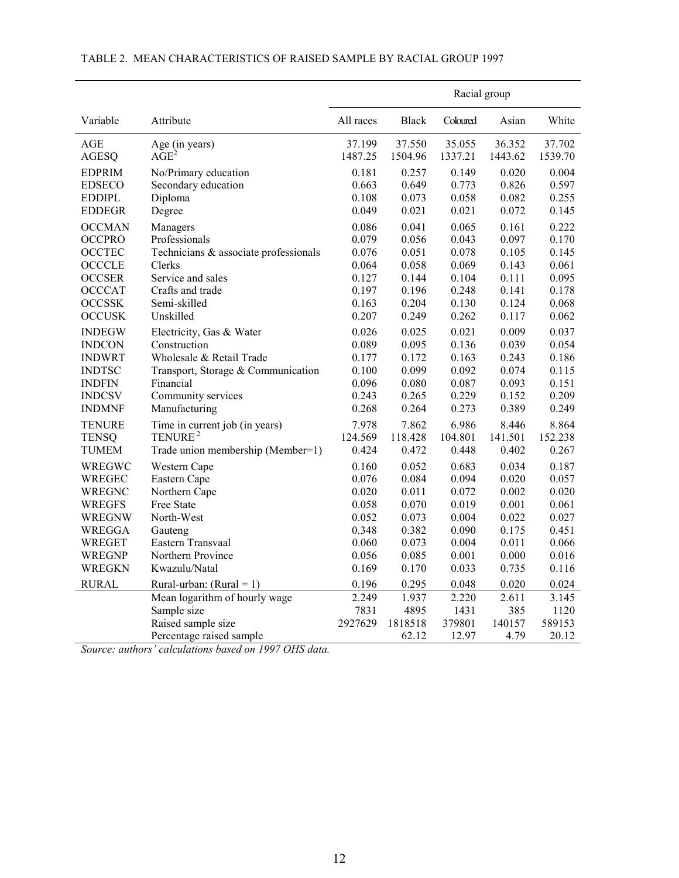TABLE 2. MEAN CHARACTERISTICS OF RAISED SAMPLE BY RACIAL GROUP 1997

| | | Racial group | | | | |
|---|---|---|---|---|---|---|
| Variable | Attribute | All races | Black | Coloured | Asian | White |
| AGE | Age (in years) | 37.199 | 37.550 | 35.055 | 36.352 | 37.702 |
| AGESQ | $AGE^2$ | 1487.25 | 1504.96 | 1337.21 | 1443.62 | 1539.70 |
| EDPRIM | No/Primary education | 0.181 | 0.257 | 0.149 | 0.020 | 0.004 |
| EDSECO | Secondary education | 0.663 | 0.649 | 0.773 | 0.826 | 0.597 |
| EDDIPL | Diploma | 0.108 | 0.073 | 0.058 | 0.082 | 0.255 |
| EDDEGR | Degree | 0.049 | 0.021 | 0.021 | 0.072 | 0.145 |
| OCCMAN | Managers | 0.086 | 0.041 | 0.065 | 0.161 | 0.222 |
| OCCPRO | Professionals | 0.079 | 0.056 | 0.043 | 0.097 | 0.170 |
| OCCTEC | Technicians & associate professionals | 0.076 | 0.051 | 0.078 | 0.105 | 0.145 |
| OCCCLE | Clerks | 0.064 | 0.058 | 0.069 | 0.143 | 0.061 |
| OCCSER | Service and sales | 0.127 | 0.144 | 0.104 | 0.111 | 0.095 |
| OCCCAT | Crafts and trade | 0.197 | 0.196 | 0.248 | 0.141 | 0.178 |
| OCCSSK | Semi-skilled | 0.163 | 0.204 | 0.130 | 0.124 | 0.068 |
| OCCUSK | Unskilled | 0.207 | 0.249 | 0.262 | 0.117 | 0.062 |
| INDEGW | Electricity, Gas & Water | 0.026 | 0.025 | 0.021 | 0.009 | 0.037 |
| INDCON | Construction | 0.089 | 0.095 | 0.136 | 0.039 | 0.054 |
| INDWRT | Wholesale & Retail Trade | 0.177 | 0.172 | 0.163 | 0.243 | 0.186 |
| INDTSC | Transport, Storage & Communication | 0.100 | 0.099 | 0.092 | 0.074 | 0.115 |
| INDFIN | Financial | 0.096 | 0.080 | 0.087 | 0.093 | 0.151 |
| INDCSV | Community services | 0.243 | 0.265 | 0.229 | 0.152 | 0.209 |
| INDMNF | Manufacturing | 0.268 | 0.264 | 0.273 | 0.389 | 0.249 |
| TENURE | Time in current job (in years) | 7.978 | 7.862 | 6.986 | 8.446 | 8.864 |
| TENSQ | $TENURE^2$ | 124.569 | 118.428 | 104.801 | 141.501 | 152.238 |
| TUMEM | Trade union membership (Member=1) | 0.424 | 0.472 | 0.448 | 0.402 | 0.267 |
| WREGWC | Western Cape | 0.160 | 0.052 | 0.683 | 0.034 | 0.187 |
| WREGEC | Eastern Cape | 0.076 | 0.084 | 0.094 | 0.020 | 0.057 |
| WREGNC | Northern Cape | 0.020 | 0.011 | 0.072 | 0.002 | 0.020 |
| WREGFS | Free State | 0.058 | 0.070 | 0.019 | 0.001 | 0.061 |
| WREGNW | North-West | 0.052 | 0.073 | 0.004 | 0.022 | 0.027 |
| WREGGA | Gauteng | 0.348 | 0.382 | 0.090 | 0.175 | 0.451 |
| WREGET | Eastern Transvaal | 0.060 | 0.073 | 0.004 | 0.011 | 0.066 |
| WREGNP | Northern Province | 0.056 | 0.085 | 0.001 | 0.000 | 0.016 |
| WREGKN | Kwazulu/Natal | 0.169 | 0.170 | 0.033 | 0.735 | 0.116 |
| RURAL | Rural-urban: (Rural = 1) | 0.196 | 0.295 | 0.048 | 0.020 | 0.024 |
| | Mean logarithm of hourly wage | 2.249 | 1.937 | 2.220 | 2.611 | 3.145 |
| | Sample size | 7831 | 4895 | 1431 | 385 | 1120 |
| | Raised sample size | 2927629 | 1818518 | 379801 | 140157 | 589153 |
| | Percentage raised sample | | 62.12 | 12.97 | 4.79 | 20.12 |

*Source: authors' calculations based on 1997 OHS data.*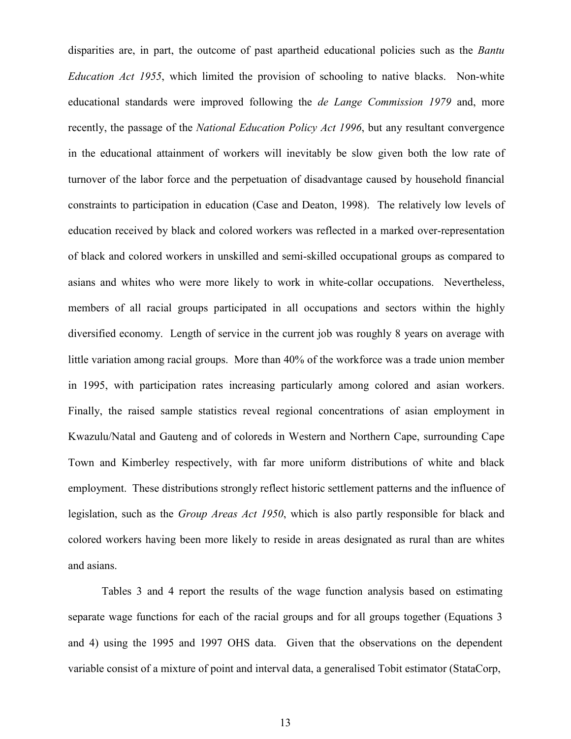disparities are, in part, the outcome of past apartheid educational policies such as the *Bantu Education Act 1955*, which limited the provision of schooling to native blacks. Non-white educational standards were improved following the *de Lange Commission 1979* and, more recently, the passage of the *National Education Policy Act 1996*, but any resultant convergence in the educational attainment of workers will inevitably be slow given both the low rate of turnover of the labor force and the perpetuation of disadvantage caused by household financial constraints to participation in education (Case and Deaton, 1998). The relatively low levels of education received by black and colored workers was reflected in a marked over-representation of black and colored workers in unskilled and semi-skilled occupational groups as compared to asians and whites who were more likely to work in white-collar occupations. Nevertheless, members of all racial groups participated in all occupations and sectors within the highly diversified economy. Length of service in the current job was roughly 8 years on average with little variation among racial groups. More than 40% of the workforce was a trade union member in 1995, with participation rates increasing particularly among colored and asian workers. Finally, the raised sample statistics reveal regional concentrations of asian employment in Kwazulu/Natal and Gauteng and of coloreds in Western and Northern Cape, surrounding Cape Town and Kimberley respectively, with far more uniform distributions of white and black employment. These distributions strongly reflect historic settlement patterns and the influence of legislation, such as the *Group Areas Act 1950*, which is also partly responsible for black and colored workers having been more likely to reside in areas designated as rural than are whites and asians.

Tables 3 and 4 report the results of the wage function analysis based on estimating separate wage functions for each of the racial groups and for all groups together (Equations 3 and 4) using the 1995 and 1997 OHS data. Given that the observations on the dependent variable consist of a mixture of point and interval data, a generalised Tobit estimator (StataCorp,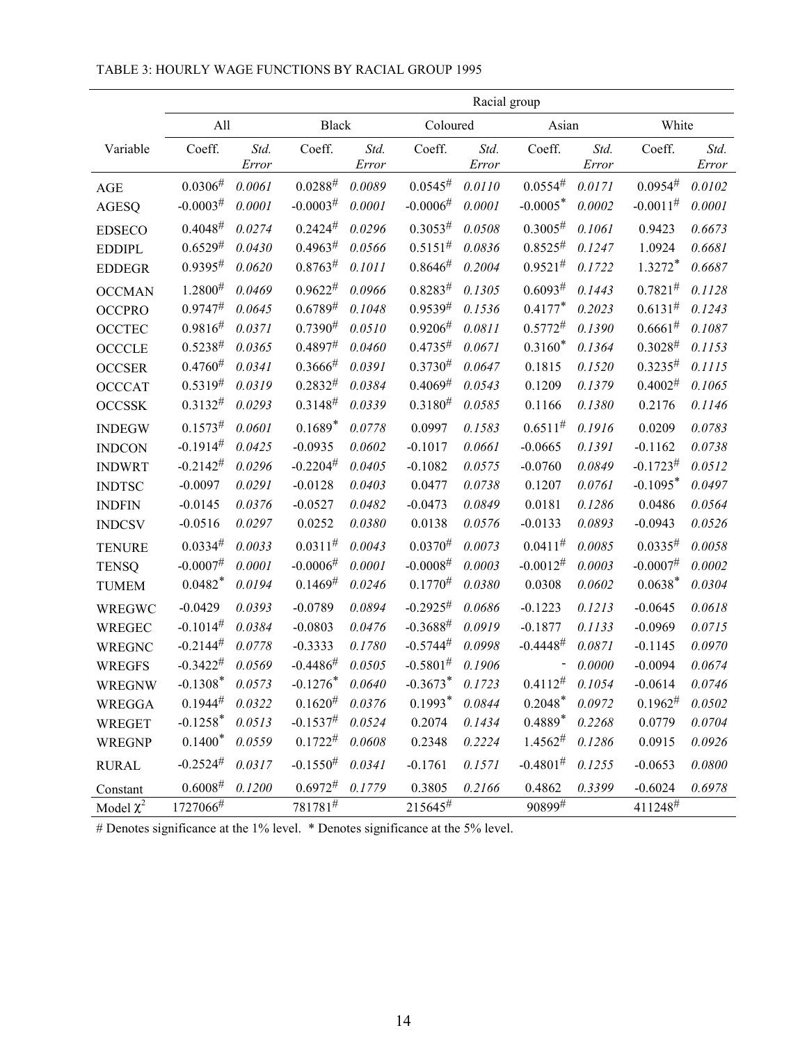TABLE 3: HOURLY WAGE FUNCTIONS BY RACIAL GROUP 1995

| | Racial group | | | | | | | | | |
|---|---|---|---|---|---|---|---|---|---|---|
| | All | | Black | | Coloured | | Asian | | White | |
| Variable | Coeff. | *Std. Error* | Coeff. | *Std. Error* | Coeff. | *Std. Error* | Coeff. | *Std. Error* | Coeff. | *Std. Error* |
| AGE | 0.0306# | *0.0061* | 0.0288# | *0.0089* | 0.0545# | *0.0110* | 0.0554# | *0.0171* | 0.0954# | *0.0102* |
| AGESQ | -0.0003# | *0.0001* | -0.0003# | *0.0001* | -0.0006# | *0.0001* | -0.0005* | *0.0002* | -0.0011# | *0.0001* |
| EDSECO | 0.4048# | *0.0274* | 0.2424# | *0.0296* | 0.3053# | *0.0508* | 0.3005# | *0.1061* | 0.9423 | *0.6673* |
| EDDIPL | 0.6529# | *0.0430* | 0.4963# | *0.0566* | 0.5151# | *0.0836* | 0.8525# | *0.1247* | 1.0924 | *0.6681* |
| EDDEGR | 0.9395# | *0.0620* | 0.8763# | *0.1011* | 0.8646# | *0.2004* | 0.9521# | *0.1722* | 1.3272* | *0.6687* |
| OCCMAN | 1.2800# | *0.0469* | 0.9622# | *0.0966* | 0.8283# | *0.1305* | 0.6093# | *0.1443* | 0.7821# | *0.1128* |
| OCCPRO | 0.9747# | *0.0645* | 0.6789# | *0.1048* | 0.9539# | *0.1536* | 0.4177* | *0.2023* | 0.6131# | *0.1243* |
| OCCTEC | 0.9816# | *0.0371* | 0.7390# | *0.0510* | 0.9206# | *0.0811* | 0.5772# | *0.1390* | 0.6661# | *0.1087* |
| OCCCLE | 0.5238# | *0.0365* | 0.4897# | *0.0460* | 0.4735# | *0.0671* | 0.3160* | *0.1364* | 0.3028# | *0.1153* |
| OCCSER | 0.4760# | *0.0341* | 0.3666# | *0.0391* | 0.3730# | *0.0647* | 0.1815 | *0.1520* | 0.3235# | *0.1115* |
| OCCCAT | 0.5319# | *0.0319* | 0.2832# | *0.0384* | 0.4069# | *0.0543* | 0.1209 | *0.1379* | 0.4002# | *0.1065* |
| OCCSSK | 0.3132# | *0.0293* | 0.3148# | *0.0339* | 0.3180# | *0.0585* | 0.1166 | *0.1380* | 0.2176 | *0.1146* |
| INDEGW | 0.1573# | *0.0601* | 0.1689* | *0.0778* | 0.0997 | *0.1583* | 0.6511# | *0.1916* | 0.0209 | *0.0783* |
| INDCON | -0.1914# | *0.0425* | -0.0935 | *0.0602* | -0.1017 | *0.0661* | -0.0665 | *0.1391* | -0.1162 | *0.0738* |
| INDWRT | -0.2142# | *0.0296* | -0.2204# | *0.0405* | -0.1082 | *0.0575* | -0.0760 | *0.0849* | -0.1723# | *0.0512* |
| INDTSC | -0.0097 | *0.0291* | -0.0128 | *0.0403* | 0.0477 | *0.0738* | 0.1207 | *0.0761* | -0.1095* | *0.0497* |
| INDFIN | -0.0145 | *0.0376* | -0.0527 | *0.0482* | -0.0473 | *0.0849* | 0.0181 | *0.1286* | 0.0486 | *0.0564* |
| INDCSV | -0.0516 | *0.0297* | 0.0252 | *0.0380* | 0.0138 | *0.0576* | -0.0133 | *0.0893* | -0.0943 | *0.0526* |
| TENURE | 0.0334# | *0.0033* | 0.0311# | *0.0043* | 0.0370# | *0.0073* | 0.0411# | *0.0085* | 0.0335# | *0.0058* |
| TENSQ | -0.0007# | *0.0001* | -0.0006# | *0.0001* | -0.0008# | *0.0003* | -0.0012# | *0.0003* | -0.0007# | *0.0002* |
| TUMEM | 0.0482* | *0.0194* | 0.1469# | *0.0246* | 0.1770# | *0.0380* | 0.0308 | *0.0602* | 0.0638* | *0.0304* |
| WREGWC | -0.0429 | *0.0393* | -0.0789 | *0.0894* | -0.2925# | *0.0686* | -0.1223 | *0.1213* | -0.0645 | *0.0618* |
| WREGEC | -0.1014# | *0.0384* | -0.0803 | *0.0476* | -0.3688# | *0.0919* | -0.1877 | *0.1133* | -0.0969 | *0.0715* |
| WREGNC | -0.2144# | *0.0778* | -0.3333 | *0.1780* | -0.5744# | *0.0998* | -0.4448# | *0.0871* | -0.1145 | *0.0970* |
| WREGFS | -0.3422# | *0.0569* | -0.4486# | *0.0505* | -0.5801# | *0.1906* | - | *0.0000* | -0.0094 | *0.0674* |
| WREGNW | -0.1308* | *0.0573* | -0.1276* | *0.0640* | -0.3673* | *0.1723* | 0.4112# | *0.1054* | -0.0614 | *0.0746* |
| WREGGA | 0.1944# | *0.0322* | 0.1620# | *0.0376* | 0.1993* | *0.0844* | 0.2048* | *0.0972* | 0.1962# | *0.0502* |
| WREGET | -0.1258* | *0.0513* | -0.1537# | *0.0524* | 0.2074 | *0.1434* | 0.4889* | *0.2268* | 0.0779 | *0.0704* |
| WREGNP | 0.1400* | *0.0559* | 0.1722# | *0.0608* | 0.2348 | *0.2224* | 1.4562# | *0.1286* | 0.0915 | *0.0926* |
| RURAL | -0.2524# | *0.0317* | -0.1550# | *0.0341* | -0.1761 | *0.1571* | -0.4801# | *0.1255* | -0.0653 | *0.0800* |
| Constant | 0.6008# | *0.1200* | 0.6972# | *0.1779* | 0.3805 | *0.2166* | 0.4862 | *0.3399* | -0.6024 | *0.6978* |
| Model $\chi^2$ | 1727066# | | 781781# | | 215645# | | 90899# | | 411248# | |

# Denotes significance at the 1% level. * Denotes significance at the 5% level.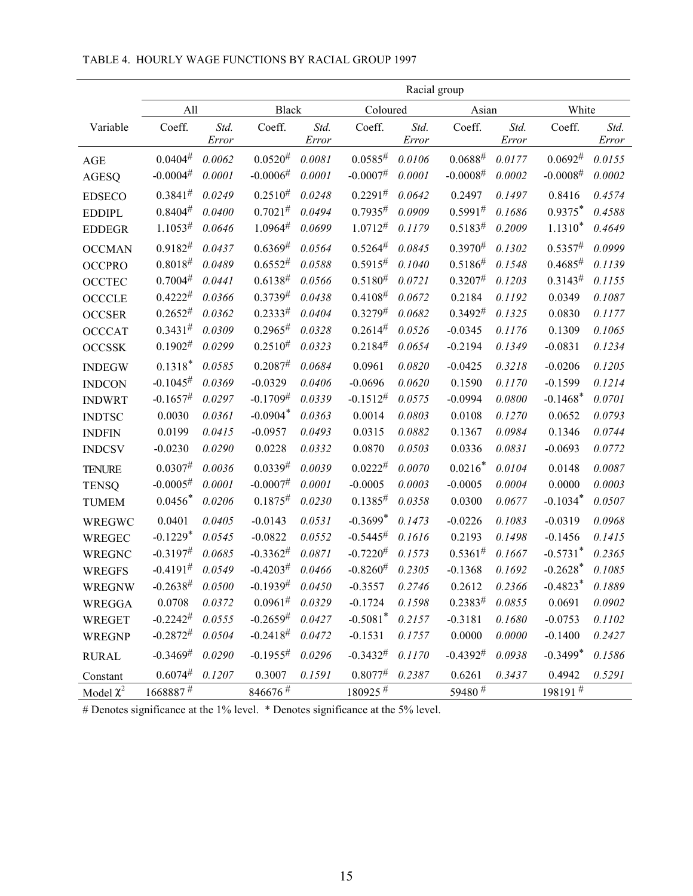TABLE 4. HOURLY WAGE FUNCTIONS BY RACIAL GROUP 1997

| | Racial group | | | | | | | | | |
|---|---|---|---|---|---|---|---|---|---|---|
| | All | | Black | | Coloured | | Asian | | White | |
| Variable | Coeff. | *Std. Error* | Coeff. | *Std. Error* | Coeff. | *Std. Error* | Coeff. | *Std. Error* | Coeff. | *Std. Error* |
| AGE | 0.0404# | *0.0062* | 0.0520# | *0.0081* | 0.0585# | *0.0106* | 0.0688# | *0.0177* | 0.0692# | *0.0155* |
| AGESQ | -0.0004# | *0.0001* | -0.0006# | *0.0001* | -0.0007# | *0.0001* | -0.0008# | *0.0002* | -0.0008# | *0.0002* |
| EDSECO | 0.3841# | *0.0249* | 0.2510# | *0.0248* | 0.2291# | *0.0642* | 0.2497 | *0.1497* | 0.8416 | *0.4574* |
| EDDIPL | 0.8404# | *0.0400* | 0.7021# | *0.0494* | 0.7935# | *0.0909* | 0.5991# | *0.1686* | 0.9375* | *0.4588* |
| EDDEGR | 1.1053# | *0.0646* | 1.0964# | *0.0699* | 1.0712# | *0.1179* | 0.5183# | *0.2009* | 1.1310* | *0.4649* |
| OCCMAN | 0.9182# | *0.0437* | 0.6369# | *0.0564* | 0.5264# | *0.0845* | 0.3970# | *0.1302* | 0.5357# | *0.0999* |
| OCCPRO | 0.8018# | *0.0489* | 0.6552# | *0.0588* | 0.5915# | *0.1040* | 0.5186# | *0.1548* | 0.4685# | *0.1139* |
| OCCTEC | 0.7004# | *0.0441* | 0.6138# | *0.0566* | 0.5180# | *0.0721* | 0.3207# | *0.1203* | 0.3143# | *0.1155* |
| OCCCLE | 0.4222# | *0.0366* | 0.3739# | *0.0438* | 0.4108# | *0.0672* | 0.2184 | *0.1192* | 0.0349 | *0.1087* |
| OCCSER | 0.2652# | *0.0362* | 0.2333# | *0.0404* | 0.3279# | *0.0682* | 0.3492# | *0.1325* | 0.0830 | *0.1177* |
| OCCCAT | 0.3431# | *0.0309* | 0.2965# | *0.0328* | 0.2614# | *0.0526* | -0.0345 | *0.1176* | 0.1309 | *0.1065* |
| OCCSSK | 0.1902# | *0.0299* | 0.2510# | *0.0323* | 0.2184# | *0.0654* | -0.2194 | *0.1349* | -0.0831 | *0.1234* |
| INDEGW | 0.1318* | *0.0585* | 0.2087# | *0.0684* | 0.0961 | *0.0820* | -0.0425 | *0.3218* | -0.0206 | *0.1205* |
| INDCON | -0.1045# | *0.0369* | -0.0329 | *0.0406* | -0.0696 | *0.0620* | 0.1590 | *0.1170* | -0.1599 | *0.1214* |
| INDWRT | -0.1657# | *0.0297* | -0.1709# | *0.0339* | -0.1512# | *0.0575* | -0.0994 | *0.0800* | -0.1468* | *0.0701* |
| INDTSC | 0.0030 | *0.0361* | -0.0904* | *0.0363* | 0.0014 | *0.0803* | 0.0108 | *0.1270* | 0.0652 | *0.0793* |
| INDFIN | 0.0199 | *0.0415* | -0.0957 | *0.0493* | 0.0315 | *0.0882* | 0.1367 | *0.0984* | 0.1346 | *0.0744* |
| INDCSV | -0.0230 | *0.0290* | 0.0228 | *0.0332* | 0.0870 | *0.0503* | 0.0336 | *0.0831* | -0.0693 | *0.0772* |
| TENURE | 0.0307# | *0.0036* | 0.0339# | *0.0039* | 0.0222# | *0.0070* | 0.0216* | *0.0104* | 0.0148 | *0.0087* |
| TENSQ | -0.0005# | *0.0001* | -0.0007# | *0.0001* | -0.0005 | *0.0003* | -0.0005 | *0.0004* | 0.0000 | *0.0003* |
| TUMEM | 0.0456* | *0.0206* | 0.1875# | *0.0230* | 0.1385# | *0.0358* | 0.0300 | *0.0677* | -0.1034* | *0.0507* |
| WREGWC | 0.0401 | *0.0405* | -0.0143 | *0.0531* | -0.3699* | *0.1473* | -0.0226 | *0.1083* | -0.0319 | *0.0968* |
| WREGEC | -0.1229* | *0.0545* | -0.0822 | *0.0552* | -0.5445# | *0.1616* | 0.2193 | *0.1498* | -0.1456 | *0.1415* |
| WREGNC | -0.3197# | *0.0685* | -0.3362# | *0.0871* | -0.7220# | *0.1573* | 0.5361# | *0.1667* | -0.5731* | *0.2365* |
| WREGFS | -0.4191# | *0.0549* | -0.4203# | *0.0466* | -0.8260# | *0.2305* | -0.1368 | *0.1692* | -0.2628* | *0.1085* |
| WREGNW | -0.2638# | *0.0500* | -0.1939# | *0.0450* | -0.3557 | *0.2746* | 0.2612 | *0.2366* | -0.4823* | *0.1889* |
| WREGGA | 0.0708 | *0.0372* | 0.0961# | *0.0329* | -0.1724 | *0.1598* | 0.2383# | *0.0855* | 0.0691 | *0.0902* |
| WREGET | -0.2242# | *0.0555* | -0.2659# | *0.0427* | -0.5081* | *0.2157* | -0.3181 | *0.1680* | -0.0753 | *0.1102* |
| WREGNP | -0.2872# | *0.0504* | -0.2418# | *0.0472* | -0.1531 | *0.1757* | 0.0000 | *0.0000* | -0.1400 | *0.2427* |
| RURAL | -0.3469# | *0.0290* | -0.1955# | *0.0296* | -0.3432# | *0.1170* | -0.4392# | *0.0938* | -0.3499* | *0.1586* |
| Constant | 0.6074# | *0.1207* | 0.3007 | *0.1591* | 0.8077# | *0.2387* | 0.6261 | *0.3437* | 0.4942 | *0.5291* |
| Model $\chi^2$ | 1668887 # | | 846676 # | | 180925 # | | 59480 # | | 198191 # | |

# Denotes significance at the 1% level. * Denotes significance at the 5% level.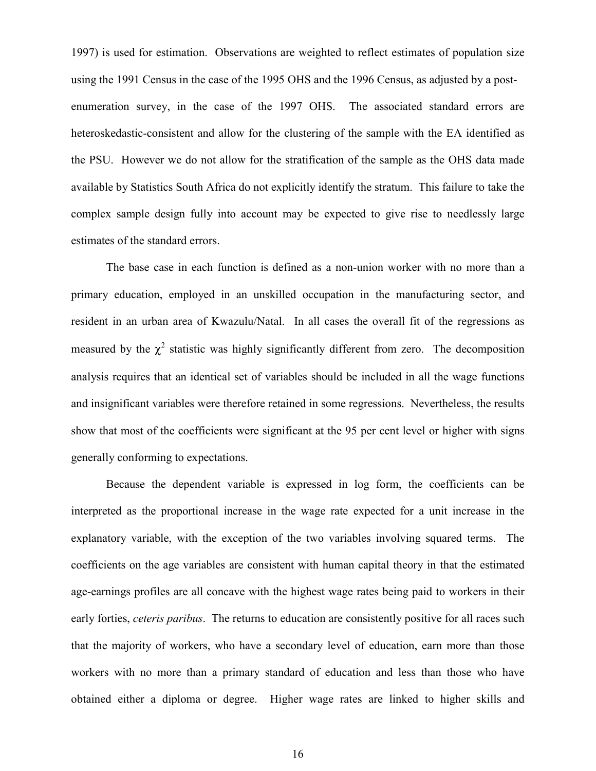1997) is used for estimation. Observations are weighted to reflect estimates of population size using the 1991 Census in the case of the 1995 OHS and the 1996 Census, as adjusted by a post-enumeration survey, in the case of the 1997 OHS. The associated standard errors are heteroskedastic-consistent and allow for the clustering of the sample with the EA identified as the PSU. However we do not allow for the stratification of the sample as the OHS data made available by Statistics South Africa do not explicitly identify the stratum. This failure to take the complex sample design fully into account may be expected to give rise to needlessly large estimates of the standard errors.

The base case in each function is defined as a non-union worker with no more than a primary education, employed in an unskilled occupation in the manufacturing sector, and resident in an urban area of Kwazulu/Natal. In all cases the overall fit of the regressions as measured by the $\chi^2$ statistic was highly significantly different from zero. The decomposition analysis requires that an identical set of variables should be included in all the wage functions and insignificant variables were therefore retained in some regressions. Nevertheless, the results show that most of the coefficients were significant at the 95 per cent level or higher with signs generally conforming to expectations.

Because the dependent variable is expressed in log form, the coefficients can be interpreted as the proportional increase in the wage rate expected for a unit increase in the explanatory variable, with the exception of the two variables involving squared terms. The coefficients on the age variables are consistent with human capital theory in that the estimated age-earnings profiles are all concave with the highest wage rates being paid to workers in their early forties, *ceteris paribus*. The returns to education are consistently positive for all races such that the majority of workers, who have a secondary level of education, earn more than those workers with no more than a primary standard of education and less than those who have obtained either a diploma or degree. Higher wage rates are linked to higher skills and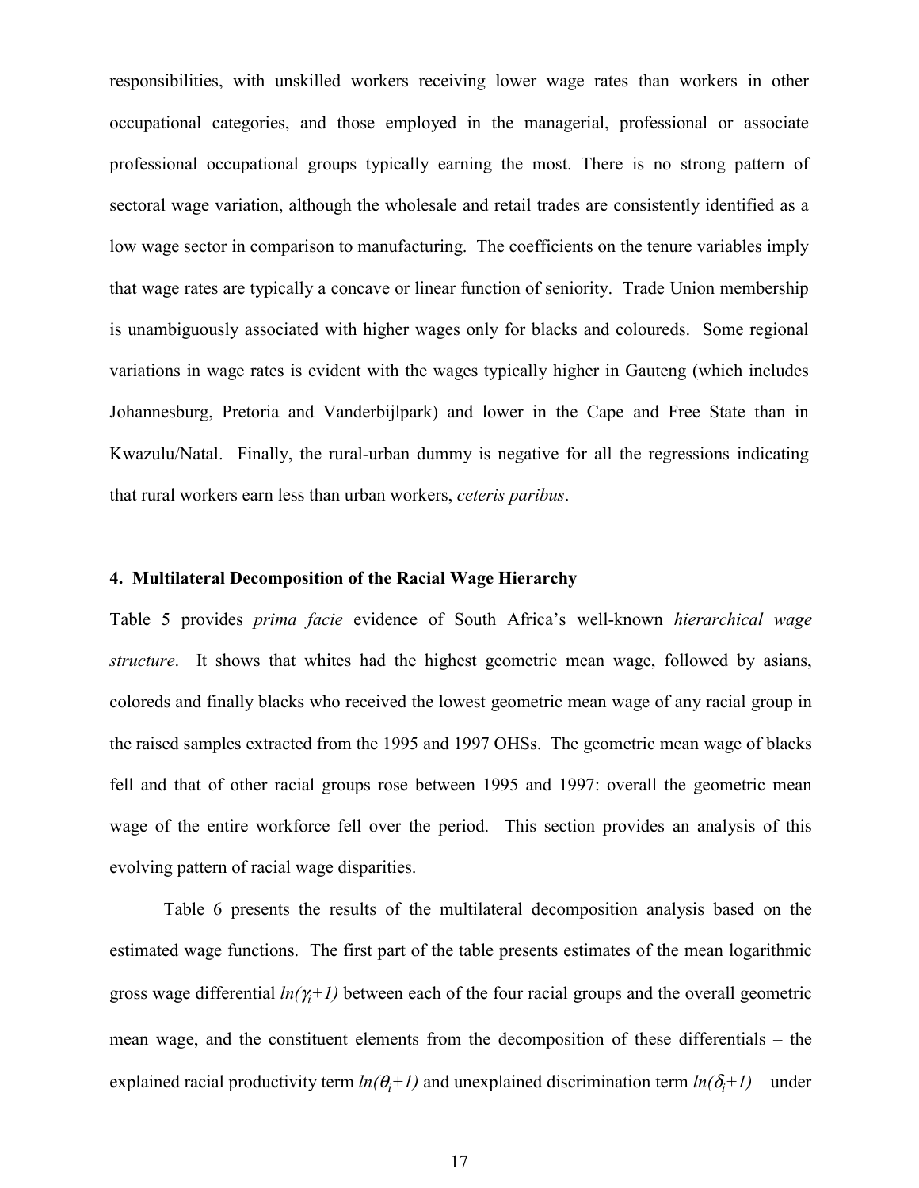responsibilities, with unskilled workers receiving lower wage rates than workers in other occupational categories, and those employed in the managerial, professional or associate professional occupational groups typically earning the most. There is no strong pattern of sectoral wage variation, although the wholesale and retail trades are consistently identified as a low wage sector in comparison to manufacturing. The coefficients on the tenure variables imply that wage rates are typically a concave or linear function of seniority. Trade Union membership is unambiguously associated with higher wages only for blacks and coloureds. Some regional variations in wage rates is evident with the wages typically higher in Gauteng (which includes Johannesburg, Pretoria and Vanderbijlpark) and lower in the Cape and Free State than in Kwazulu/Natal. Finally, the rural-urban dummy is negative for all the regressions indicating that rural workers earn less than urban workers, *ceteris paribus*.

### 4. Multilateral Decomposition of the Racial Wage Hierarchy

Table 5 provides *prima facie* evidence of South Africa's well-known *hierarchical wage structure*. It shows that whites had the highest geometric mean wage, followed by asians, coloreds and finally blacks who received the lowest geometric mean wage of any racial group in the raised samples extracted from the 1995 and 1997 OHSs. The geometric mean wage of blacks fell and that of other racial groups rose between 1995 and 1997: overall the geometric mean wage of the entire workforce fell over the period. This section provides an analysis of this evolving pattern of racial wage disparities.

Table 6 presents the results of the multilateral decomposition analysis based on the estimated wage functions. The first part of the table presents estimates of the mean logarithmic gross wage differential $ln(\gamma_i+1)$ between each of the four racial groups and the overall geometric mean wage, and the constituent elements from the decomposition of these differentials – the explained racial productivity term $ln(\theta_i+1)$ and unexplained discrimination term $ln(\delta_i+1)$ – under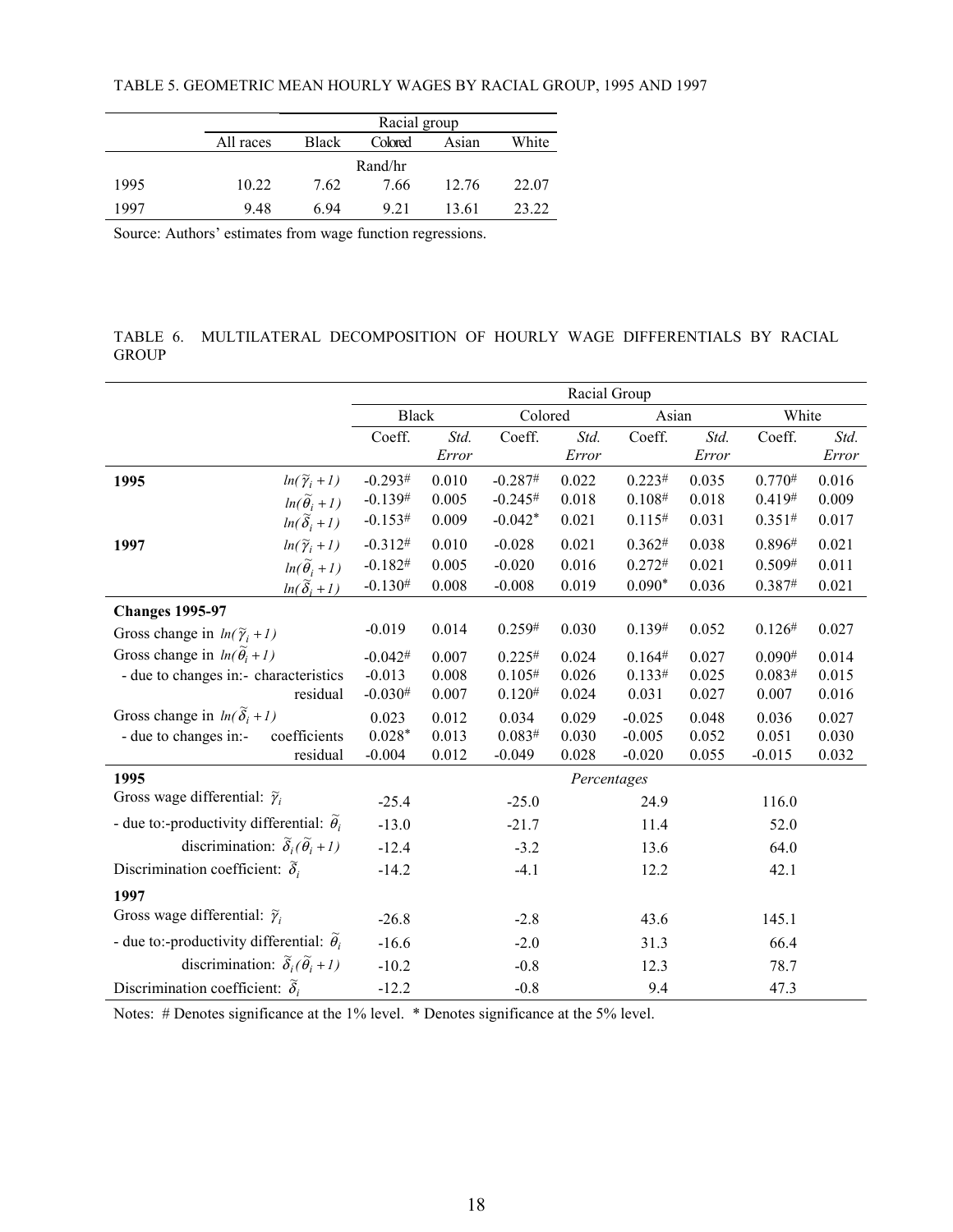TABLE 5. GEOMETRIC MEAN HOURLY WAGES BY RACIAL GROUP, 1995 AND 1997

| | Racial group | | | | |
|---|---|---|---|---|---|
| | All races | Black | Colored | Asian | White |
| | | | Rand/hr | | |
| 1995 | 10.22 | 7.62 | 7.66 | 12.76 | 22.07 |
| 1997 | 9.48 | 6.94 | 9.21 | 13.61 | 23.22 |

Source: Authors' estimates from wage function regressions.

TABLE 6. MULTILATERAL DECOMPOSITION OF HOURLY WAGE DIFFERENTIALS BY RACIAL GROUP

| | | Racial Group | | | | | | | |
|---|---|---|---|---|---|---|---|---|---|
| | | Black | | Colored | | Asian | | White | |
| | | Coeff. | *Std. Error* | Coeff. | *Std. Error* | Coeff. | *Std. Error* | Coeff. | *Std. Error* |
| **1995** | $ln(\widetilde{\gamma}_i + 1)$ | -0.293# | 0.010 | -0.287# | 0.022 | 0.223# | 0.035 | 0.770# | 0.016 |
| | $ln(\widetilde{\theta}_i + 1)$ | -0.139# | 0.005 | -0.245# | 0.018 | 0.108# | 0.018 | 0.419# | 0.009 |
| | $ln(\widetilde{\delta}_i + 1)$ | -0.153# | 0.009 | -0.042* | 0.021 | 0.115# | 0.031 | 0.351# | 0.017 |
| **1997** | $ln(\widetilde{\gamma}_i + 1)$ | -0.312# | 0.010 | -0.028 | 0.021 | 0.362# | 0.038 | 0.896# | 0.021 |
| | $ln(\widetilde{\theta}_i + 1)$ | -0.182# | 0.005 | -0.020 | 0.016 | 0.272# | 0.021 | 0.509# | 0.011 |
| | $ln(\widetilde{\delta}_i + 1)$ | -0.130# | 0.008 | -0.008 | 0.019 | 0.090* | 0.036 | 0.387# | 0.021 |
| **Changes 1995-97** | | | | | | | | | |
| Gross change in $ln(\widetilde{\gamma}_i + 1)$ | | -0.019 | 0.014 | 0.259# | 0.030 | 0.139# | 0.052 | 0.126# | 0.027 |
| Gross change in $ln(\widetilde{\theta}_i + 1)$ | | -0.042# | 0.007 | 0.225# | 0.024 | 0.164# | 0.027 | 0.090# | 0.014 |
| - due to changes in:- characteristics | | -0.013 | 0.008 | 0.105# | 0.026 | 0.133# | 0.025 | 0.083# | 0.015 |
| residual | | -0.030# | 0.007 | 0.120# | 0.024 | 0.031 | 0.027 | 0.007 | 0.016 |
| Gross change in $ln(\widetilde{\delta}_i + 1)$ | | 0.023 | 0.012 | 0.034 | 0.029 | -0.025 | 0.048 | 0.036 | 0.027 |
| - due to changes in:- coefficients | | 0.028* | 0.013 | 0.083# | 0.030 | -0.005 | 0.052 | 0.051 | 0.030 |
| residual | | -0.004 | 0.012 | -0.049 | 0.028 | -0.020 | 0.055 | -0.015 | 0.032 |
| **1995** | | | | | *Percentages* | | | | |
| Gross wage differential: $\widetilde{\gamma}_i$ | | -25.4 | | -25.0 | | 24.9 | | 116.0 | |
| - due to:-productivity differential: $\widetilde{\theta}_i$ | | -13.0 | | -21.7 | | 11.4 | | 52.0 | |
| discrimination: $\widetilde{\delta}_i(\widetilde{\theta}_i + 1)$ | | -12.4 | | -3.2 | | 13.6 | | 64.0 | |
| Discrimination coefficient: $\widetilde{\delta}_i$ | | -14.2 | | -4.1 | | 12.2 | | 42.1 | |
| **1997** | | | | | | | | | |
| Gross wage differential: $\widetilde{\gamma}_i$ | | -26.8 | | -2.8 | | 43.6 | | 145.1 | |
| - due to:-productivity differential: $\widetilde{\theta}_i$ | | -16.6 | | -2.0 | | 31.3 | | 66.4 | |
| discrimination: $\widetilde{\delta}_i(\widetilde{\theta}_i + 1)$ | | -10.2 | | -0.8 | | 12.3 | | 78.7 | |
| Discrimination coefficient: $\widetilde{\delta}_i$ | | -12.2 | | -0.8 | | 9.4 | | 47.3 | |

Notes: # Denotes significance at the 1% level. * Denotes significance at the 5% level.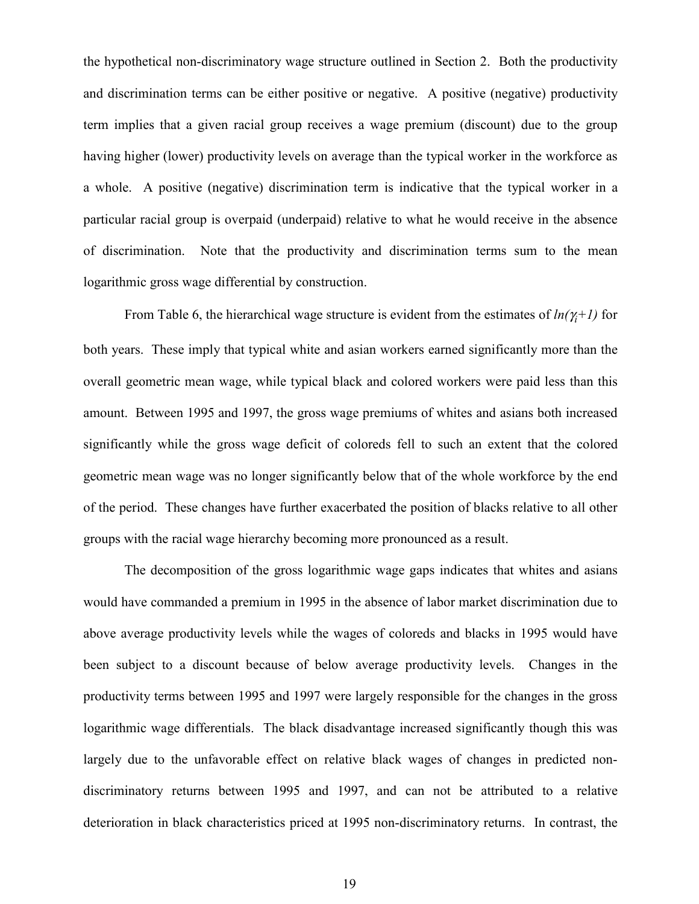the hypothetical non-discriminatory wage structure outlined in Section 2. Both the productivity and discrimination terms can be either positive or negative. A positive (negative) productivity term implies that a given racial group receives a wage premium (discount) due to the group having higher (lower) productivity levels on average than the typical worker in the workforce as a whole. A positive (negative) discrimination term is indicative that the typical worker in a particular racial group is overpaid (underpaid) relative to what he would receive in the absence of discrimination. Note that the productivity and discrimination terms sum to the mean logarithmic gross wage differential by construction.

From Table 6, the hierarchical wage structure is evident from the estimates of $ln(\gamma_i+1)$ for both years. These imply that typical white and asian workers earned significantly more than the overall geometric mean wage, while typical black and colored workers were paid less than this amount. Between 1995 and 1997, the gross wage premiums of whites and asians both increased significantly while the gross wage deficit of coloreds fell to such an extent that the colored geometric mean wage was no longer significantly below that of the whole workforce by the end of the period. These changes have further exacerbated the position of blacks relative to all other groups with the racial wage hierarchy becoming more pronounced as a result.

The decomposition of the gross logarithmic wage gaps indicates that whites and asians would have commanded a premium in 1995 in the absence of labor market discrimination due to above average productivity levels while the wages of coloreds and blacks in 1995 would have been subject to a discount because of below average productivity levels. Changes in the productivity terms between 1995 and 1997 were largely responsible for the changes in the gross logarithmic wage differentials. The black disadvantage increased significantly though this was largely due to the unfavorable effect on relative black wages of changes in predicted non-discriminatory returns between 1995 and 1997, and can not be attributed to a relative deterioration in black characteristics priced at 1995 non-discriminatory returns. In contrast, the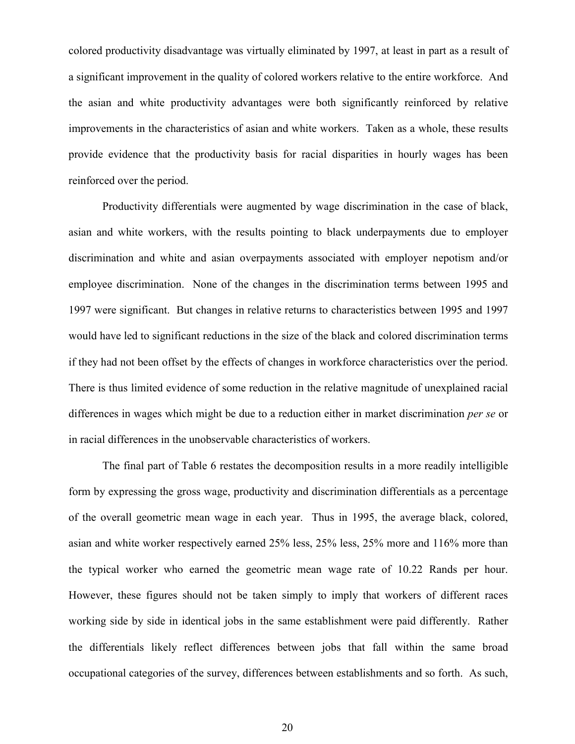colored productivity disadvantage was virtually eliminated by 1997, at least in part as a result of a significant improvement in the quality of colored workers relative to the entire workforce. And the asian and white productivity advantages were both significantly reinforced by relative improvements in the characteristics of asian and white workers. Taken as a whole, these results provide evidence that the productivity basis for racial disparities in hourly wages has been reinforced over the period.

Productivity differentials were augmented by wage discrimination in the case of black, asian and white workers, with the results pointing to black underpayments due to employer discrimination and white and asian overpayments associated with employer nepotism and/or employee discrimination. None of the changes in the discrimination terms between 1995 and 1997 were significant. But changes in relative returns to characteristics between 1995 and 1997 would have led to significant reductions in the size of the black and colored discrimination terms if they had not been offset by the effects of changes in workforce characteristics over the period. There is thus limited evidence of some reduction in the relative magnitude of unexplained racial differences in wages which might be due to a reduction either in market discrimination *per se* or in racial differences in the unobservable characteristics of workers.

The final part of Table 6 restates the decomposition results in a more readily intelligible form by expressing the gross wage, productivity and discrimination differentials as a percentage of the overall geometric mean wage in each year. Thus in 1995, the average black, colored, asian and white worker respectively earned 25% less, 25% less, 25% more and 116% more than the typical worker who earned the geometric mean wage rate of 10.22 Rands per hour. However, these figures should not be taken simply to imply that workers of different races working side by side in identical jobs in the same establishment were paid differently. Rather the differentials likely reflect differences between jobs that fall within the same broad occupational categories of the survey, differences between establishments and so forth. As such,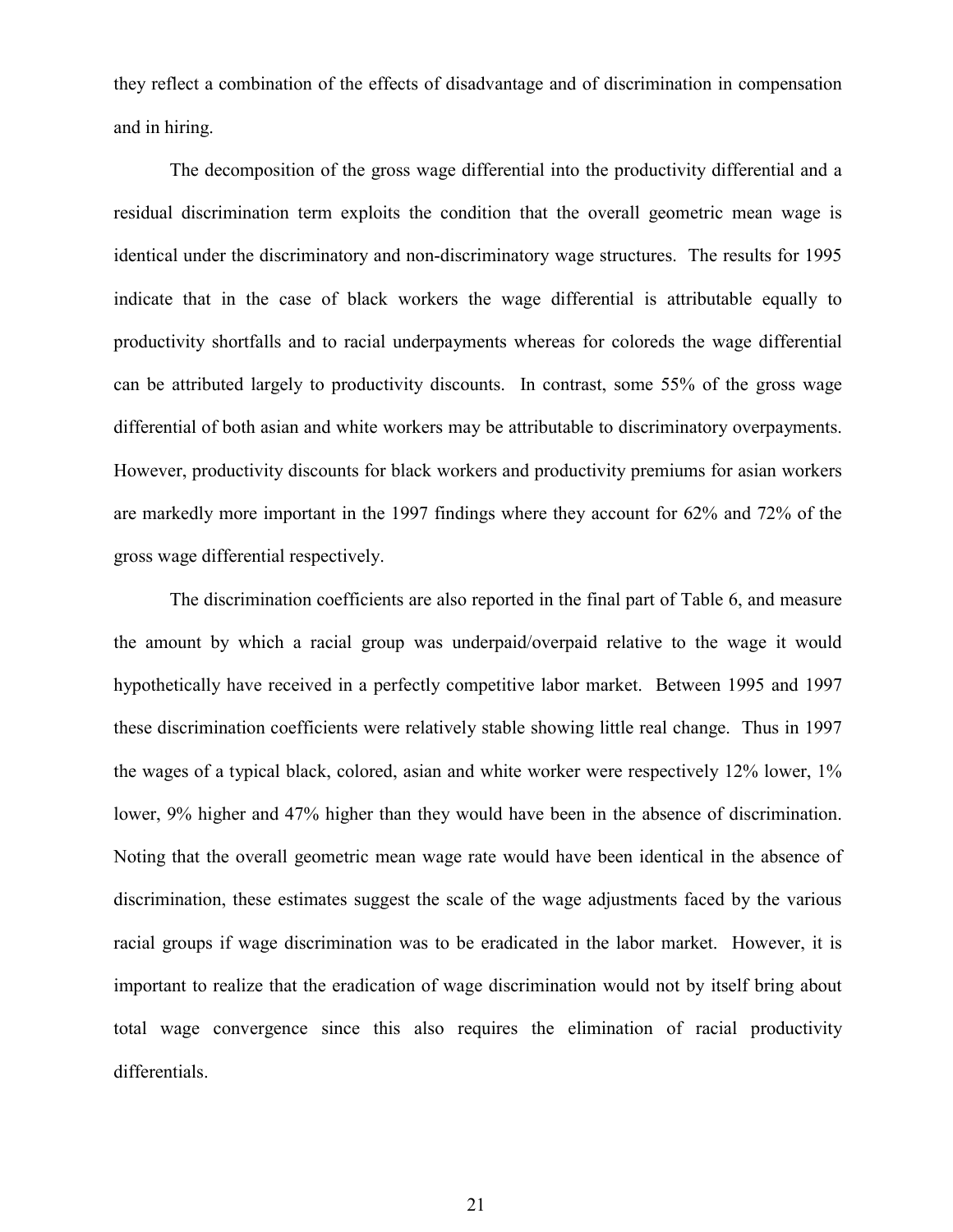they reflect a combination of the effects of disadvantage and of discrimination in compensation and in hiring.

The decomposition of the gross wage differential into the productivity differential and a residual discrimination term exploits the condition that the overall geometric mean wage is identical under the discriminatory and non-discriminatory wage structures. The results for 1995 indicate that in the case of black workers the wage differential is attributable equally to productivity shortfalls and to racial underpayments whereas for coloreds the wage differential can be attributed largely to productivity discounts. In contrast, some 55% of the gross wage differential of both asian and white workers may be attributable to discriminatory overpayments. However, productivity discounts for black workers and productivity premiums for asian workers are markedly more important in the 1997 findings where they account for 62% and 72% of the gross wage differential respectively.

The discrimination coefficients are also reported in the final part of Table 6, and measure the amount by which a racial group was underpaid/overpaid relative to the wage it would hypothetically have received in a perfectly competitive labor market. Between 1995 and 1997 these discrimination coefficients were relatively stable showing little real change. Thus in 1997 the wages of a typical black, colored, asian and white worker were respectively 12% lower, 1% lower, 9% higher and 47% higher than they would have been in the absence of discrimination. Noting that the overall geometric mean wage rate would have been identical in the absence of discrimination, these estimates suggest the scale of the wage adjustments faced by the various racial groups if wage discrimination was to be eradicated in the labor market. However, it is important to realize that the eradication of wage discrimination would not by itself bring about total wage convergence since this also requires the elimination of racial productivity differentials.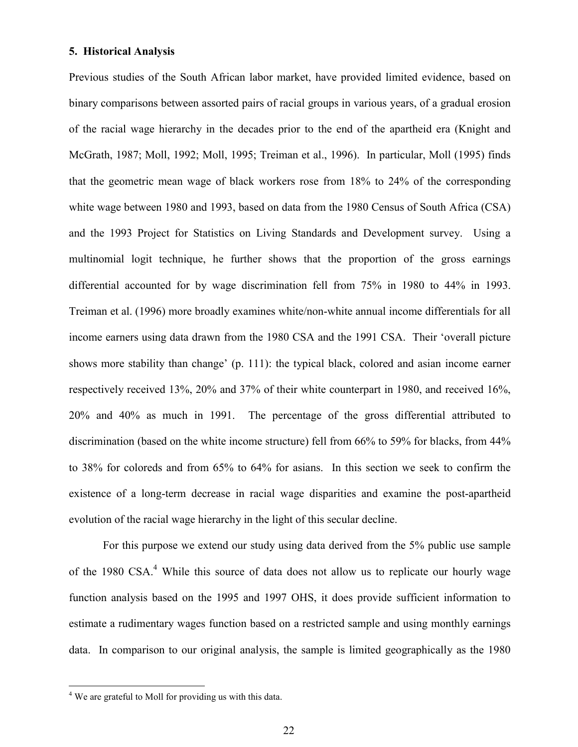## 5. Historical Analysis

Previous studies of the South African labor market, have provided limited evidence, based on binary comparisons between assorted pairs of racial groups in various years, of a gradual erosion of the racial wage hierarchy in the decades prior to the end of the apartheid era (Knight and McGrath, 1987; Moll, 1992; Moll, 1995; Treiman et al., 1996). In particular, Moll (1995) finds that the geometric mean wage of black workers rose from 18% to 24% of the corresponding white wage between 1980 and 1993, based on data from the 1980 Census of South Africa (CSA) and the 1993 Project for Statistics on Living Standards and Development survey. Using a multinomial logit technique, he further shows that the proportion of the gross earnings differential accounted for by wage discrimination fell from 75% in 1980 to 44% in 1993. Treiman et al. (1996) more broadly examines white/non-white annual income differentials for all income earners using data drawn from the 1980 CSA and the 1991 CSA. Their 'overall picture shows more stability than change' (p. 111): the typical black, colored and asian income earner respectively received 13%, 20% and 37% of their white counterpart in 1980, and received 16%, 20% and 40% as much in 1991. The percentage of the gross differential attributed to discrimination (based on the white income structure) fell from 66% to 59% for blacks, from 44% to 38% for coloreds and from 65% to 64% for asians. In this section we seek to confirm the existence of a long-term decrease in racial wage disparities and examine the post-apartheid evolution of the racial wage hierarchy in the light of this secular decline.

For this purpose we extend our study using data derived from the 5% public use sample of the 1980 CSA.[4] While this source of data does not allow us to replicate our hourly wage function analysis based on the 1995 and 1997 OHS, it does provide sufficient information to estimate a rudimentary wages function based on a restricted sample and using monthly earnings data. In comparison to our original analysis, the sample is limited geographically as the 1980

[4] We are grateful to Moll for providing us with this data.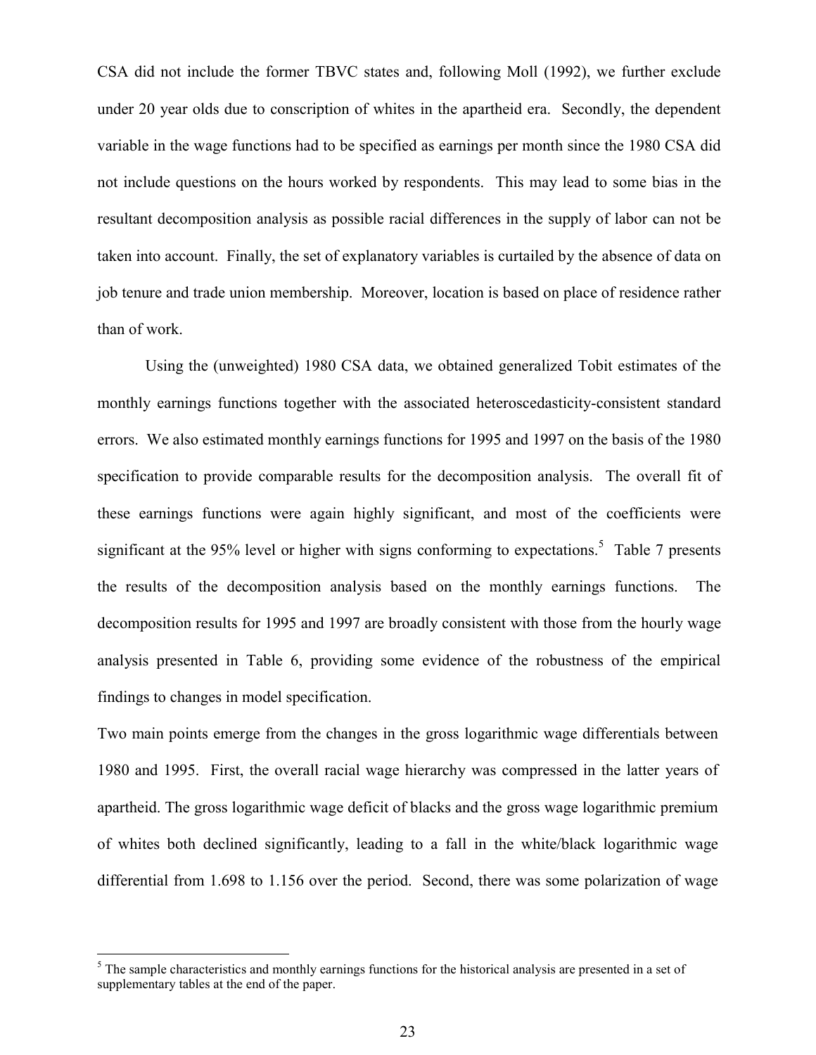CSA did not include the former TBVC states and, following Moll (1992), we further exclude under 20 year olds due to conscription of whites in the apartheid era. Secondly, the dependent variable in the wage functions had to be specified as earnings per month since the 1980 CSA did not include questions on the hours worked by respondents. This may lead to some bias in the resultant decomposition analysis as possible racial differences in the supply of labor can not be taken into account. Finally, the set of explanatory variables is curtailed by the absence of data on job tenure and trade union membership. Moreover, location is based on place of residence rather than of work.

Using the (unweighted) 1980 CSA data, we obtained generalized Tobit estimates of the monthly earnings functions together with the associated heteroscedasticity-consistent standard errors. We also estimated monthly earnings functions for 1995 and 1997 on the basis of the 1980 specification to provide comparable results for the decomposition analysis. The overall fit of these earnings functions were again highly significant, and most of the coefficients were significant at the 95% level or higher with signs conforming to expectations.[5] Table 7 presents the results of the decomposition analysis based on the monthly earnings functions. The decomposition results for 1995 and 1997 are broadly consistent with those from the hourly wage analysis presented in Table 6, providing some evidence of the robustness of the empirical findings to changes in model specification.

Two main points emerge from the changes in the gross logarithmic wage differentials between 1980 and 1995. First, the overall racial wage hierarchy was compressed in the latter years of apartheid. The gross logarithmic wage deficit of blacks and the gross wage logarithmic premium of whites both declined significantly, leading to a fall in the white/black logarithmic wage differential from 1.698 to 1.156 over the period. Second, there was some polarization of wage

[5] The sample characteristics and monthly earnings functions for the historical analysis are presented in a set of supplementary tables at the end of the paper.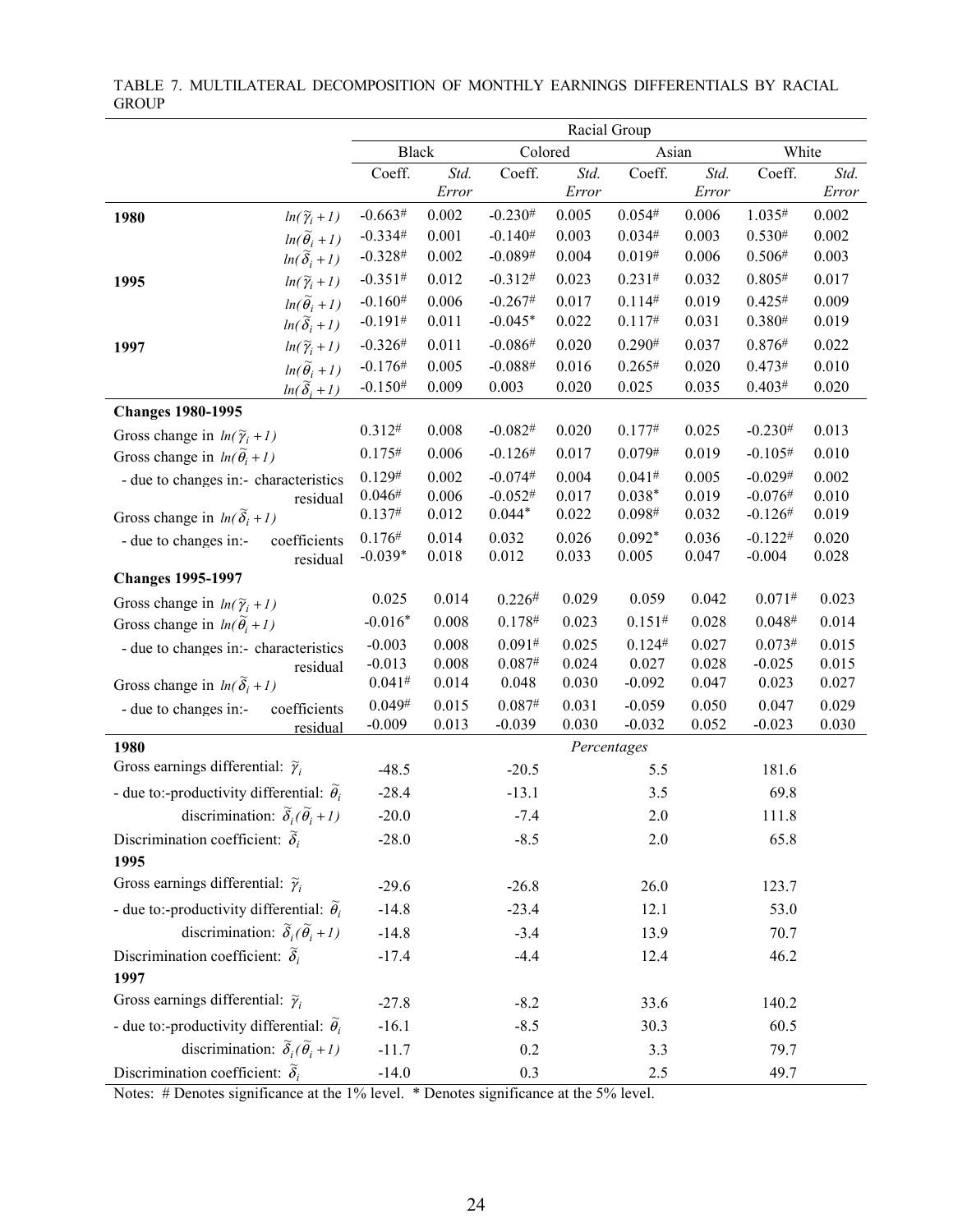TABLE 7. MULTILATERAL DECOMPOSITION OF MONTHLY EARNINGS DIFFERENTIALS BY RACIAL GROUP

| | | Racial Group | | | | | | | |
|---|---|---|---|---|---|---|---|---|---|
| | | Black | | Colored | | Asian | | White | |
| | | Coeff. | *Std. Error* | Coeff. | *Std. Error* | Coeff. | *Std. Error* | Coeff. | *Std. Error* |
| **1980** | $ln(\tilde{\gamma}_i + 1)$ | -0.663# | 0.002 | -0.230# | 0.005 | 0.054# | 0.006 | 1.035# | 0.002 |
| | $ln(\tilde{\theta}_i + 1)$ | -0.334# | 0.001 | -0.140# | 0.003 | 0.034# | 0.003 | 0.530# | 0.002 |
| | $ln(\tilde{\delta}_i + 1)$ | -0.328# | 0.002 | -0.089# | 0.004 | 0.019# | 0.006 | 0.506# | 0.003 |
| **1995** | $ln(\tilde{\gamma}_i + 1)$ | -0.351# | 0.012 | -0.312# | 0.023 | 0.231# | 0.032 | 0.805# | 0.017 |
| | $ln(\tilde{\theta}_i + 1)$ | -0.160# | 0.006 | -0.267# | 0.017 | 0.114# | 0.019 | 0.425# | 0.009 |
| | $ln(\tilde{\delta}_i + 1)$ | -0.191# | 0.011 | -0.045* | 0.022 | 0.117# | 0.031 | 0.380# | 0.019 |
| **1997** | $ln(\tilde{\gamma}_i + 1)$ | -0.326# | 0.011 | -0.086# | 0.020 | 0.290# | 0.037 | 0.876# | 0.022 |
| | $ln(\tilde{\theta}_i + 1)$ | -0.176# | 0.005 | -0.088# | 0.016 | 0.265# | 0.020 | 0.473# | 0.010 |
| | $ln(\tilde{\delta}_i + 1)$ | -0.150# | 0.009 | 0.003 | 0.020 | 0.025 | 0.035 | 0.403# | 0.020 |
| **Changes 1980-1995** | | | | | | | | | |
| Gross change in $ln(\tilde{\gamma}_i + 1)$ | | 0.312# | 0.008 | -0.082# | 0.020 | 0.177# | 0.025 | -0.230# | 0.013 |
| Gross change in $ln(\tilde{\theta}_i + 1)$ | | 0.175# | 0.006 | -0.126# | 0.017 | 0.079# | 0.019 | -0.105# | 0.010 |
| - due to changes in:- characteristics | | 0.129# | 0.002 | -0.074# | 0.004 | 0.041# | 0.005 | -0.029# | 0.002 |
| residual | | 0.046# | 0.006 | -0.052# | 0.017 | 0.038* | 0.019 | -0.076# | 0.010 |
| Gross change in $ln(\tilde{\delta}_i + 1)$ | | 0.137# | 0.012 | 0.044* | 0.022 | 0.098# | 0.032 | -0.126# | 0.019 |
| - due to changes in:- coefficients | | 0.176# | 0.014 | 0.032 | 0.026 | 0.092* | 0.036 | -0.122# | 0.020 |
| residual | | -0.039* | 0.018 | 0.012 | 0.033 | 0.005 | 0.047 | -0.004 | 0.028 |
| **Changes 1995-1997** | | | | | | | | | |
| Gross change in $ln(\tilde{\gamma}_i + 1)$ | | 0.025 | 0.014 | 0.226# | 0.029 | 0.059 | 0.042 | 0.071# | 0.023 |
| Gross change in $ln(\tilde{\theta}_i + 1)$ | | -0.016* | 0.008 | 0.178# | 0.023 | 0.151# | 0.028 | 0.048# | 0.014 |
| - due to changes in:- characteristics | | -0.003 | 0.008 | 0.091# | 0.025 | 0.124# | 0.027 | 0.073# | 0.015 |
| residual | | -0.013 | 0.008 | 0.087# | 0.024 | 0.027 | 0.028 | -0.025 | 0.015 |
| Gross change in $ln(\tilde{\delta}_i + 1)$ | | 0.041# | 0.014 | 0.048 | 0.030 | -0.092 | 0.047 | 0.023 | 0.027 |
| - due to changes in:- coefficients | | 0.049# | 0.015 | 0.087# | 0.031 | -0.059 | 0.050 | 0.047 | 0.029 |
| residual | | -0.009 | 0.013 | -0.039 | 0.030 | -0.032 | 0.052 | -0.023 | 0.030 |
| **1980** | | *Percentages* | | | | | | | |
| Gross earnings differential: $\tilde{\gamma}_i$ | | -48.5 | | -20.5 | | 5.5 | | 181.6 | |
| - due to:-productivity differential: $\tilde{\theta}_i$ | | -28.4 | | -13.1 | | 3.5 | | 69.8 | |
| discrimination: $\tilde{\delta}_i(\tilde{\theta}_i + 1)$ | | -20.0 | | -7.4 | | 2.0 | | 111.8 | |
| Discrimination coefficient: $\tilde{\delta}_i$ | | -28.0 | | -8.5 | | 2.0 | | 65.8 | |
| **1995** | | | | | | | | | |
| Gross earnings differential: $\tilde{\gamma}_i$ | | -29.6 | | -26.8 | | 26.0 | | 123.7 | |
| - due to:-productivity differential: $\tilde{\theta}_i$ | | -14.8 | | -23.4 | | 12.1 | | 53.0 | |
| discrimination: $\tilde{\delta}_i(\tilde{\theta}_i + 1)$ | | -14.8 | | -3.4 | | 13.9 | | 70.7 | |
| Discrimination coefficient: $\tilde{\delta}_i$ | | -17.4 | | -4.4 | | 12.4 | | 46.2 | |
| **1997** | | | | | | | | | |
| Gross earnings differential: $\tilde{\gamma}_i$ | | -27.8 | | -8.2 | | 33.6 | | 140.2 | |
| - due to:-productivity differential: $\tilde{\theta}_i$ | | -16.1 | | -8.5 | | 30.3 | | 60.5 | |
| discrimination: $\tilde{\delta}_i(\tilde{\theta}_i + 1)$ | | -11.7 | | 0.2 | | 3.3 | | 79.7 | |
| Discrimination coefficient: $\tilde{\delta}_i$ | | -14.0 | | 0.3 | | 2.5 | | 49.7 | |

Notes: # Denotes significance at the 1% level. * Denotes significance at the 5% level.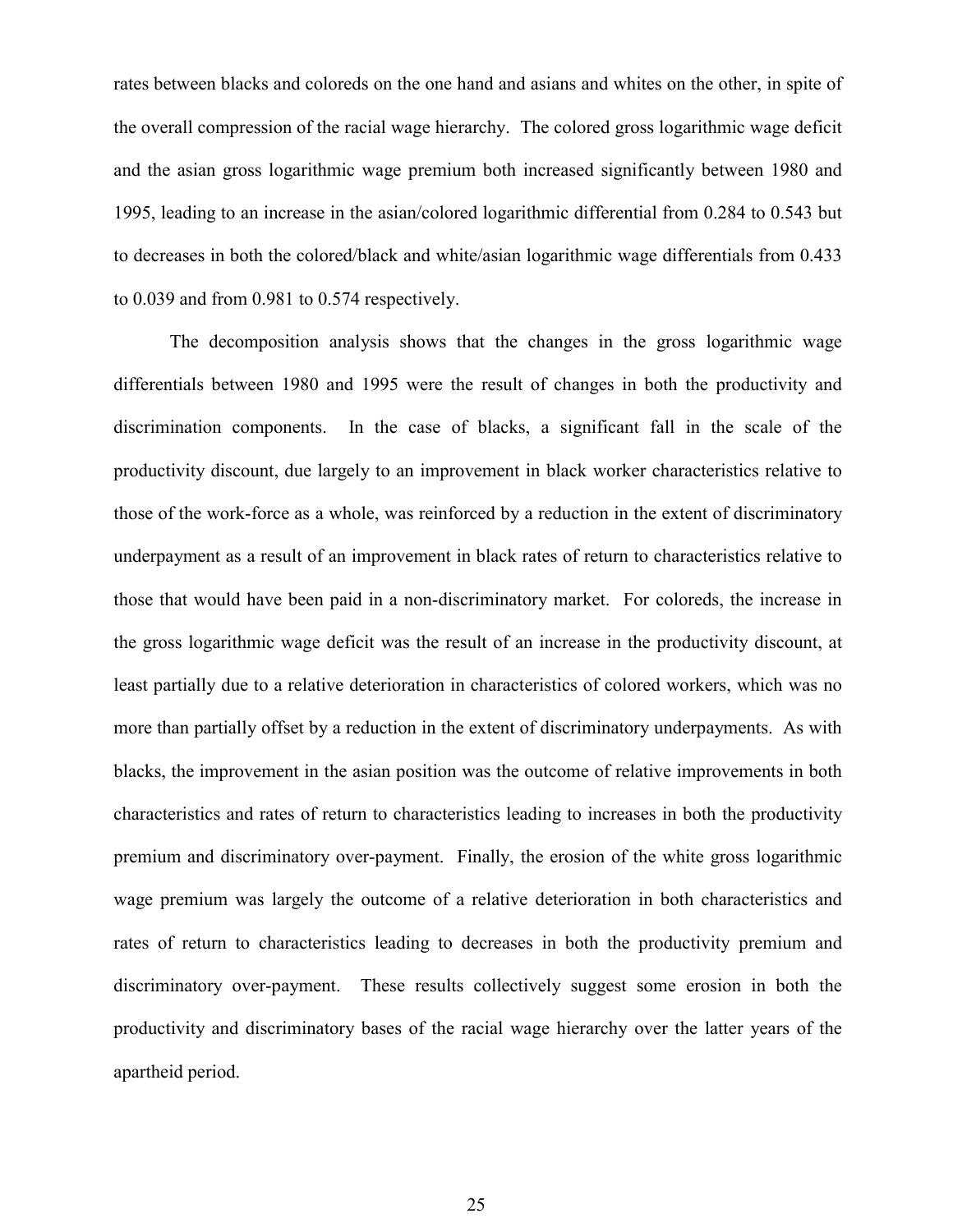rates between blacks and coloreds on the one hand and asians and whites on the other, in spite of the overall compression of the racial wage hierarchy. The colored gross logarithmic wage deficit and the asian gross logarithmic wage premium both increased significantly between 1980 and 1995, leading to an increase in the asian/colored logarithmic differential from 0.284 to 0.543 but to decreases in both the colored/black and white/asian logarithmic wage differentials from 0.433 to 0.039 and from 0.981 to 0.574 respectively.

The decomposition analysis shows that the changes in the gross logarithmic wage differentials between 1980 and 1995 were the result of changes in both the productivity and discrimination components. In the case of blacks, a significant fall in the scale of the productivity discount, due largely to an improvement in black worker characteristics relative to those of the work-force as a whole, was reinforced by a reduction in the extent of discriminatory underpayment as a result of an improvement in black rates of return to characteristics relative to those that would have been paid in a non-discriminatory market. For coloreds, the increase in the gross logarithmic wage deficit was the result of an increase in the productivity discount, at least partially due to a relative deterioration in characteristics of colored workers, which was no more than partially offset by a reduction in the extent of discriminatory underpayments. As with blacks, the improvement in the asian position was the outcome of relative improvements in both characteristics and rates of return to characteristics leading to increases in both the productivity premium and discriminatory over-payment. Finally, the erosion of the white gross logarithmic wage premium was largely the outcome of a relative deterioration in both characteristics and rates of return to characteristics leading to decreases in both the productivity premium and discriminatory over-payment. These results collectively suggest some erosion in both the productivity and discriminatory bases of the racial wage hierarchy over the latter years of the apartheid period.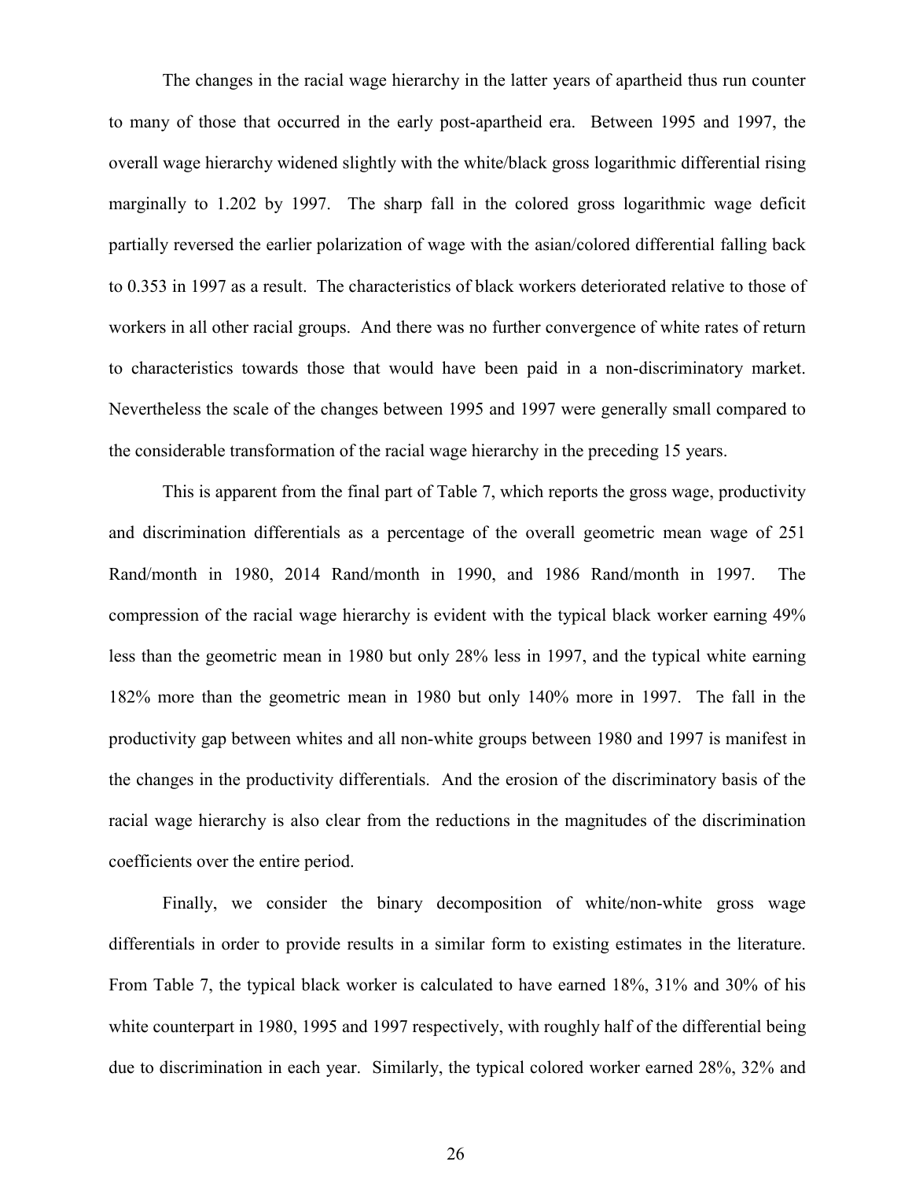The changes in the racial wage hierarchy in the latter years of apartheid thus run counter to many of those that occurred in the early post-apartheid era. Between 1995 and 1997, the overall wage hierarchy widened slightly with the white/black gross logarithmic differential rising marginally to 1.202 by 1997. The sharp fall in the colored gross logarithmic wage deficit partially reversed the earlier polarization of wage with the asian/colored differential falling back to 0.353 in 1997 as a result. The characteristics of black workers deteriorated relative to those of workers in all other racial groups. And there was no further convergence of white rates of return to characteristics towards those that would have been paid in a non-discriminatory market. Nevertheless the scale of the changes between 1995 and 1997 were generally small compared to the considerable transformation of the racial wage hierarchy in the preceding 15 years.

This is apparent from the final part of Table 7, which reports the gross wage, productivity and discrimination differentials as a percentage of the overall geometric mean wage of 251 Rand/month in 1980, 2014 Rand/month in 1990, and 1986 Rand/month in 1997. The compression of the racial wage hierarchy is evident with the typical black worker earning 49% less than the geometric mean in 1980 but only 28% less in 1997, and the typical white earning 182% more than the geometric mean in 1980 but only 140% more in 1997. The fall in the productivity gap between whites and all non-white groups between 1980 and 1997 is manifest in the changes in the productivity differentials. And the erosion of the discriminatory basis of the racial wage hierarchy is also clear from the reductions in the magnitudes of the discrimination coefficients over the entire period.

Finally, we consider the binary decomposition of white/non-white gross wage differentials in order to provide results in a similar form to existing estimates in the literature. From Table 7, the typical black worker is calculated to have earned 18%, 31% and 30% of his white counterpart in 1980, 1995 and 1997 respectively, with roughly half of the differential being due to discrimination in each year. Similarly, the typical colored worker earned 28%, 32% and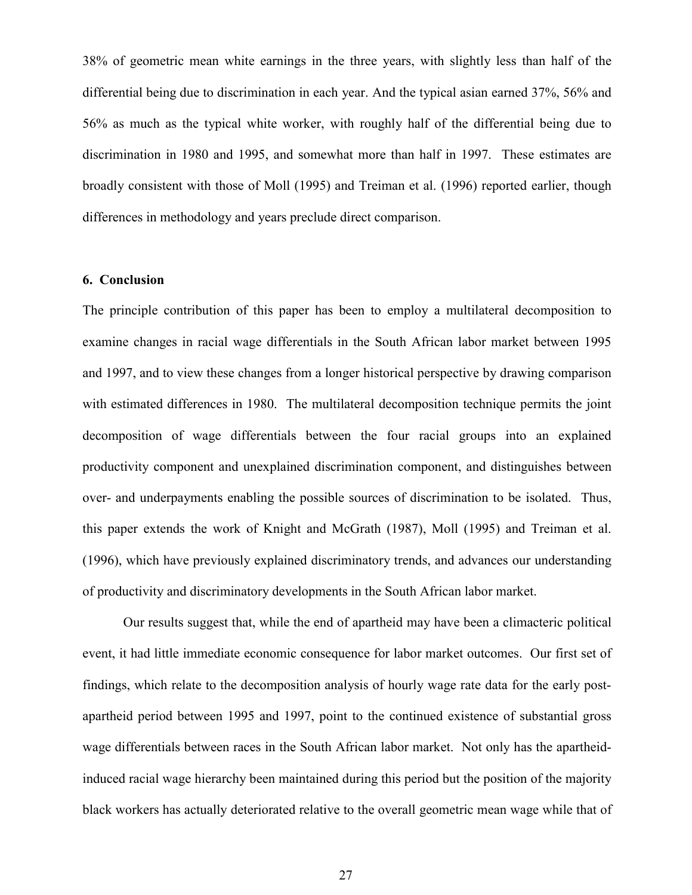38% of geometric mean white earnings in the three years, with slightly less than half of the differential being due to discrimination in each year. And the typical asian earned 37%, 56% and 56% as much as the typical white worker, with roughly half of the differential being due to discrimination in 1980 and 1995, and somewhat more than half in 1997. These estimates are broadly consistent with those of Moll (1995) and Treiman et al. (1996) reported earlier, though differences in methodology and years preclude direct comparison.

## 6. Conclusion

The principle contribution of this paper has been to employ a multilateral decomposition to examine changes in racial wage differentials in the South African labor market between 1995 and 1997, and to view these changes from a longer historical perspective by drawing comparison with estimated differences in 1980. The multilateral decomposition technique permits the joint decomposition of wage differentials between the four racial groups into an explained productivity component and unexplained discrimination component, and distinguishes between over- and underpayments enabling the possible sources of discrimination to be isolated. Thus, this paper extends the work of Knight and McGrath (1987), Moll (1995) and Treiman et al. (1996), which have previously explained discriminatory trends, and advances our understanding of productivity and discriminatory developments in the South African labor market.

Our results suggest that, while the end of apartheid may have been a climacteric political event, it had little immediate economic consequence for labor market outcomes. Our first set of findings, which relate to the decomposition analysis of hourly wage rate data for the early post-apartheid period between 1995 and 1997, point to the continued existence of substantial gross wage differentials between races in the South African labor market. Not only has the apartheid-induced racial wage hierarchy been maintained during this period but the position of the majority black workers has actually deteriorated relative to the overall geometric mean wage while that of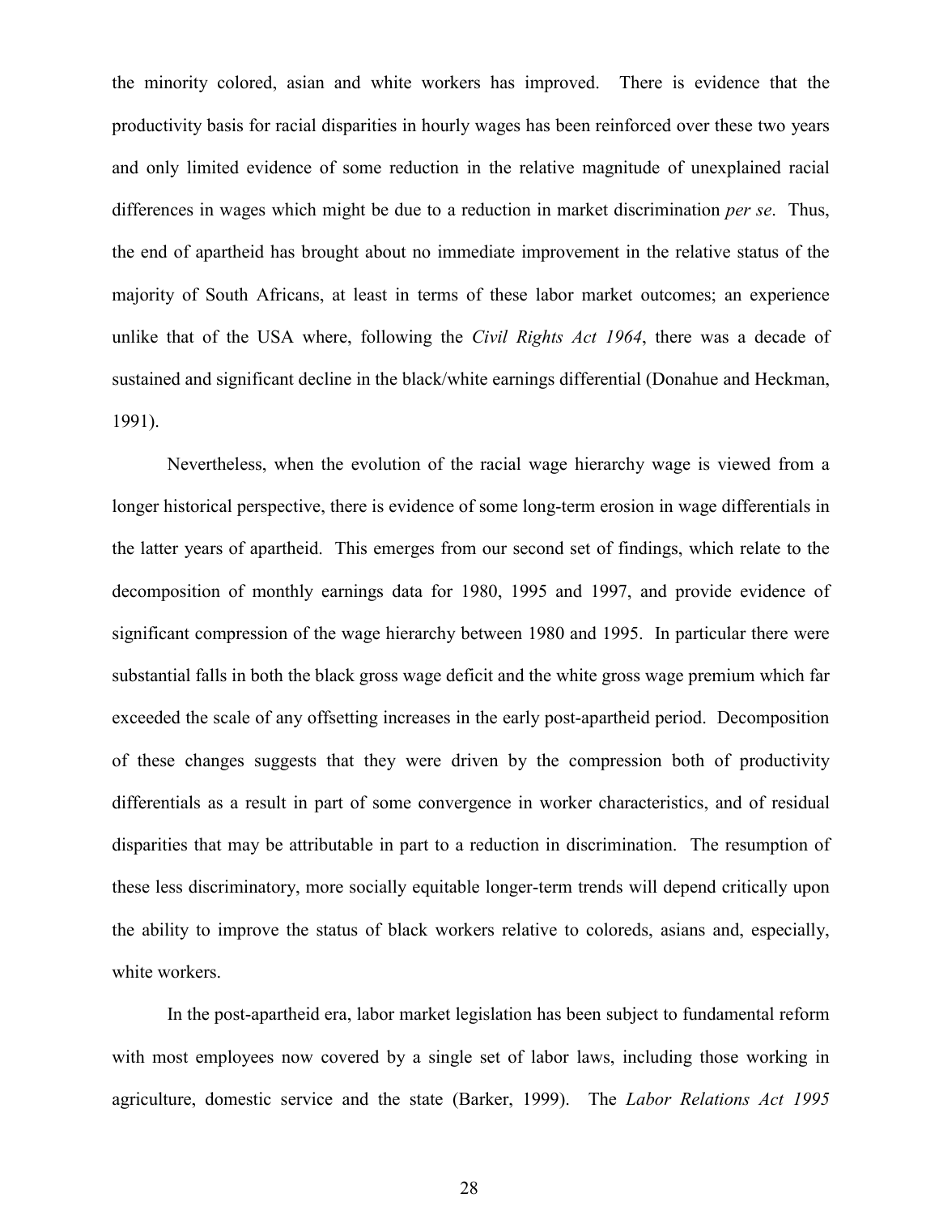the minority colored, asian and white workers has improved. There is evidence that the productivity basis for racial disparities in hourly wages has been reinforced over these two years and only limited evidence of some reduction in the relative magnitude of unexplained racial differences in wages which might be due to a reduction in market discrimination *per se*. Thus, the end of apartheid has brought about no immediate improvement in the relative status of the majority of South Africans, at least in terms of these labor market outcomes; an experience unlike that of the USA where, following the *Civil Rights Act 1964*, there was a decade of sustained and significant decline in the black/white earnings differential (Donahue and Heckman, 1991).

Nevertheless, when the evolution of the racial wage hierarchy wage is viewed from a longer historical perspective, there is evidence of some long-term erosion in wage differentials in the latter years of apartheid. This emerges from our second set of findings, which relate to the decomposition of monthly earnings data for 1980, 1995 and 1997, and provide evidence of significant compression of the wage hierarchy between 1980 and 1995. In particular there were substantial falls in both the black gross wage deficit and the white gross wage premium which far exceeded the scale of any offsetting increases in the early post-apartheid period. Decomposition of these changes suggests that they were driven by the compression both of productivity differentials as a result in part of some convergence in worker characteristics, and of residual disparities that may be attributable in part to a reduction in discrimination. The resumption of these less discriminatory, more socially equitable longer-term trends will depend critically upon the ability to improve the status of black workers relative to coloreds, asians and, especially, white workers.

In the post-apartheid era, labor market legislation has been subject to fundamental reform with most employees now covered by a single set of labor laws, including those working in agriculture, domestic service and the state (Barker, 1999). The *Labor Relations Act 1995*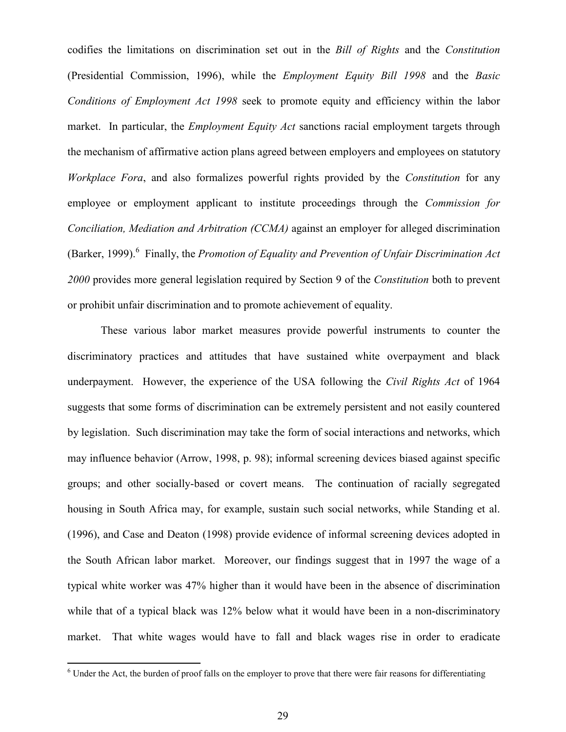codifies the limitations on discrimination set out in the *Bill of Rights* and the *Constitution* (Presidential Commission, 1996), while the *Employment Equity Bill 1998* and the *Basic Conditions of Employment Act 1998* seek to promote equity and efficiency within the labor market. In particular, the *Employment Equity Act* sanctions racial employment targets through the mechanism of affirmative action plans agreed between employers and employees on statutory *Workplace Fora*, and also formalizes powerful rights provided by the *Constitution* for any employee or employment applicant to institute proceedings through the *Commission for Conciliation, Mediation and Arbitration (CCMA)* against an employer for alleged discrimination (Barker, 1999).[6] Finally, the *Promotion of Equality and Prevention of Unfair Discrimination Act 2000* provides more general legislation required by Section 9 of the *Constitution* both to prevent or prohibit unfair discrimination and to promote achievement of equality.

These various labor market measures provide powerful instruments to counter the discriminatory practices and attitudes that have sustained white overpayment and black underpayment. However, the experience of the USA following the *Civil Rights Act* of 1964 suggests that some forms of discrimination can be extremely persistent and not easily countered by legislation. Such discrimination may take the form of social interactions and networks, which may influence behavior (Arrow, 1998, p. 98); informal screening devices biased against specific groups; and other socially-based or covert means. The continuation of racially segregated housing in South Africa may, for example, sustain such social networks, while Standing et al. (1996), and Case and Deaton (1998) provide evidence of informal screening devices adopted in the South African labor market. Moreover, our findings suggest that in 1997 the wage of a typical white worker was 47% higher than it would have been in the absence of discrimination while that of a typical black was 12% below what it would have been in a non-discriminatory market. That white wages would have to fall and black wages rise in order to eradicate

[6] Under the Act, the burden of proof falls on the employer to prove that there were fair reasons for differentiating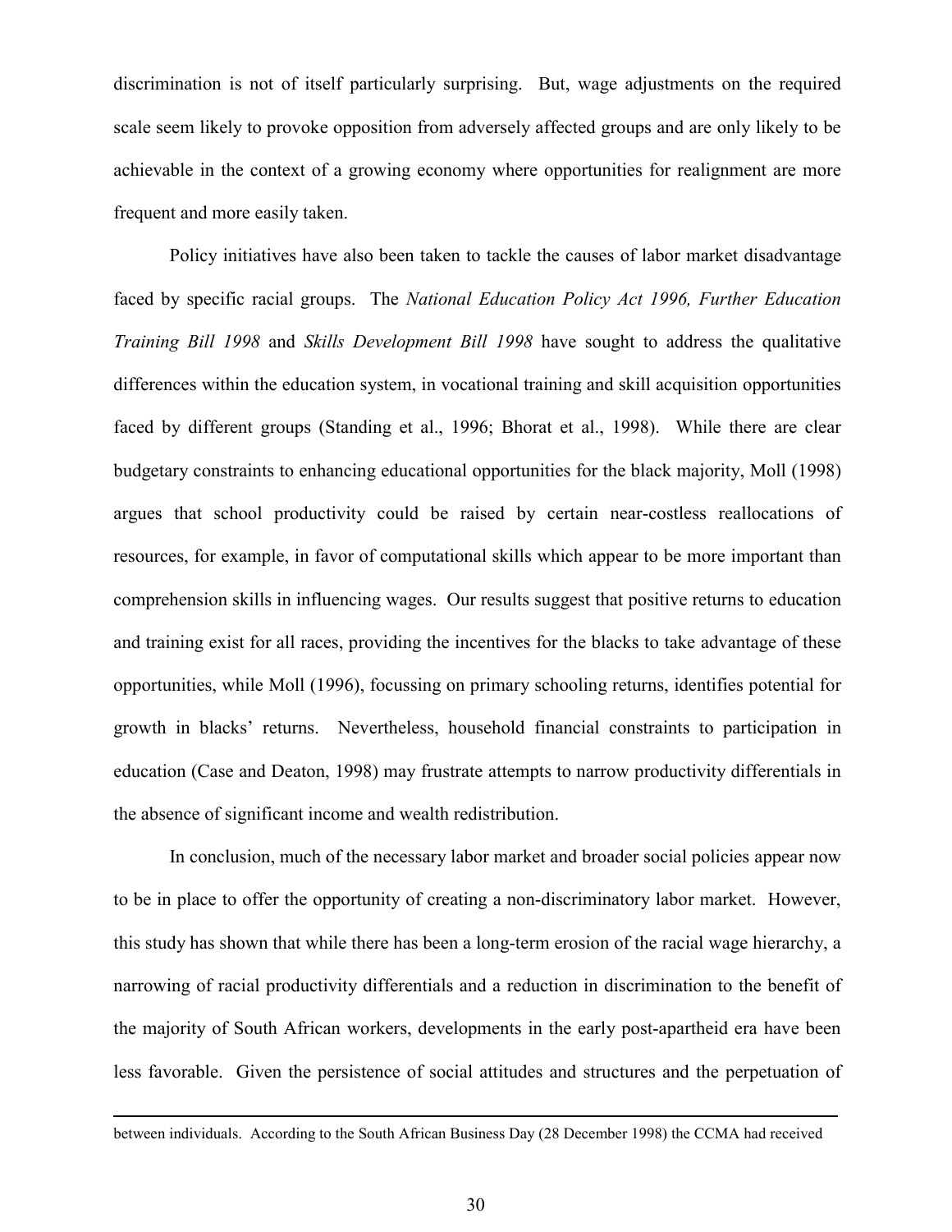discrimination is not of itself particularly surprising. But, wage adjustments on the required scale seem likely to provoke opposition from adversely affected groups and are only likely to be achievable in the context of a growing economy where opportunities for realignment are more frequent and more easily taken.

Policy initiatives have also been taken to tackle the causes of labor market disadvantage faced by specific racial groups. The *National Education Policy Act 1996, Further Education Training Bill 1998* and *Skills Development Bill 1998* have sought to address the qualitative differences within the education system, in vocational training and skill acquisition opportunities faced by different groups (Standing et al., 1996; Bhorat et al., 1998). While there are clear budgetary constraints to enhancing educational opportunities for the black majority, Moll (1998) argues that school productivity could be raised by certain near-costless reallocations of resources, for example, in favor of computational skills which appear to be more important than comprehension skills in influencing wages. Our results suggest that positive returns to education and training exist for all races, providing the incentives for the blacks to take advantage of these opportunities, while Moll (1996), focussing on primary schooling returns, identifies potential for growth in blacks' returns. Nevertheless, household financial constraints to participation in education (Case and Deaton, 1998) may frustrate attempts to narrow productivity differentials in the absence of significant income and wealth redistribution.

In conclusion, much of the necessary labor market and broader social policies appear now to be in place to offer the opportunity of creating a non-discriminatory labor market. However, this study has shown that while there has been a long-term erosion of the racial wage hierarchy, a narrowing of racial productivity differentials and a reduction in discrimination to the benefit of the majority of South African workers, developments in the early post-apartheid era have been less favorable. Given the persistence of social attitudes and structures and the perpetuation of

---

between individuals. According to the South African Business Day (28 December 1998) the CCMA had received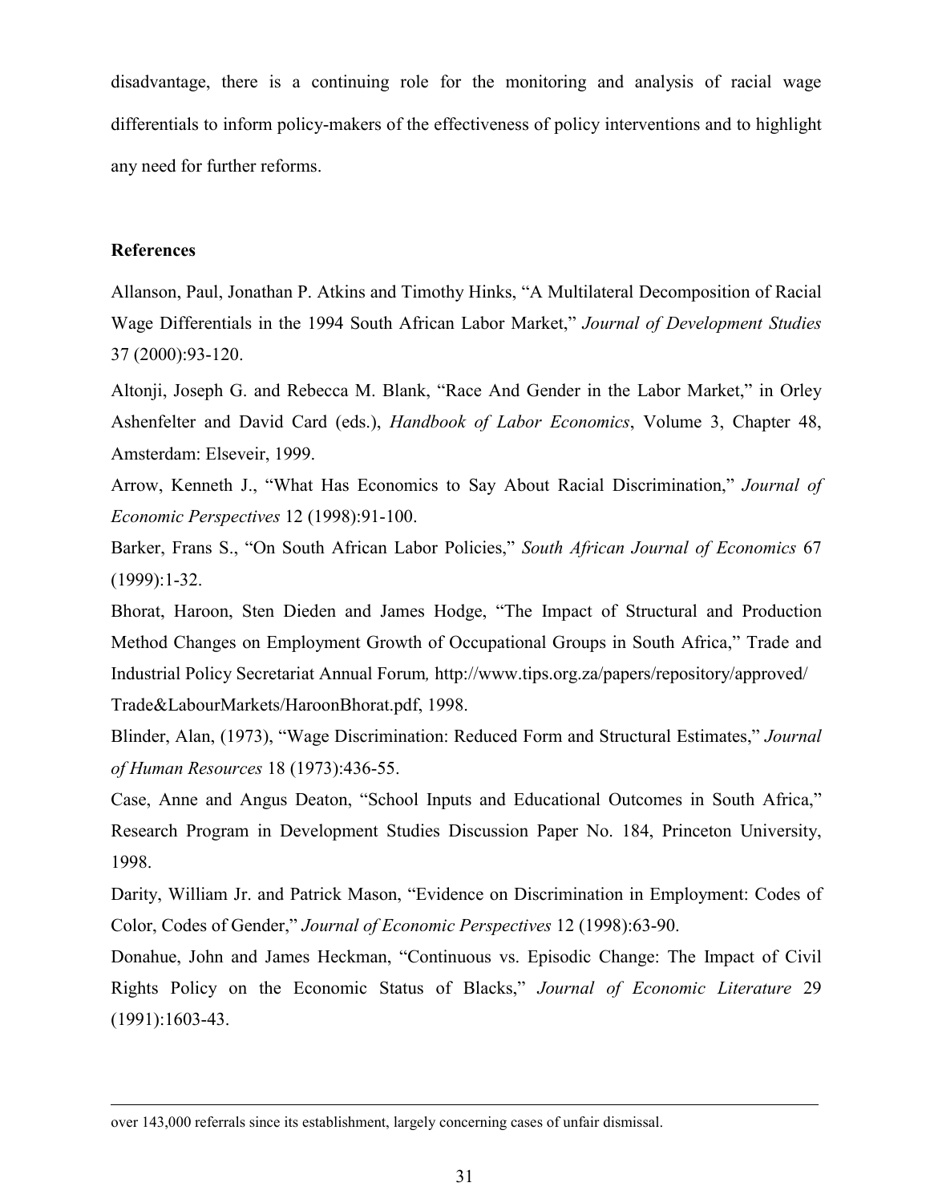disadvantage, there is a continuing role for the monitoring and analysis of racial wage differentials to inform policy-makers of the effectiveness of policy interventions and to highlight any need for further reforms.

## References

Allanson, Paul, Jonathan P. Atkins and Timothy Hinks, "A Multilateral Decomposition of Racial Wage Differentials in the 1994 South African Labor Market," *Journal of Development Studies* 37 (2000):93-120.

Altonji, Joseph G. and Rebecca M. Blank, "Race And Gender in the Labor Market," in Orley Ashenfelter and David Card (eds.), *Handbook of Labor Economics*, Volume 3, Chapter 48, Amsterdam: Elseveir, 1999.

Arrow, Kenneth J., "What Has Economics to Say About Racial Discrimination," *Journal of Economic Perspectives* 12 (1998):91-100.

Barker, Frans S., "On South African Labor Policies," *South African Journal of Economics* 67 (1999):1-32.

Bhorat, Haroon, Sten Dieden and James Hodge, "The Impact of Structural and Production Method Changes on Employment Growth of Occupational Groups in South Africa," Trade and Industrial Policy Secretariat Annual Forum*,* http://www.tips.org.za/papers/repository/approved/Trade&LabourMarkets/HaroonBhorat.pdf, 1998.

Blinder, Alan, (1973), "Wage Discrimination: Reduced Form and Structural Estimates," *Journal of Human Resources* 18 (1973):436-55.

Case, Anne and Angus Deaton, "School Inputs and Educational Outcomes in South Africa," Research Program in Development Studies Discussion Paper No. 184, Princeton University, 1998.

Darity, William Jr. and Patrick Mason, "Evidence on Discrimination in Employment: Codes of Color, Codes of Gender," *Journal of Economic Perspectives* 12 (1998):63-90.

Donahue, John and James Heckman, "Continuous vs. Episodic Change: The Impact of Civil Rights Policy on the Economic Status of Blacks," *Journal of Economic Literature* 29 (1991):1603-43.

---

over 143,000 referrals since its establishment, largely concerning cases of unfair dismissal.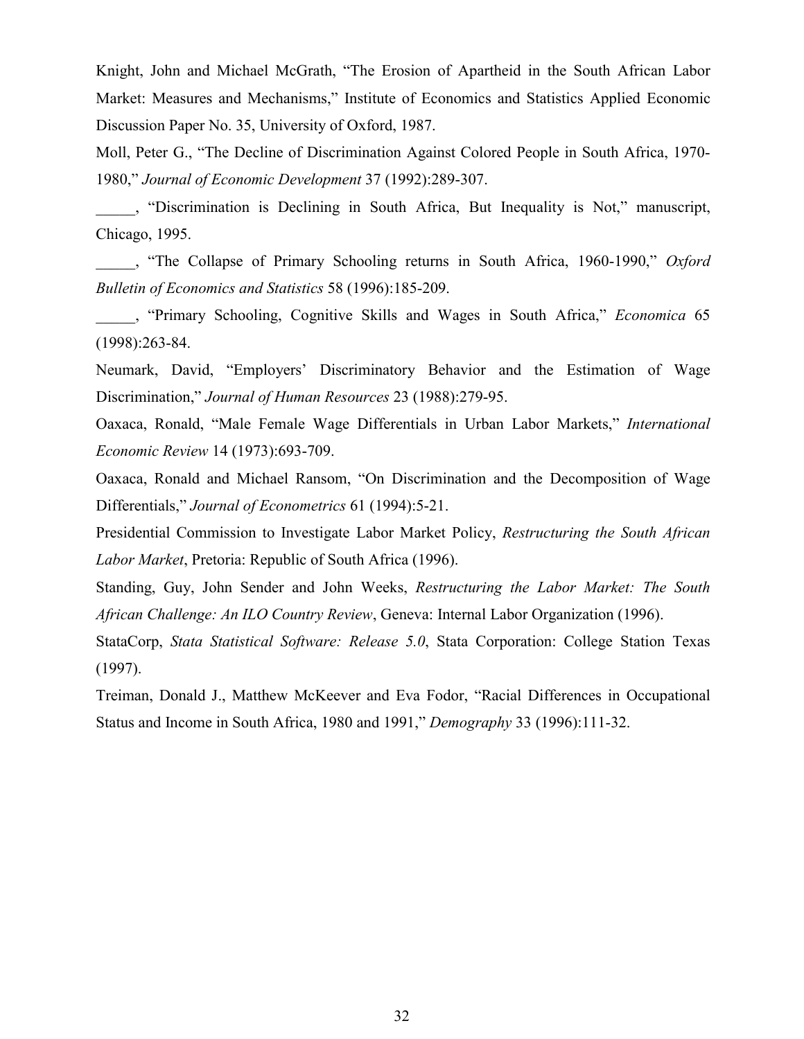Knight, John and Michael McGrath, "The Erosion of Apartheid in the South African Labor Market: Measures and Mechanisms," Institute of Economics and Statistics Applied Economic Discussion Paper No. 35, University of Oxford, 1987.

Moll, Peter G., "The Decline of Discrimination Against Colored People in South Africa, 1970-1980," *Journal of Economic Development* 37 (1992):289-307.

_____, "Discrimination is Declining in South Africa, But Inequality is Not," manuscript, Chicago, 1995.

_____, "The Collapse of Primary Schooling returns in South Africa, 1960-1990," *Oxford Bulletin of Economics and Statistics* 58 (1996):185-209.

_____, "Primary Schooling, Cognitive Skills and Wages in South Africa," *Economica* 65 (1998):263-84.

Neumark, David, "Employers' Discriminatory Behavior and the Estimation of Wage Discrimination," *Journal of Human Resources* 23 (1988):279-95.

Oaxaca, Ronald, "Male Female Wage Differentials in Urban Labor Markets," *International Economic Review* 14 (1973):693-709.

Oaxaca, Ronald and Michael Ransom, "On Discrimination and the Decomposition of Wage Differentials," *Journal of Econometrics* 61 (1994):5-21.

Presidential Commission to Investigate Labor Market Policy, *Restructuring the South African Labor Market*, Pretoria: Republic of South Africa (1996).

Standing, Guy, John Sender and John Weeks, *Restructuring the Labor Market: The South African Challenge: An ILO Country Review*, Geneva: Internal Labor Organization (1996).

StataCorp, *Stata Statistical Software: Release 5.0*, Stata Corporation: College Station Texas (1997).

Treiman, Donald J., Matthew McKeever and Eva Fodor, "Racial Differences in Occupational Status and Income in South Africa, 1980 and 1991," *Demography* 33 (1996):111-32.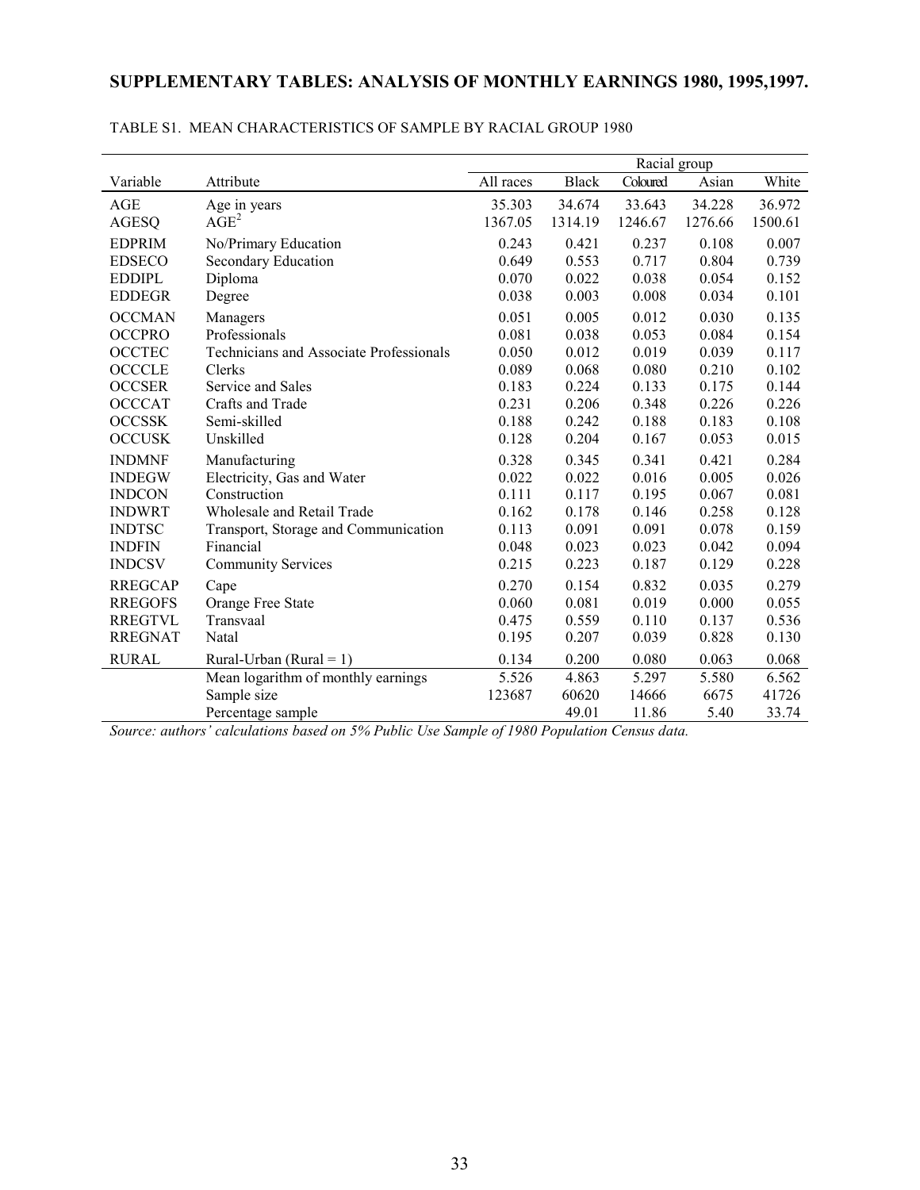## SUPPLEMENTARY TABLES: ANALYSIS OF MONTHLY EARNINGS 1980, 1995,1997.

TABLE S1. MEAN CHARACTERISTICS OF SAMPLE BY RACIAL GROUP 1980

| | | Racial group | | | | |
|---|---|---|---|---|---|---|
| Variable | Attribute | All races | Black | Coloured | Asian | White |
| AGE | Age in years | 35.303 | 34.674 | 33.643 | 34.228 | 36.972 |
| AGESQ | $AGE^2$ | 1367.05 | 1314.19 | 1246.67 | 1276.66 | 1500.61 |
| EDPRIM | No/Primary Education | 0.243 | 0.421 | 0.237 | 0.108 | 0.007 |
| EDSECO | Secondary Education | 0.649 | 0.553 | 0.717 | 0.804 | 0.739 |
| EDDIPL | Diploma | 0.070 | 0.022 | 0.038 | 0.054 | 0.152 |
| EDDEGR | Degree | 0.038 | 0.003 | 0.008 | 0.034 | 0.101 |
| OCCMAN | Managers | 0.051 | 0.005 | 0.012 | 0.030 | 0.135 |
| OCCPRO | Professionals | 0.081 | 0.038 | 0.053 | 0.084 | 0.154 |
| OCCTEC | Technicians and Associate Professionals | 0.050 | 0.012 | 0.019 | 0.039 | 0.117 |
| OCCCLE | Clerks | 0.089 | 0.068 | 0.080 | 0.210 | 0.102 |
| OCCSER | Service and Sales | 0.183 | 0.224 | 0.133 | 0.175 | 0.144 |
| OCCCAT | Crafts and Trade | 0.231 | 0.206 | 0.348 | 0.226 | 0.226 |
| OCCSSK | Semi-skilled | 0.188 | 0.242 | 0.188 | 0.183 | 0.108 |
| OCCUSK | Unskilled | 0.128 | 0.204 | 0.167 | 0.053 | 0.015 |
| INDMNF | Manufacturing | 0.328 | 0.345 | 0.341 | 0.421 | 0.284 |
| INDEGW | Electricity, Gas and Water | 0.022 | 0.022 | 0.016 | 0.005 | 0.026 |
| INDCON | Construction | 0.111 | 0.117 | 0.195 | 0.067 | 0.081 |
| INDWRT | Wholesale and Retail Trade | 0.162 | 0.178 | 0.146 | 0.258 | 0.128 |
| INDTSC | Transport, Storage and Communication | 0.113 | 0.091 | 0.091 | 0.078 | 0.159 |
| INDFIN | Financial | 0.048 | 0.023 | 0.023 | 0.042 | 0.094 |
| INDCSV | Community Services | 0.215 | 0.223 | 0.187 | 0.129 | 0.228 |
| RREGCAP | Cape | 0.270 | 0.154 | 0.832 | 0.035 | 0.279 |
| RREGOFS | Orange Free State | 0.060 | 0.081 | 0.019 | 0.000 | 0.055 |
| RREGTVL | Transvaal | 0.475 | 0.559 | 0.110 | 0.137 | 0.536 |
| RREGNAT | Natal | 0.195 | 0.207 | 0.039 | 0.828 | 0.130 |
| RURAL | Rural-Urban (Rural = 1) | 0.134 | 0.200 | 0.080 | 0.063 | 0.068 |
| | Mean logarithm of monthly earnings | 5.526 | 4.863 | 5.297 | 5.580 | 6.562 |
| | Sample size | 123687 | 60620 | 14666 | 6675 | 41726 |
| | Percentage sample | | 49.01 | 11.86 | 5.40 | 33.74 |

*Source: authors' calculations based on 5% Public Use Sample of 1980 Population Census data.*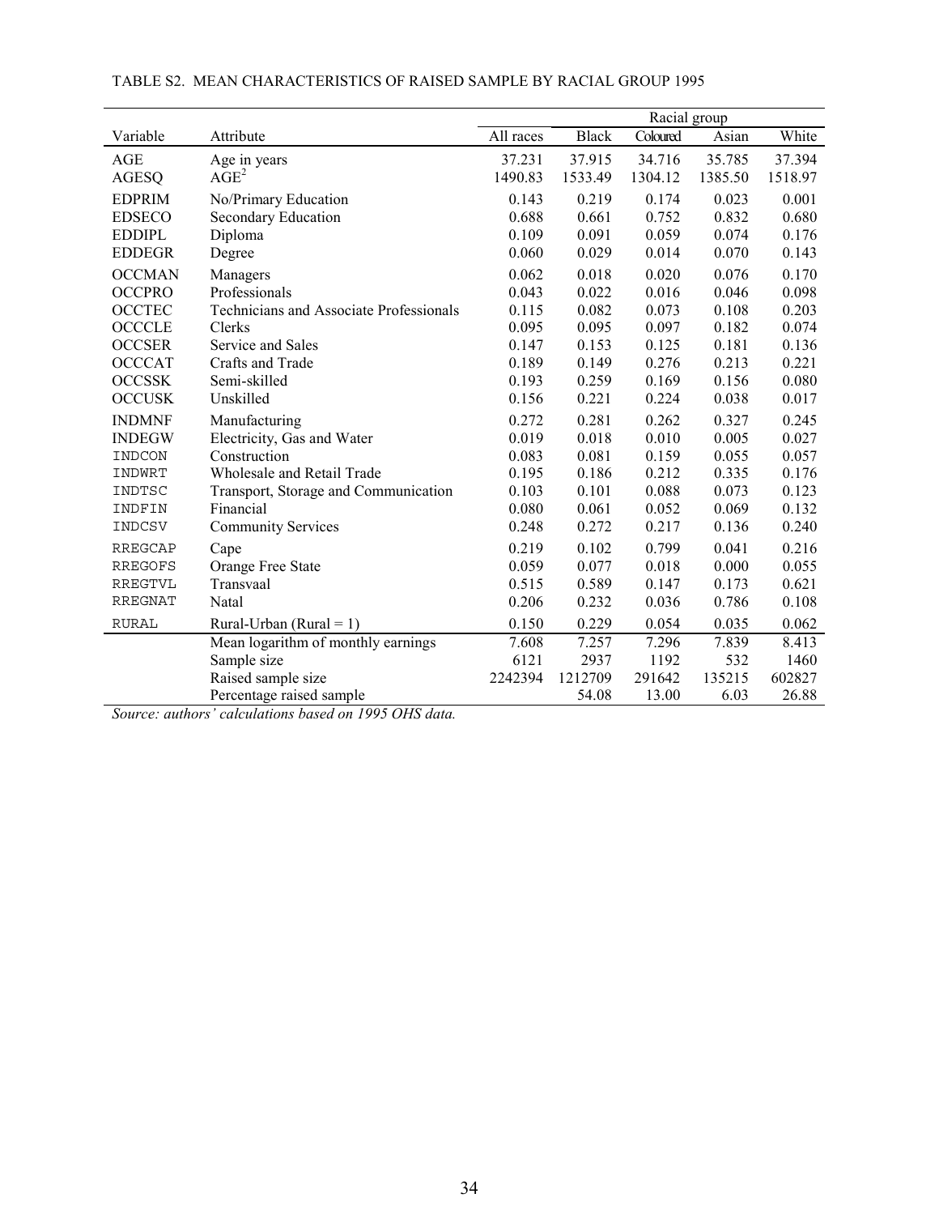TABLE S2. MEAN CHARACTERISTICS OF RAISED SAMPLE BY RACIAL GROUP 1995

| | | | Racial group | | | |
|---|---|---|---|---|---|---|
| Variable | Attribute | All races | Black | Coloured | Asian | White |
| AGE | Age in years | 37.231 | 37.915 | 34.716 | 35.785 | 37.394 |
| AGESQ | $AGE^2$ | 1490.83 | 1533.49 | 1304.12 | 1385.50 | 1518.97 |
| EDPRIM | No/Primary Education | 0.143 | 0.219 | 0.174 | 0.023 | 0.001 |
| EDSECO | Secondary Education | 0.688 | 0.661 | 0.752 | 0.832 | 0.680 |
| EDDIPL | Diploma | 0.109 | 0.091 | 0.059 | 0.074 | 0.176 |
| EDDEGR | Degree | 0.060 | 0.029 | 0.014 | 0.070 | 0.143 |
| OCCMAN | Managers | 0.062 | 0.018 | 0.020 | 0.076 | 0.170 |
| OCCPRO | Professionals | 0.043 | 0.022 | 0.016 | 0.046 | 0.098 |
| OCCTEC | Technicians and Associate Professionals | 0.115 | 0.082 | 0.073 | 0.108 | 0.203 |
| OCCCLE | Clerks | 0.095 | 0.095 | 0.097 | 0.182 | 0.074 |
| OCCSER | Service and Sales | 0.147 | 0.153 | 0.125 | 0.181 | 0.136 |
| OCCCAT | Crafts and Trade | 0.189 | 0.149 | 0.276 | 0.213 | 0.221 |
| OCCSSK | Semi-skilled | 0.193 | 0.259 | 0.169 | 0.156 | 0.080 |
| OCCUSK | Unskilled | 0.156 | 0.221 | 0.224 | 0.038 | 0.017 |
| INDMNF | Manufacturing | 0.272 | 0.281 | 0.262 | 0.327 | 0.245 |
| INDEGW | Electricity, Gas and Water | 0.019 | 0.018 | 0.010 | 0.005 | 0.027 |
| INDCON | Construction | 0.083 | 0.081 | 0.159 | 0.055 | 0.057 |
| INDWRT | Wholesale and Retail Trade | 0.195 | 0.186 | 0.212 | 0.335 | 0.176 |
| INDTSC | Transport, Storage and Communication | 0.103 | 0.101 | 0.088 | 0.073 | 0.123 |
| INDFIN | Financial | 0.080 | 0.061 | 0.052 | 0.069 | 0.132 |
| INDCSV | Community Services | 0.248 | 0.272 | 0.217 | 0.136 | 0.240 |
| RREGCAP | Cape | 0.219 | 0.102 | 0.799 | 0.041 | 0.216 |
| RREGOFS | Orange Free State | 0.059 | 0.077 | 0.018 | 0.000 | 0.055 |
| RREGTVL | Transvaal | 0.515 | 0.589 | 0.147 | 0.173 | 0.621 |
| RREGNAT | Natal | 0.206 | 0.232 | 0.036 | 0.786 | 0.108 |
| RURAL | Rural-Urban (Rural = 1) | 0.150 | 0.229 | 0.054 | 0.035 | 0.062 |
| | Mean logarithm of monthly earnings | 7.608 | 7.257 | 7.296 | 7.839 | 8.413 |
| | Sample size | 6121 | 2937 | 1192 | 532 | 1460 |
| | Raised sample size | 2242394 | 1212709 | 291642 | 135215 | 602827 |
| | Percentage raised sample | | 54.08 | 13.00 | 6.03 | 26.88 |

*Source: authors' calculations based on 1995 OHS data.*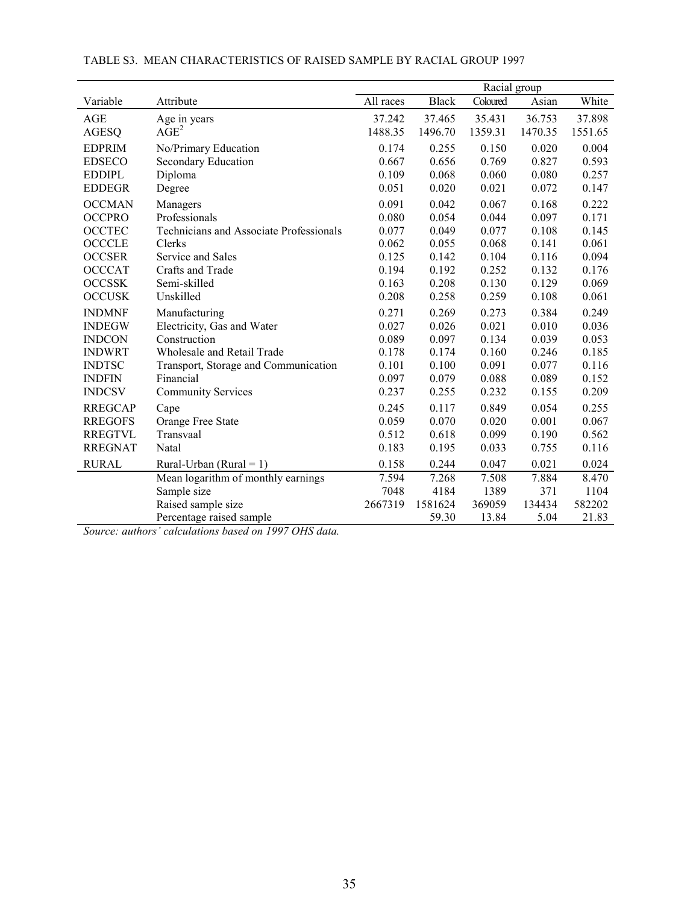TABLE S3. MEAN CHARACTERISTICS OF RAISED SAMPLE BY RACIAL GROUP 1997

| | | Racial group | | | | |
|---|---|---|---|---|---|---|
| Variable | Attribute | All races | Black | Coloured | Asian | White |
| AGE | Age in years | 37.242 | 37.465 | 35.431 | 36.753 | 37.898 |
| AGESQ | $AGE^2$ | 1488.35 | 1496.70 | 1359.31 | 1470.35 | 1551.65 |
| EDPRIM | No/Primary Education | 0.174 | 0.255 | 0.150 | 0.020 | 0.004 |
| EDSECO | Secondary Education | 0.667 | 0.656 | 0.769 | 0.827 | 0.593 |
| EDDIPL | Diploma | 0.109 | 0.068 | 0.060 | 0.080 | 0.257 |
| EDDEGR | Degree | 0.051 | 0.020 | 0.021 | 0.072 | 0.147 |
| OCCMAN | Managers | 0.091 | 0.042 | 0.067 | 0.168 | 0.222 |
| OCCPRO | Professionals | 0.080 | 0.054 | 0.044 | 0.097 | 0.171 |
| OCCTEC | Technicians and Associate Professionals | 0.077 | 0.049 | 0.077 | 0.108 | 0.145 |
| OCCCLE | Clerks | 0.062 | 0.055 | 0.068 | 0.141 | 0.061 |
| OCCSER | Service and Sales | 0.125 | 0.142 | 0.104 | 0.116 | 0.094 |
| OCCCAT | Crafts and Trade | 0.194 | 0.192 | 0.252 | 0.132 | 0.176 |
| OCCSSK | Semi-skilled | 0.163 | 0.208 | 0.130 | 0.129 | 0.069 |
| OCCUSK | Unskilled | 0.208 | 0.258 | 0.259 | 0.108 | 0.061 |
| INDMNF | Manufacturing | 0.271 | 0.269 | 0.273 | 0.384 | 0.249 |
| INDEGW | Electricity, Gas and Water | 0.027 | 0.026 | 0.021 | 0.010 | 0.036 |
| INDCON | Construction | 0.089 | 0.097 | 0.134 | 0.039 | 0.053 |
| INDWRT | Wholesale and Retail Trade | 0.178 | 0.174 | 0.160 | 0.246 | 0.185 |
| INDTSC | Transport, Storage and Communication | 0.101 | 0.100 | 0.091 | 0.077 | 0.116 |
| INDFIN | Financial | 0.097 | 0.079 | 0.088 | 0.089 | 0.152 |
| INDCSV | Community Services | 0.237 | 0.255 | 0.232 | 0.155 | 0.209 |
| RREGCAP | Cape | 0.245 | 0.117 | 0.849 | 0.054 | 0.255 |
| RREGOFS | Orange Free State | 0.059 | 0.070 | 0.020 | 0.001 | 0.067 |
| RREGTVL | Transvaal | 0.512 | 0.618 | 0.099 | 0.190 | 0.562 |
| RREGNAT | Natal | 0.183 | 0.195 | 0.033 | 0.755 | 0.116 |
| RURAL | Rural-Urban (Rural = 1) | 0.158 | 0.244 | 0.047 | 0.021 | 0.024 |
| | Mean logarithm of monthly earnings | 7.594 | 7.268 | 7.508 | 7.884 | 8.470 |
| | Sample size | 7048 | 4184 | 1389 | 371 | 1104 |
| | Raised sample size | 2667319 | 1581624 | 369059 | 134434 | 582202 |
| | Percentage raised sample | | 59.30 | 13.84 | 5.04 | 21.83 |

*Source: authors' calculations based on 1997 OHS data.*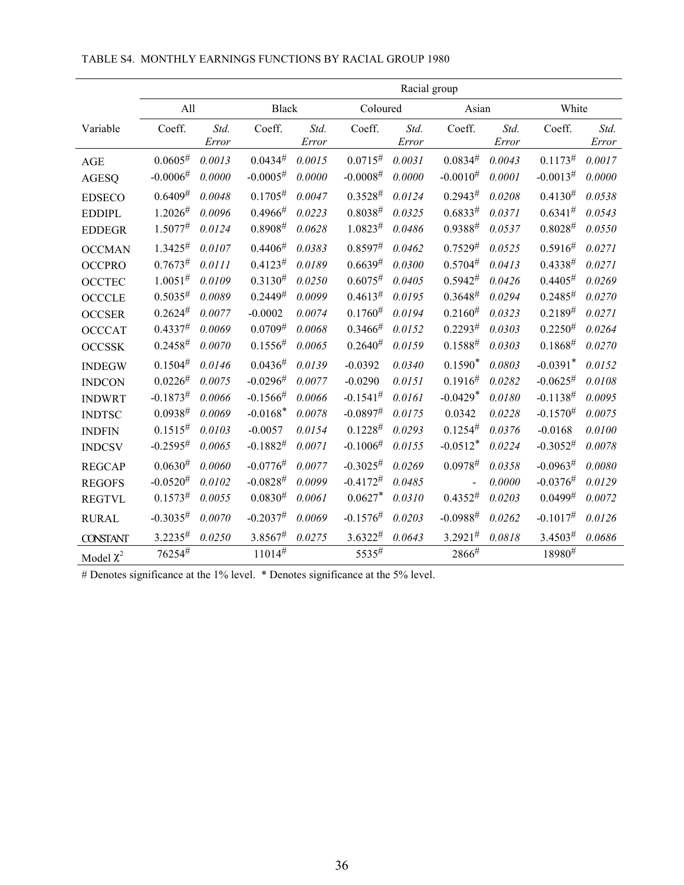TABLE S4. MONTHLY EARNINGS FUNCTIONS BY RACIAL GROUP 1980

| | Racial group | | | | | | | | | |
|---|---|---|---|---|---|---|---|---|---|---|
| | All | | Black | | Coloured | | Asian | | White | |
| Variable | Coeff. | *Std. Error* | Coeff. | *Std. Error* | Coeff. | *Std. Error* | Coeff. | *Std. Error* | Coeff. | *Std. Error* |
| AGE | 0.0605# | *0.0013* | 0.0434# | *0.0015* | 0.0715# | *0.0031* | 0.0834# | *0.0043* | 0.1173# | *0.0017* |
| AGESQ | -0.0006# | *0.0000* | -0.0005# | *0.0000* | -0.0008# | *0.0000* | -0.0010# | *0.0001* | -0.0013# | *0.0000* |
| EDSECO | 0.6409# | *0.0048* | 0.1705# | *0.0047* | 0.3528# | *0.0124* | 0.2943# | *0.0208* | 0.4130# | *0.0538* |
| EDDIPL | 1.2026# | *0.0096* | 0.4966# | *0.0223* | 0.8038# | *0.0325* | 0.6833# | *0.0371* | 0.6341# | *0.0543* |
| EDDEGR | 1.5077# | *0.0124* | 0.8908# | *0.0628* | 1.0823# | *0.0486* | 0.9388# | *0.0537* | 0.8028# | *0.0550* |
| OCCMAN | 1.3425# | *0.0107* | 0.4406# | *0.0383* | 0.8597# | *0.0462* | 0.7529# | *0.0525* | 0.5916# | *0.0271* |
| OCCPRO | 0.7673# | *0.0111* | 0.4123# | *0.0189* | 0.6639# | *0.0300* | 0.5704# | *0.0413* | 0.4338# | *0.0271* |
| OCCTEC | 1.0051# | *0.0109* | 0.3130# | *0.0250* | 0.6075# | *0.0405* | 0.5942# | *0.0426* | 0.4405# | *0.0269* |
| OCCCLE | 0.5035# | *0.0089* | 0.2449# | *0.0099* | 0.4613# | *0.0195* | 0.3648# | *0.0294* | 0.2485# | *0.0270* |
| OCCSER | 0.2624# | *0.0077* | -0.0002 | *0.0074* | 0.1760# | *0.0194* | 0.2160# | *0.0323* | 0.2189# | *0.0271* |
| OCCCAT | 0.4337# | *0.0069* | 0.0709# | *0.0068* | 0.3466# | *0.0152* | 0.2293# | *0.0303* | 0.2250# | *0.0264* |
| OCCSSK | 0.2458# | *0.0070* | 0.1556# | *0.0065* | 0.2640# | *0.0159* | 0.1588# | *0.0303* | 0.1868# | *0.0270* |
| INDEGW | 0.1504# | *0.0146* | 0.0436# | *0.0139* | -0.0392 | *0.0340* | 0.1590* | *0.0803* | -0.0391* | *0.0152* |
| INDCON | 0.0226# | *0.0075* | -0.0296# | *0.0077* | -0.0290 | *0.0151* | 0.1916# | *0.0282* | -0.0625# | *0.0108* |
| INDWRT | -0.1873# | *0.0066* | -0.1566# | *0.0066* | -0.1541# | *0.0161* | -0.0429* | *0.0180* | -0.1138# | *0.0095* |
| INDTSC | 0.0938# | *0.0069* | -0.0168* | *0.0078* | -0.0897# | *0.0175* | 0.0342 | *0.0228* | -0.1570# | *0.0075* |
| INDFIN | 0.1515# | *0.0103* | -0.0057 | *0.0154* | 0.1228# | *0.0293* | 0.1254# | *0.0376* | -0.0168 | *0.0100* |
| INDCSV | -0.2595# | *0.0065* | -0.1882# | *0.0071* | -0.1006# | *0.0155* | -0.0512* | *0.0224* | -0.3052# | *0.0078* |
| REGCAP | 0.0630# | *0.0060* | -0.0776# | *0.0077* | -0.3025# | *0.0269* | 0.0978# | *0.0358* | -0.0963# | *0.0080* |
| REGOFS | -0.0520# | *0.0102* | -0.0828# | *0.0099* | -0.4172# | *0.0485* | - | *0.0000* | -0.0376# | *0.0129* |
| REGTVL | 0.1573# | *0.0055* | 0.0830# | *0.0061* | 0.0627* | *0.0310* | 0.4352# | *0.0203* | 0.0499# | *0.0072* |
| RURAL | -0.3035# | *0.0070* | -0.2037# | *0.0069* | -0.1576# | *0.0203* | -0.0988# | *0.0262* | -0.1017# | *0.0126* |
| CONSTANT | 3.2235# | *0.0250* | 3.8567# | *0.0275* | 3.6322# | *0.0643* | 3.2921# | *0.0818* | 3.4503# | *0.0686* |
| Model $\chi^2$ | 76254# | | 11014# | | 5535# | | 2866# | | 18980# | |

# Denotes significance at the 1% level. * Denotes significance at the 5% level.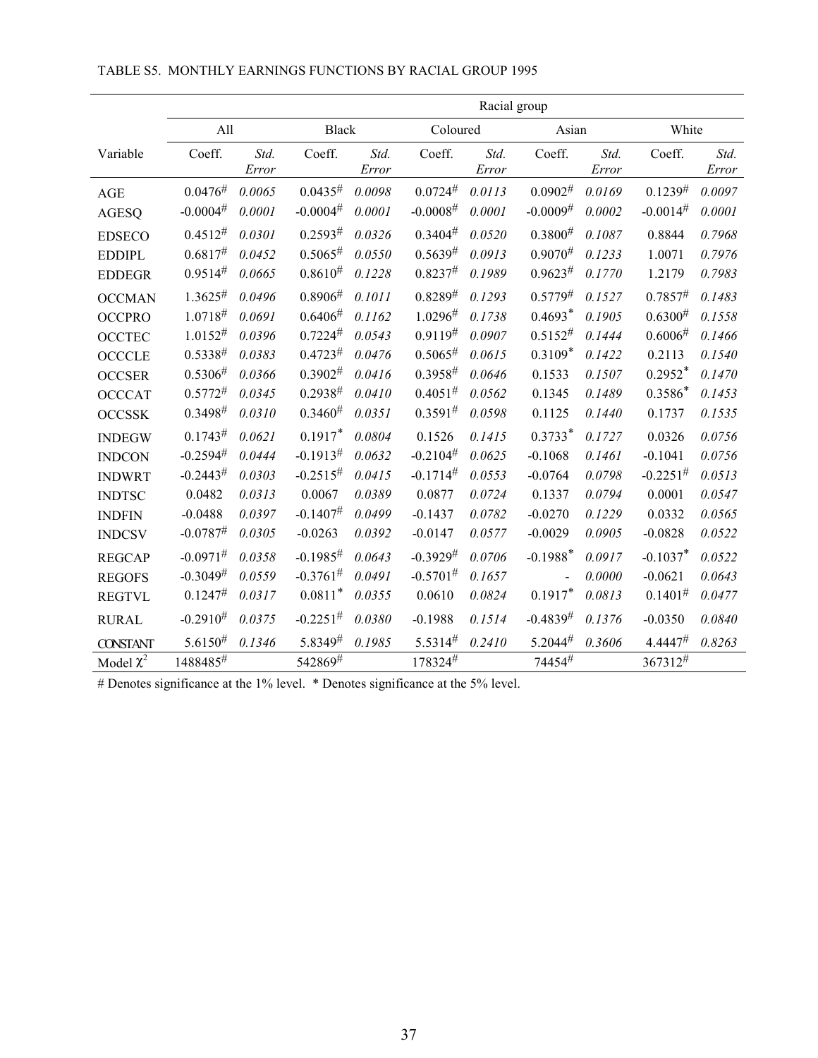TABLE S5. MONTHLY EARNINGS FUNCTIONS BY RACIAL GROUP 1995

| | Racial group | | | | | | | | | |
|---|---|---|---|---|---|---|---|---|---|---|
| | All | | Black | | Coloured | | Asian | | White | |
| Variable | Coeff. | *Std. Error* | Coeff. | *Std. Error* | Coeff. | *Std. Error* | Coeff. | *Std. Error* | Coeff. | *Std. Error* |
| AGE | 0.0476# | *0.0065* | 0.0435# | *0.0098* | 0.0724# | *0.0113* | 0.0902# | *0.0169* | 0.1239# | *0.0097* |
| AGESQ | -0.0004# | *0.0001* | -0.0004# | *0.0001* | -0.0008# | *0.0001* | -0.0009# | *0.0002* | -0.0014# | *0.0001* |
| EDSECO | 0.4512# | *0.0301* | 0.2593# | *0.0326* | 0.3404# | *0.0520* | 0.3800# | *0.1087* | 0.8844 | *0.7968* |
| EDDIPL | 0.6817# | *0.0452* | 0.5065# | *0.0550* | 0.5639# | *0.0913* | 0.9070# | *0.1233* | 1.0071 | *0.7976* |
| EDDEGR | 0.9514# | *0.0665* | 0.8610# | *0.1228* | 0.8237# | *0.1989* | 0.9623# | *0.1770* | 1.2179 | *0.7983* |
| OCCMAN | 1.3625# | *0.0496* | 0.8906# | *0.1011* | 0.8289# | *0.1293* | 0.5779# | *0.1527* | 0.7857# | *0.1483* |
| OCCPRO | 1.0718# | *0.0691* | 0.6406# | *0.1162* | 1.0296# | *0.1738* | 0.4693* | *0.1905* | 0.6300# | *0.1558* |
| OCCTEC | 1.0152# | *0.0396* | 0.7224# | *0.0543* | 0.9119# | *0.0907* | 0.5152# | *0.1444* | 0.6006# | *0.1466* |
| OCCCLE | 0.5338# | *0.0383* | 0.4723# | *0.0476* | 0.5065# | *0.0615* | 0.3109* | *0.1422* | 0.2113 | *0.1540* |
| OCCSER | 0.5306# | *0.0366* | 0.3902# | *0.0416* | 0.3958# | *0.0646* | 0.1533 | *0.1507* | 0.2952* | *0.1470* |
| OCCCAT | 0.5772# | *0.0345* | 0.2938# | *0.0410* | 0.4051# | *0.0562* | 0.1345 | *0.1489* | 0.3586* | *0.1453* |
| OCCSSK | 0.3498# | *0.0310* | 0.3460# | *0.0351* | 0.3591# | *0.0598* | 0.1125 | *0.1440* | 0.1737 | *0.1535* |
| INDEGW | 0.1743# | *0.0621* | 0.1917* | *0.0804* | 0.1526 | *0.1415* | 0.3733* | *0.1727* | 0.0326 | *0.0756* |
| INDCON | -0.2594# | *0.0444* | -0.1913# | *0.0632* | -0.2104# | *0.0625* | -0.1068 | *0.1461* | -0.1041 | *0.0756* |
| INDWRT | -0.2443# | *0.0303* | -0.2515# | *0.0415* | -0.1714# | *0.0553* | -0.0764 | *0.0798* | -0.2251# | *0.0513* |
| INDTSC | 0.0482 | *0.0313* | 0.0067 | *0.0389* | 0.0877 | *0.0724* | 0.1337 | *0.0794* | 0.0001 | *0.0547* |
| INDFIN | -0.0488 | *0.0397* | -0.1407# | *0.0499* | -0.1437 | *0.0782* | -0.0270 | *0.1229* | 0.0332 | *0.0565* |
| INDCSV | -0.0787# | *0.0305* | -0.0263 | *0.0392* | -0.0147 | *0.0577* | -0.0029 | *0.0905* | -0.0828 | *0.0522* |
| REGCAP | -0.0971# | *0.0358* | -0.1985# | *0.0643* | -0.3929# | *0.0706* | -0.1988* | *0.0917* | -0.1037* | *0.0522* |
| REGOFS | -0.3049# | *0.0559* | -0.3761# | *0.0491* | -0.5701# | *0.1657* | - | *0.0000* | -0.0621 | *0.0643* |
| REGTVL | 0.1247# | *0.0317* | 0.0811* | *0.0355* | 0.0610 | *0.0824* | 0.1917* | *0.0813* | 0.1401# | *0.0477* |
| RURAL | -0.2910# | *0.0375* | -0.2251# | *0.0380* | -0.1988 | *0.1514* | -0.4839# | *0.1376* | -0.0350 | *0.0840* |
| CONSTANT | 5.6150# | *0.1346* | 5.8349# | *0.1985* | 5.5314# | *0.2410* | 5.2044# | *0.3606* | 4.4447# | *0.8263* |
| Model $\chi^2$ | 1488485# | | 542869# | | 178324# | | 74454# | | 367312# | |

# Denotes significance at the 1% level. * Denotes significance at the 5% level.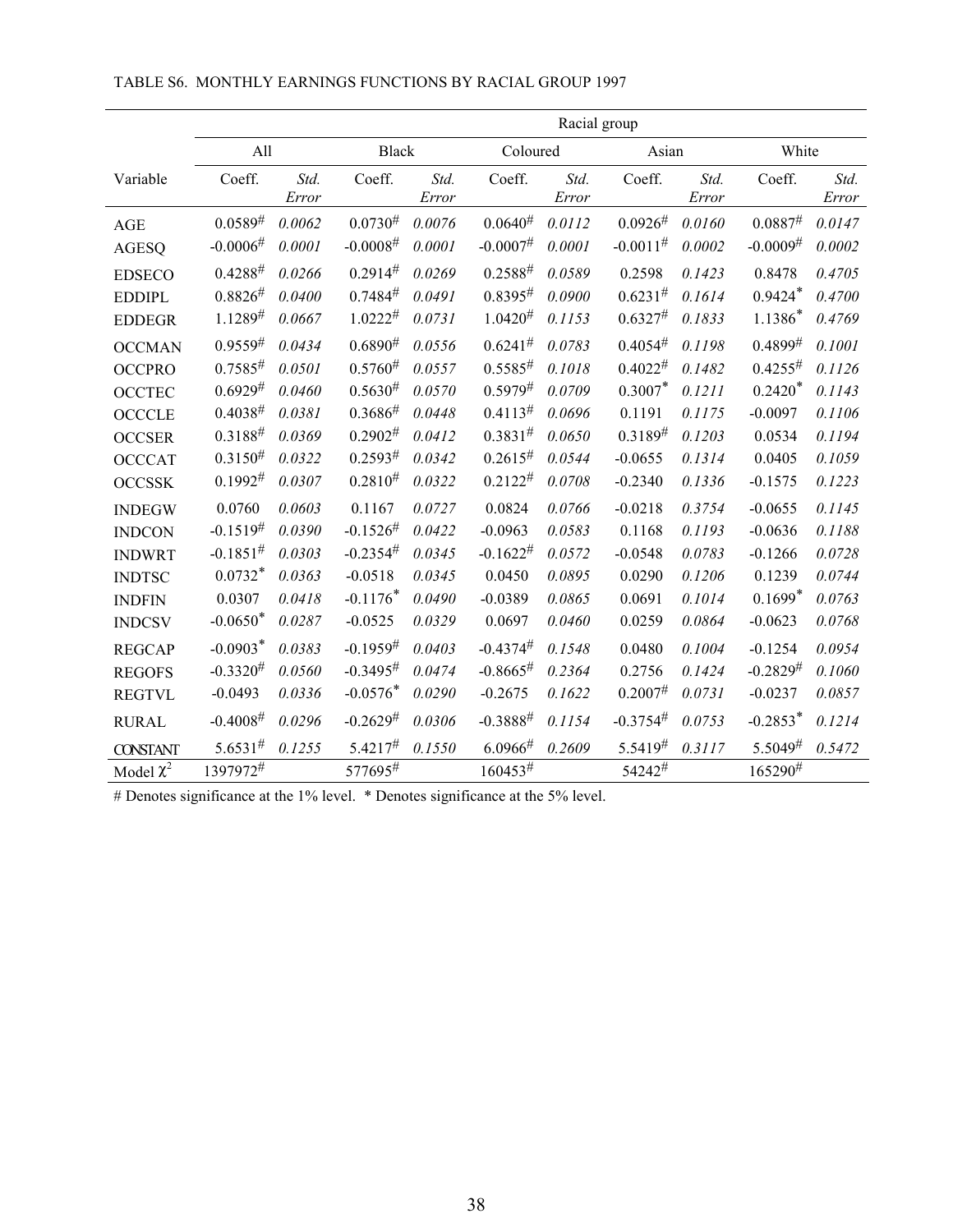TABLE S6. MONTHLY EARNINGS FUNCTIONS BY RACIAL GROUP 1997

| | Racial group | | | | | | | | | |
|---|---|---|---|---|---|---|---|---|---|---|
| | All | | Black | | Coloured | | Asian | | White | |
| Variable | Coeff. | *Std. Error* | Coeff. | *Std. Error* | Coeff. | *Std. Error* | Coeff. | *Std. Error* | Coeff. | *Std. Error* |
| AGE | 0.0589# | *0.0062* | 0.0730# | *0.0076* | 0.0640# | *0.0112* | 0.0926# | *0.0160* | 0.0887# | *0.0147* |
| AGESQ | -0.0006# | *0.0001* | -0.0008# | *0.0001* | -0.0007# | *0.0001* | -0.0011# | *0.0002* | -0.0009# | *0.0002* |
| EDSECO | 0.4288# | *0.0266* | 0.2914# | *0.0269* | 0.2588# | *0.0589* | 0.2598 | *0.1423* | 0.8478 | *0.4705* |
| EDDIPL | 0.8826# | *0.0400* | 0.7484# | *0.0491* | 0.8395# | *0.0900* | 0.6231# | *0.1614* | 0.9424* | *0.4700* |
| EDDEGR | 1.1289# | *0.0667* | 1.0222# | *0.0731* | 1.0420# | *0.1153* | 0.6327# | *0.1833* | 1.1386* | *0.4769* |
| OCCMAN | 0.9559# | *0.0434* | 0.6890# | *0.0556* | 0.6241# | *0.0783* | 0.4054# | *0.1198* | 0.4899# | *0.1001* |
| OCCPRO | 0.7585# | *0.0501* | 0.5760# | *0.0557* | 0.5585# | *0.1018* | 0.4022# | *0.1482* | 0.4255# | *0.1126* |
| OCCTEC | 0.6929# | *0.0460* | 0.5630# | *0.0570* | 0.5979# | *0.0709* | 0.3007* | *0.1211* | 0.2420* | *0.1143* |
| OCCCLE | 0.4038# | *0.0381* | 0.3686# | *0.0448* | 0.4113# | *0.0696* | 0.1191 | *0.1175* | -0.0097 | *0.1106* |
| OCCSER | 0.3188# | *0.0369* | 0.2902# | *0.0412* | 0.3831# | *0.0650* | 0.3189# | *0.1203* | 0.0534 | *0.1194* |
| OCCCAT | 0.3150# | *0.0322* | 0.2593# | *0.0342* | 0.2615# | *0.0544* | -0.0655 | *0.1314* | 0.0405 | *0.1059* |
| OCCSSK | 0.1992# | *0.0307* | 0.2810# | *0.0322* | 0.2122# | *0.0708* | -0.2340 | *0.1336* | -0.1575 | *0.1223* |
| INDEGW | 0.0760 | *0.0603* | 0.1167 | *0.0727* | 0.0824 | *0.0766* | -0.0218 | *0.3754* | -0.0655 | *0.1145* |
| INDCON | -0.1519# | *0.0390* | -0.1526# | *0.0422* | -0.0963 | *0.0583* | 0.1168 | *0.1193* | -0.0636 | *0.1188* |
| INDWRT | -0.1851# | *0.0303* | -0.2354# | *0.0345* | -0.1622# | *0.0572* | -0.0548 | *0.0783* | -0.1266 | *0.0728* |
| INDTSC | 0.0732* | *0.0363* | -0.0518 | *0.0345* | 0.0450 | *0.0895* | 0.0290 | *0.1206* | 0.1239 | *0.0744* |
| INDFIN | 0.0307 | *0.0418* | -0.1176* | *0.0490* | -0.0389 | *0.0865* | 0.0691 | *0.1014* | 0.1699* | *0.0763* |
| INDCSV | -0.0650* | *0.0287* | -0.0525 | *0.0329* | 0.0697 | *0.0460* | 0.0259 | *0.0864* | -0.0623 | *0.0768* |
| REGCAP | -0.0903* | *0.0383* | -0.1959# | *0.0403* | -0.4374# | *0.1548* | 0.0480 | *0.1004* | -0.1254 | *0.0954* |
| REGOFS | -0.3320# | *0.0560* | -0.3495# | *0.0474* | -0.8665# | *0.2364* | 0.2756 | *0.1424* | -0.2829# | *0.1060* |
| REGTVL | -0.0493 | *0.0336* | -0.0576* | *0.0290* | -0.2675 | *0.1622* | 0.2007# | *0.0731* | -0.0237 | *0.0857* |
| RURAL | -0.4008# | *0.0296* | -0.2629# | *0.0306* | -0.3888# | *0.1154* | -0.3754# | *0.0753* | -0.2853* | *0.1214* |
| CONSTANT | 5.6531# | *0.1255* | 5.4217# | *0.1550* | 6.0966# | *0.2609* | 5.5419# | *0.3117* | 5.5049# | *0.5472* |
| Model $\chi^2$ | 1397972# | | 577695# | | 160453# | | 54242# | | 165290# | |

# Denotes significance at the 1% level. * Denotes significance at the 5% level.